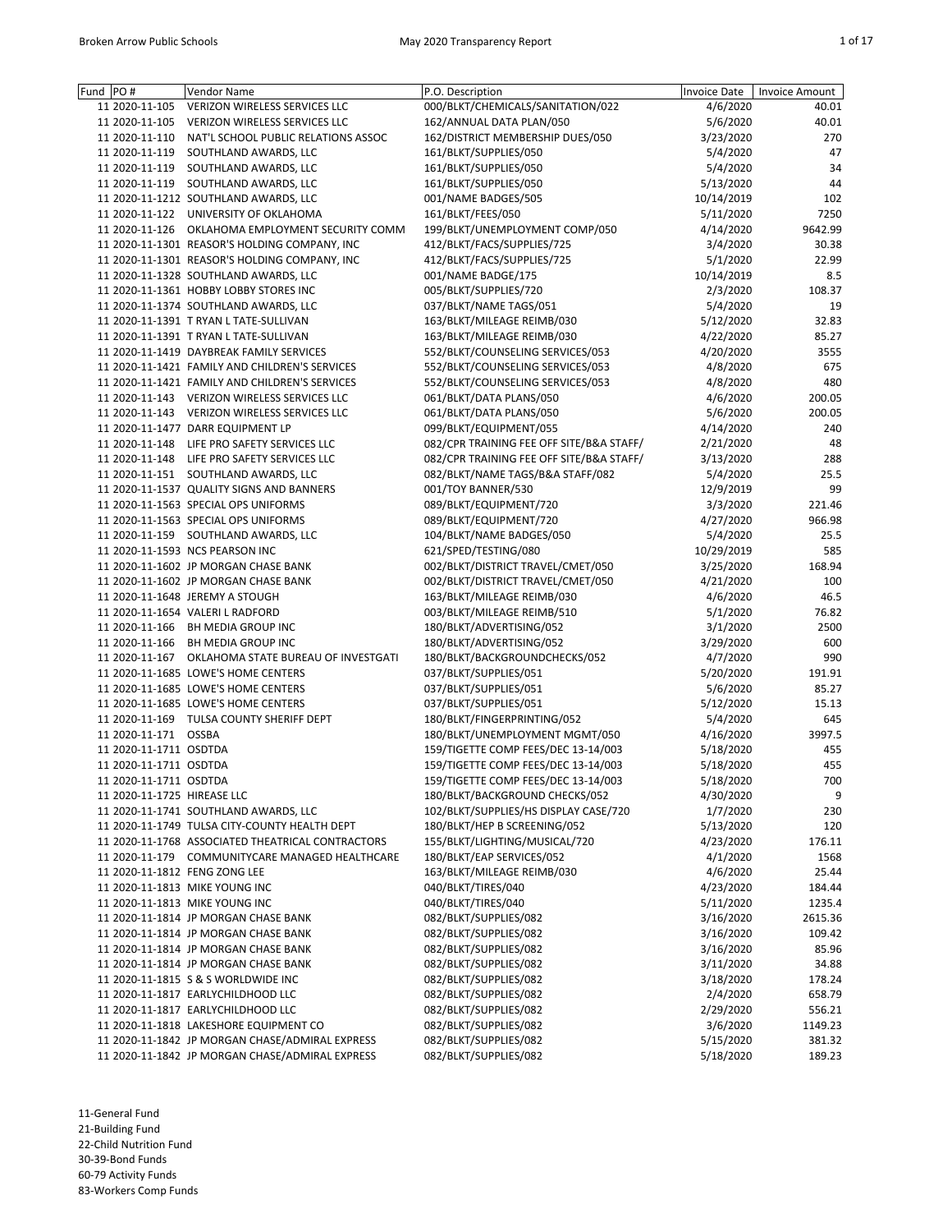| Fund | PO # | Vendor Name | P.O. Description | Invoice Date | Invoice Amount |
|---|---|---|---|---|---|
| 11 | 2020-11-105 | VERIZON WIRELESS SERVICES LLC | 000/BLKT/CHEMICALS/SANITATION/022 | 4/6/2020 | 40.01 |
| 11 | 2020-11-105 | VERIZON WIRELESS SERVICES LLC | 162/ANNUAL DATA PLAN/050 | 5/6/2020 | 40.01 |
| 11 | 2020-11-110 | NAT'L SCHOOL PUBLIC RELATIONS ASSOC | 162/DISTRICT MEMBERSHIP DUES/050 | 3/23/2020 | 270 |
| 11 | 2020-11-119 | SOUTHLAND AWARDS, LLC | 161/BLKT/SUPPLIES/050 | 5/4/2020 | 47 |
| 11 | 2020-11-119 | SOUTHLAND AWARDS, LLC | 161/BLKT/SUPPLIES/050 | 5/4/2020 | 34 |
| 11 | 2020-11-119 | SOUTHLAND AWARDS, LLC | 161/BLKT/SUPPLIES/050 | 5/13/2020 | 44 |
| 11 | 2020-11-1212 | SOUTHLAND AWARDS, LLC | 001/NAME BADGES/505 | 10/14/2019 | 102 |
| 11 | 2020-11-122 | UNIVERSITY OF OKLAHOMA | 161/BLKT/FEES/050 | 5/11/2020 | 7250 |
| 11 | 2020-11-126 | OKLAHOMA EMPLOYMENT SECURITY COMM | 199/BLKT/UNEMPLOYMENT COMP/050 | 4/14/2020 | 9642.99 |
| 11 | 2020-11-1301 | REASOR'S HOLDING COMPANY, INC | 412/BLKT/FACS/SUPPLIES/725 | 3/4/2020 | 30.38 |
| 11 | 2020-11-1301 | REASOR'S HOLDING COMPANY, INC | 412/BLKT/FACS/SUPPLIES/725 | 5/1/2020 | 22.99 |
| 11 | 2020-11-1328 | SOUTHLAND AWARDS, LLC | 001/NAME BADGE/175 | 10/14/2019 | 8.5 |
| 11 | 2020-11-1361 | HOBBY LOBBY STORES INC | 005/BLKT/SUPPLIES/720 | 2/3/2020 | 108.37 |
| 11 | 2020-11-1374 | SOUTHLAND AWARDS, LLC | 037/BLKT/NAME TAGS/051 | 5/4/2020 | 19 |
| 11 | 2020-11-1391 | T RYAN L TATE-SULLIVAN | 163/BLKT/MILEAGE REIMB/030 | 5/12/2020 | 32.83 |
| 11 | 2020-11-1391 | T RYAN L TATE-SULLIVAN | 163/BLKT/MILEAGE REIMB/030 | 4/22/2020 | 85.27 |
| 11 | 2020-11-1419 | DAYBREAK FAMILY SERVICES | 552/BLKT/COUNSELING SERVICES/053 | 4/20/2020 | 3555 |
| 11 | 2020-11-1421 | FAMILY AND CHILDREN'S SERVICES | 552/BLKT/COUNSELING SERVICES/053 | 4/8/2020 | 675 |
| 11 | 2020-11-1421 | FAMILY AND CHILDREN'S SERVICES | 552/BLKT/COUNSELING SERVICES/053 | 4/8/2020 | 480 |
| 11 | 2020-11-143 | VERIZON WIRELESS SERVICES LLC | 061/BLKT/DATA PLANS/050 | 4/6/2020 | 200.05 |
| 11 | 2020-11-143 | VERIZON WIRELESS SERVICES LLC | 061/BLKT/DATA PLANS/050 | 5/6/2020 | 200.05 |
| 11 | 2020-11-1477 | DARR EQUIPMENT LP | 099/BLKT/EQUIPMENT/055 | 4/14/2020 | 240 |
| 11 | 2020-11-148 | LIFE PRO SAFETY SERVICES LLC | 082/CPR TRAINING FEE OFF SITE/B&A STAFF/ | 2/21/2020 | 48 |
| 11 | 2020-11-148 | LIFE PRO SAFETY SERVICES LLC | 082/CPR TRAINING FEE OFF SITE/B&A STAFF/ | 3/13/2020 | 288 |
| 11 | 2020-11-151 | SOUTHLAND AWARDS, LLC | 082/BLKT/NAME TAGS/B&A STAFF/082 | 5/4/2020 | 25.5 |
| 11 | 2020-11-1537 | QUALITY SIGNS AND BANNERS | 001/TOY BANNER/530 | 12/9/2019 | 99 |
| 11 | 2020-11-1563 | SPECIAL OPS UNIFORMS | 089/BLKT/EQUIPMENT/720 | 3/3/2020 | 221.46 |
| 11 | 2020-11-1563 | SPECIAL OPS UNIFORMS | 089/BLKT/EQUIPMENT/720 | 4/27/2020 | 966.98 |
| 11 | 2020-11-159 | SOUTHLAND AWARDS, LLC | 104/BLKT/NAME BADGES/050 | 5/4/2020 | 25.5 |
| 11 | 2020-11-1593 | NCS PEARSON INC | 621/SPED/TESTING/080 | 10/29/2019 | 585 |
| 11 | 2020-11-1602 | JP MORGAN CHASE BANK | 002/BLKT/DISTRICT TRAVEL/CMET/050 | 3/25/2020 | 168.94 |
| 11 | 2020-11-1602 | JP MORGAN CHASE BANK | 002/BLKT/DISTRICT TRAVEL/CMET/050 | 4/21/2020 | 100 |
| 11 | 2020-11-1648 | JEREMY A STOUGH | 163/BLKT/MILEAGE REIMB/030 | 4/6/2020 | 46.5 |
| 11 | 2020-11-1654 | VALERI L RADFORD | 003/BLKT/MILEAGE REIMB/510 | 5/1/2020 | 76.82 |
| 11 | 2020-11-166 | BH MEDIA GROUP INC | 180/BLKT/ADVERTISING/052 | 3/1/2020 | 2500 |
| 11 | 2020-11-166 | BH MEDIA GROUP INC | 180/BLKT/ADVERTISING/052 | 3/29/2020 | 600 |
| 11 | 2020-11-167 | OKLAHOMA STATE BUREAU OF INVESTGATI | 180/BLKT/BACKGROUNDCHECKS/052 | 4/7/2020 | 990 |
| 11 | 2020-11-1685 | LOWE'S HOME CENTERS | 037/BLKT/SUPPLIES/051 | 5/20/2020 | 191.91 |
| 11 | 2020-11-1685 | LOWE'S HOME CENTERS | 037/BLKT/SUPPLIES/051 | 5/6/2020 | 85.27 |
| 11 | 2020-11-1685 | LOWE'S HOME CENTERS | 037/BLKT/SUPPLIES/051 | 5/12/2020 | 15.13 |
| 11 | 2020-11-169 | TULSA COUNTY SHERIFF DEPT | 180/BLKT/FINGERPRINTING/052 | 5/4/2020 | 645 |
| 11 | 2020-11-171 | OSSBA | 180/BLKT/UNEMPLOYMENT MGMT/050 | 4/16/2020 | 3997.5 |
| 11 | 2020-11-1711 | OSDTDA | 159/TIGETTE COMP FEES/DEC 13-14/003 | 5/18/2020 | 455 |
| 11 | 2020-11-1711 | OSDTDA | 159/TIGETTE COMP FEES/DEC 13-14/003 | 5/18/2020 | 455 |
| 11 | 2020-11-1711 | OSDTDA | 159/TIGETTE COMP FEES/DEC 13-14/003 | 5/18/2020 | 700 |
| 11 | 2020-11-1725 | HIREASE LLC | 180/BLKT/BACKGROUND CHECKS/052 | 4/30/2020 | 9 |
| 11 | 2020-11-1741 | SOUTHLAND AWARDS, LLC | 102/BLKT/SUPPLIES/HS DISPLAY CASE/720 | 1/7/2020 | 230 |
| 11 | 2020-11-1749 | TULSA CITY-COUNTY HEALTH DEPT | 180/BLKT/HEP B SCREENING/052 | 5/13/2020 | 120 |
| 11 | 2020-11-1768 | ASSOCIATED THEATRICAL CONTRACTORS | 155/BLKT/LIGHTING/MUSICAL/720 | 4/23/2020 | 176.11 |
| 11 | 2020-11-179 | COMMUNITYCARE MANAGED HEALTHCARE | 180/BLKT/EAP SERVICES/052 | 4/1/2020 | 1568 |
| 11 | 2020-11-1812 | FENG ZONG LEE | 163/BLKT/MILEAGE REIMB/030 | 4/6/2020 | 25.44 |
| 11 | 2020-11-1813 | MIKE YOUNG INC | 040/BLKT/TIRES/040 | 4/23/2020 | 184.44 |
| 11 | 2020-11-1813 | MIKE YOUNG INC | 040/BLKT/TIRES/040 | 5/11/2020 | 1235.4 |
| 11 | 2020-11-1814 | JP MORGAN CHASE BANK | 082/BLKT/SUPPLIES/082 | 3/16/2020 | 2615.36 |
| 11 | 2020-11-1814 | JP MORGAN CHASE BANK | 082/BLKT/SUPPLIES/082 | 3/16/2020 | 109.42 |
| 11 | 2020-11-1814 | JP MORGAN CHASE BANK | 082/BLKT/SUPPLIES/082 | 3/16/2020 | 85.96 |
| 11 | 2020-11-1814 | JP MORGAN CHASE BANK | 082/BLKT/SUPPLIES/082 | 3/11/2020 | 34.88 |
| 11 | 2020-11-1815 | S & S WORLDWIDE INC | 082/BLKT/SUPPLIES/082 | 3/18/2020 | 178.24 |
| 11 | 2020-11-1817 | EARLYCHILDHOOD LLC | 082/BLKT/SUPPLIES/082 | 2/4/2020 | 658.79 |
| 11 | 2020-11-1817 | EARLYCHILDHOOD LLC | 082/BLKT/SUPPLIES/082 | 2/29/2020 | 556.21 |
| 11 | 2020-11-1818 | LAKESHORE EQUIPMENT CO | 082/BLKT/SUPPLIES/082 | 3/6/2020 | 1149.23 |
| 11 | 2020-11-1842 | JP MORGAN CHASE/ADMIRAL EXPRESS | 082/BLKT/SUPPLIES/082 | 5/15/2020 | 381.32 |
| 11 | 2020-11-1842 | JP MORGAN CHASE/ADMIRAL EXPRESS | 082/BLKT/SUPPLIES/082 | 5/18/2020 | 189.23 |

11-General Fund
21-Building Fund
22-Child Nutrition Fund
30-39-Bond Funds
60-79 Activity Funds
83-Workers Comp Funds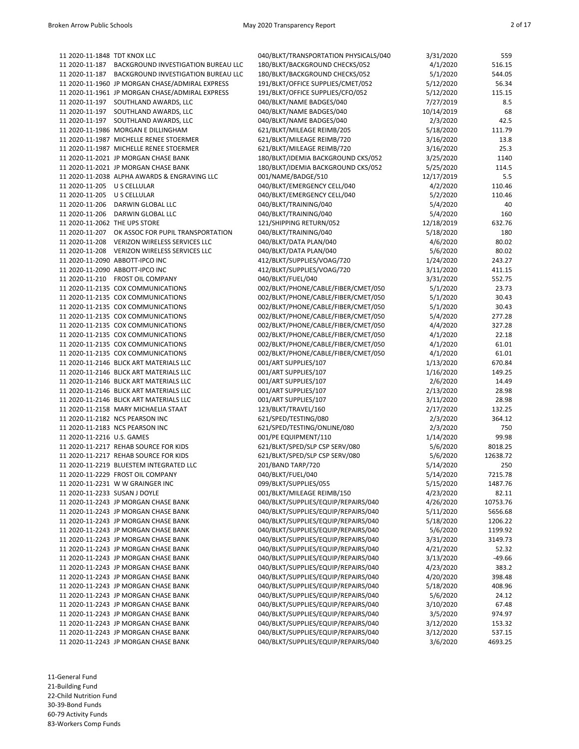| | | | | |
|---|---|---|---|---|
| 11 2020-11-1848 | TDT KNOX LLC | 040/BLKT/TRANSPORTATION PHYSICALS/040 | 3/31/2020 | 559 |
| 11 2020-11-187 | BACKGROUND INVESTIGATION BUREAU LLC | 180/BLKT/BACKGROUND CHECKS/052 | 4/1/2020 | 516.15 |
| 11 2020-11-187 | BACKGROUND INVESTIGATION BUREAU LLC | 180/BLKT/BACKGROUND CHECKS/052 | 5/1/2020 | 544.05 |
| 11 2020-11-1960 | JP MORGAN CHASE/ADMIRAL EXPRESS | 191/BLKT/OFFICE SUPPLIES/CMET/052 | 5/12/2020 | 56.34 |
| 11 2020-11-1961 | JP MORGAN CHASE/ADMIRAL EXPRESS | 191/BLKT/OFFICE SUPPLIES/CFO/052 | 5/12/2020 | 115.15 |
| 11 2020-11-197 | SOUTHLAND AWARDS, LLC | 040/BLKT/NAME BADGES/040 | 7/27/2019 | 8.5 |
| 11 2020-11-197 | SOUTHLAND AWARDS, LLC | 040/BLKT/NAME BADGES/040 | 10/14/2019 | 68 |
| 11 2020-11-197 | SOUTHLAND AWARDS, LLC | 040/BLKT/NAME BADGES/040 | 2/3/2020 | 42.5 |
| 11 2020-11-1986 | MORGAN E DILLINGHAM | 621/BLKT/MILEAGE REIMB/205 | 5/18/2020 | 111.79 |
| 11 2020-11-1987 | MICHELLE RENEE STOERMER | 621/BLKT/MILEAGE REIMB/720 | 3/16/2020 | 13.8 |
| 11 2020-11-1987 | MICHELLE RENEE STOERMER | 621/BLKT/MILEAGE REIMB/720 | 3/16/2020 | 25.3 |
| 11 2020-11-2021 | JP MORGAN CHASE BANK | 180/BLKT/IDEMIA BACKGROUND CKS/052 | 3/25/2020 | 1140 |
| 11 2020-11-2021 | JP MORGAN CHASE BANK | 180/BLKT/IDEMIA BACKGROUND CKS/052 | 5/25/2020 | 114.5 |
| 11 2020-11-2038 | ALPHA AWARDS & ENGRAVING LLC | 001/NAME/BADGE/510 | 12/17/2019 | 5.5 |
| 11 2020-11-205 | U S CELLULAR | 040/BLKT/EMERGENCY CELL/040 | 4/2/2020 | 110.46 |
| 11 2020-11-205 | U S CELLULAR | 040/BLKT/EMERGENCY CELL/040 | 5/2/2020 | 110.46 |
| 11 2020-11-206 | DARWIN GLOBAL LLC | 040/BLKT/TRAINING/040 | 5/4/2020 | 40 |
| 11 2020-11-206 | DARWIN GLOBAL LLC | 040/BLKT/TRAINING/040 | 5/4/2020 | 160 |
| 11 2020-11-2062 | THE UPS STORE | 121/SHIPPING RETURN/052 | 12/18/2019 | 632.76 |
| 11 2020-11-207 | OK ASSOC FOR PUPIL TRANSPORTATION | 040/BLKT/TRAINING/040 | 5/18/2020 | 180 |
| 11 2020-11-208 | VERIZON WIRELESS SERVICES LLC | 040/BLKT/DATA PLAN/040 | 4/6/2020 | 80.02 |
| 11 2020-11-208 | VERIZON WIRELESS SERVICES LLC | 040/BLKT/DATA PLAN/040 | 5/6/2020 | 80.02 |
| 11 2020-11-2090 | ABBOTT-IPCO INC | 412/BLKT/SUPPLIES/VOAG/720 | 1/24/2020 | 243.27 |
| 11 2020-11-2090 | ABBOTT-IPCO INC | 412/BLKT/SUPPLIES/VOAG/720 | 3/11/2020 | 411.15 |
| 11 2020-11-210 | FROST OIL COMPANY | 040/BLKT/FUEL/040 | 3/31/2020 | 552.75 |
| 11 2020-11-2135 | COX COMMUNICATIONS | 002/BLKT/PHONE/CABLE/FIBER/CMET/050 | 5/1/2020 | 23.73 |
| 11 2020-11-2135 | COX COMMUNICATIONS | 002/BLKT/PHONE/CABLE/FIBER/CMET/050 | 5/1/2020 | 30.43 |
| 11 2020-11-2135 | COX COMMUNICATIONS | 002/BLKT/PHONE/CABLE/FIBER/CMET/050 | 5/1/2020 | 30.43 |
| 11 2020-11-2135 | COX COMMUNICATIONS | 002/BLKT/PHONE/CABLE/FIBER/CMET/050 | 5/4/2020 | 277.28 |
| 11 2020-11-2135 | COX COMMUNICATIONS | 002/BLKT/PHONE/CABLE/FIBER/CMET/050 | 4/4/2020 | 327.28 |
| 11 2020-11-2135 | COX COMMUNICATIONS | 002/BLKT/PHONE/CABLE/FIBER/CMET/050 | 4/1/2020 | 22.18 |
| 11 2020-11-2135 | COX COMMUNICATIONS | 002/BLKT/PHONE/CABLE/FIBER/CMET/050 | 4/1/2020 | 61.01 |
| 11 2020-11-2135 | COX COMMUNICATIONS | 002/BLKT/PHONE/CABLE/FIBER/CMET/050 | 4/1/2020 | 61.01 |
| 11 2020-11-2146 | BLICK ART MATERIALS LLC | 001/ART SUPPLIES/107 | 1/13/2020 | 670.84 |
| 11 2020-11-2146 | BLICK ART MATERIALS LLC | 001/ART SUPPLIES/107 | 1/16/2020 | 149.25 |
| 11 2020-11-2146 | BLICK ART MATERIALS LLC | 001/ART SUPPLIES/107 | 2/6/2020 | 14.49 |
| 11 2020-11-2146 | BLICK ART MATERIALS LLC | 001/ART SUPPLIES/107 | 2/13/2020 | 28.98 |
| 11 2020-11-2146 | BLICK ART MATERIALS LLC | 001/ART SUPPLIES/107 | 3/11/2020 | 28.98 |
| 11 2020-11-2158 | MARY MICHAELIA STAAT | 123/BLKT/TRAVEL/160 | 2/17/2020 | 132.25 |
| 11 2020-11-2182 | NCS PEARSON INC | 621/SPED/TESTING/080 | 2/3/2020 | 364.12 |
| 11 2020-11-2183 | NCS PEARSON INC | 621/SPED/TESTING/ONLINE/080 | 2/3/2020 | 750 |
| 11 2020-11-2216 | U.S. GAMES | 001/PE EQUIPMENT/110 | 1/14/2020 | 99.98 |
| 11 2020-11-2217 | REHAB SOURCE FOR KIDS | 621/BLKT/SPED/SLP CSP SERV/080 | 5/6/2020 | 8018.25 |
| 11 2020-11-2217 | REHAB SOURCE FOR KIDS | 621/BLKT/SPED/SLP CSP SERV/080 | 5/6/2020 | 12638.72 |
| 11 2020-11-2219 | BLUESTEM INTEGRATED LLC | 201/BAND TARP/720 | 5/14/2020 | 250 |
| 11 2020-11-2229 | FROST OIL COMPANY | 040/BLKT/FUEL/040 | 5/14/2020 | 7215.78 |
| 11 2020-11-2231 | W W GRAINGER INC | 099/BLKT/SUPPLIES/055 | 5/15/2020 | 1487.76 |
| 11 2020-11-2233 | SUSAN J DOYLE | 001/BLKT/MILEAGE REIMB/150 | 4/23/2020 | 82.11 |
| 11 2020-11-2243 | JP MORGAN CHASE BANK | 040/BLKT/SUPPLIES/EQUIP/REPAIRS/040 | 4/26/2020 | 10753.76 |
| 11 2020-11-2243 | JP MORGAN CHASE BANK | 040/BLKT/SUPPLIES/EQUIP/REPAIRS/040 | 5/11/2020 | 5656.68 |
| 11 2020-11-2243 | JP MORGAN CHASE BANK | 040/BLKT/SUPPLIES/EQUIP/REPAIRS/040 | 5/18/2020 | 1206.22 |
| 11 2020-11-2243 | JP MORGAN CHASE BANK | 040/BLKT/SUPPLIES/EQUIP/REPAIRS/040 | 5/6/2020 | 1199.92 |
| 11 2020-11-2243 | JP MORGAN CHASE BANK | 040/BLKT/SUPPLIES/EQUIP/REPAIRS/040 | 3/31/2020 | 3149.73 |
| 11 2020-11-2243 | JP MORGAN CHASE BANK | 040/BLKT/SUPPLIES/EQUIP/REPAIRS/040 | 4/21/2020 | 52.32 |
| 11 2020-11-2243 | JP MORGAN CHASE BANK | 040/BLKT/SUPPLIES/EQUIP/REPAIRS/040 | 3/13/2020 | -49.66 |
| 11 2020-11-2243 | JP MORGAN CHASE BANK | 040/BLKT/SUPPLIES/EQUIP/REPAIRS/040 | 4/23/2020 | 383.2 |
| 11 2020-11-2243 | JP MORGAN CHASE BANK | 040/BLKT/SUPPLIES/EQUIP/REPAIRS/040 | 4/20/2020 | 398.48 |
| 11 2020-11-2243 | JP MORGAN CHASE BANK | 040/BLKT/SUPPLIES/EQUIP/REPAIRS/040 | 5/18/2020 | 408.96 |
| 11 2020-11-2243 | JP MORGAN CHASE BANK | 040/BLKT/SUPPLIES/EQUIP/REPAIRS/040 | 5/6/2020 | 24.12 |
| 11 2020-11-2243 | JP MORGAN CHASE BANK | 040/BLKT/SUPPLIES/EQUIP/REPAIRS/040 | 3/10/2020 | 67.48 |
| 11 2020-11-2243 | JP MORGAN CHASE BANK | 040/BLKT/SUPPLIES/EQUIP/REPAIRS/040 | 3/5/2020 | 974.97 |
| 11 2020-11-2243 | JP MORGAN CHASE BANK | 040/BLKT/SUPPLIES/EQUIP/REPAIRS/040 | 3/12/2020 | 153.32 |
| 11 2020-11-2243 | JP MORGAN CHASE BANK | 040/BLKT/SUPPLIES/EQUIP/REPAIRS/040 | 3/12/2020 | 537.15 |
| 11 2020-11-2243 | JP MORGAN CHASE BANK | 040/BLKT/SUPPLIES/EQUIP/REPAIRS/040 | 3/6/2020 | 4693.25 |

11-General Fund
21-Building Fund
22-Child Nutrition Fund
30-39-Bond Funds
60-79 Activity Funds
83-Workers Comp Funds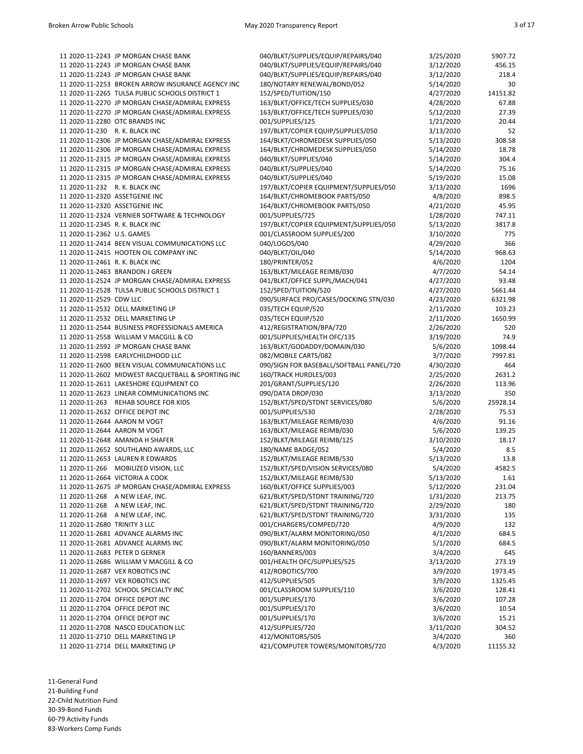| | | | |
|---|---|---|---|
| 11 2020-11-2243 JP MORGAN CHASE BANK | 040/BLKT/SUPPLIES/EQUIP/REPAIRS/040 | 3/25/2020 | 5907.72 |
| 11 2020-11-2243 JP MORGAN CHASE BANK | 040/BLKT/SUPPLIES/EQUIP/REPAIRS/040 | 3/12/2020 | 456.15 |
| 11 2020-11-2243 JP MORGAN CHASE BANK | 040/BLKT/SUPPLIES/EQUIP/REPAIRS/040 | 3/12/2020 | 218.4 |
| 11 2020-11-2253 BROKEN ARROW INSURANCE AGENCY INC | 180/NOTARY RENEWAL/BOND/052 | 5/14/2020 | 30 |
| 11 2020-11-2265 TULSA PUBLIC SCHOOLS DISTRICT 1 | 152/SPED/TUITION/150 | 4/27/2020 | 14151.82 |
| 11 2020-11-2270 JP MORGAN CHASE/ADMIRAL EXPRESS | 163/BLKT/OFFICE/TECH SUPPLIES/030 | 4/28/2020 | 67.88 |
| 11 2020-11-2270 JP MORGAN CHASE/ADMIRAL EXPRESS | 163/BLKT/OFFICE/TECH SUPPLIES/030 | 5/12/2020 | 27.39 |
| 11 2020-11-2280 OTC BRANDS INC | 001/SUPPLIES/125 | 1/21/2020 | 20.44 |
| 11 2020-11-230 R. K. BLACK INC | 197/BLKT/COPIER EQUIP/SUPPLIES/050 | 3/13/2020 | 52 |
| 11 2020-11-2306 JP MORGAN CHASE/ADMIRAL EXPRESS | 164/BLKT/CHROMEDESK SUPPLIES/050 | 5/13/2020 | 308.58 |
| 11 2020-11-2306 JP MORGAN CHASE/ADMIRAL EXPRESS | 164/BLKT/CHROMEDESK SUPPLIES/050 | 5/14/2020 | 18.78 |
| 11 2020-11-2315 JP MORGAN CHASE/ADMIRAL EXPRESS | 040/BLKT/SUPPLIES/040 | 5/14/2020 | 304.4 |
| 11 2020-11-2315 JP MORGAN CHASE/ADMIRAL EXPRESS | 040/BLKT/SUPPLIES/040 | 5/14/2020 | 75.16 |
| 11 2020-11-2315 JP MORGAN CHASE/ADMIRAL EXPRESS | 040/BLKT/SUPPLIES/040 | 5/19/2020 | 15.08 |
| 11 2020-11-232 R. K. BLACK INC | 197/BLKT/COPIER EQUIPMENT/SUPPLIES/050 | 3/13/2020 | 1696 |
| 11 2020-11-2320 ASSETGENIE INC | 164/BLKT/CHROMEBOOK PARTS/050 | 4/8/2020 | 898.5 |
| 11 2020-11-2320 ASSETGENIE INC | 164/BLKT/CHROMEBOOK PARTS/050 | 4/21/2020 | 45.95 |
| 11 2020-11-2324 VERNIER SOFTWARE & TECHNOLOGY | 001/SUPPLIES/725 | 1/28/2020 | 747.11 |
| 11 2020-11-2345 R. K. BLACK INC | 197/BLKT/COPIER EQUIPMENT/SUPPLIES/050 | 5/13/2020 | 3817.8 |
| 11 2020-11-2362 U.S. GAMES | 001/CLASSROOM SUPPLIES/200 | 3/10/2020 | 775 |
| 11 2020-11-2414 BEEN VISUAL COMMUNICATIONS LLC | 040/LOGOS/040 | 4/29/2020 | 366 |
| 11 2020-11-2415 HOOTEN OIL COMPANY INC | 040/BLKT/OIL/040 | 5/14/2020 | 968.63 |
| 11 2020-11-2461 R. K. BLACK INC | 180/PRINTER/052 | 4/6/2020 | 1204 |
| 11 2020-11-2463 BRANDON J GREEN | 163/BLKT/MILEAGE REIMB/030 | 4/7/2020 | 54.14 |
| 11 2020-11-2524 JP MORGAN CHASE/ADMIRAL EXPRESS | 041/BLKT/OFFICE SUPPL/MACH/041 | 4/27/2020 | 93.48 |
| 11 2020-11-2528 TULSA PUBLIC SCHOOLS DISTRICT 1 | 152/SPED/TUITION/520 | 4/27/2020 | 5661.44 |
| 11 2020-11-2529 CDW LLC | 090/SURFACE PRO/CASES/DOCKING STN/030 | 4/23/2020 | 6321.98 |
| 11 2020-11-2532 DELL MARKETING LP | 035/TECH EQUIP/520 | 2/11/2020 | 103.23 |
| 11 2020-11-2532 DELL MARKETING LP | 035/TECH EQUIP/520 | 2/11/2020 | 1650.99 |
| 11 2020-11-2544 BUSINESS PROFESSIONALS AMERICA | 412/REGISTRATION/BPA/720 | 2/26/2020 | 520 |
| 11 2020-11-2558 WILLIAM V MACGILL & CO | 001/SUPPLIES/HEALTH OFC/135 | 3/19/2020 | 74.9 |
| 11 2020-11-2592 JP MORGAN CHASE BANK | 163/BLKT/GODADDY/DOMAIN/030 | 5/6/2020 | 1098.44 |
| 11 2020-11-2598 EARLYCHILDHOOD LLC | 082/MOBILE CARTS/082 | 3/7/2020 | 7997.81 |
| 11 2020-11-2600 BEEN VISUAL COMMUNICATIONS LLC | 090/SIGN FOR BASEBALL/SOFTBALL PANEL/720 | 4/30/2020 | 464 |
| 11 2020-11-2602 MIDWEST RACQUETBALL & SPORTING INC | 160/TRACK HURDLES/003 | 2/25/2020 | 2631.2 |
| 11 2020-11-2611 LAKESHORE EQUIPMENT CO | 201/GRANT/SUPPLIES/120 | 2/26/2020 | 113.96 |
| 11 2020-11-2623 LINEAR COMMUNICATIONS INC | 090/DATA DROP/030 | 3/13/2020 | 350 |
| 11 2020-11-263 REHAB SOURCE FOR KIDS | 152/BLKT/SPED/STDNT SERVICES/080 | 5/6/2020 | 25928.14 |
| 11 2020-11-2632 OFFICE DEPOT INC | 001/SUPPLIES/530 | 2/28/2020 | 75.53 |
| 11 2020-11-2644 AARON M VOGT | 163/BLKT/MILEAGE REIMB/030 | 4/6/2020 | 91.16 |
| 11 2020-11-2644 AARON M VOGT | 163/BLKT/MILEAGE REIMB/030 | 5/6/2020 | 139.25 |
| 11 2020-11-2648 AMANDA H SHAFER | 152/BLKT/MILEAGE REIMB/125 | 3/10/2020 | 18.17 |
| 11 2020-11-2652 SOUTHLAND AWARDS, LLC | 180/NAME BADGE/052 | 5/4/2020 | 8.5 |
| 11 2020-11-2653 LAUREN R EDWARDS | 152/BLKT/MILEAGE REIMB/530 | 5/13/2020 | 13.8 |
| 11 2020-11-266 MOBILIZED VISION, LLC | 152/BLKT/SPED/VISION SERVICES/080 | 5/4/2020 | 4582.5 |
| 11 2020-11-2664 VICTORIA A COOK | 152/BLKT/MILEAGE REIMB/530 | 5/13/2020 | 1.61 |
| 11 2020-11-2675 JP MORGAN CHASE/ADMIRAL EXPRESS | 160/BLKT/OFFICE SUPPLIES/003 | 5/12/2020 | 231.04 |
| 11 2020-11-268 A NEW LEAF, INC. | 621/BLKT/SPED/STDNT TRAINING/720 | 1/31/2020 | 213.75 |
| 11 2020-11-268 A NEW LEAF, INC. | 621/BLKT/SPED/STDNT TRAINING/720 | 2/29/2020 | 180 |
| 11 2020-11-268 A NEW LEAF, INC. | 621/BLKT/SPED/STDNT TRAINING/720 | 3/31/2020 | 135 |
| 11 2020-11-2680 TRINITY 3 LLC | 001/CHARGERS/COMPED/720 | 4/9/2020 | 132 |
| 11 2020-11-2681 ADVANCE ALARMS INC | 090/BLKT/ALARM MONITORING/050 | 4/1/2020 | 684.5 |
| 11 2020-11-2681 ADVANCE ALARMS INC | 090/BLKT/ALARM MONITORING/050 | 5/1/2020 | 684.5 |
| 11 2020-11-2683 PETER D GERNER | 160/BANNERS/003 | 3/4/2020 | 645 |
| 11 2020-11-2686 WILLIAM V MACGILL & CO | 001/HEALTH OFC/SUPPLIES/525 | 3/13/2020 | 273.19 |
| 11 2020-11-2687 VEX ROBOTICS INC | 412/ROBOTICS/700 | 3/9/2020 | 1973.45 |
| 11 2020-11-2697 VEX ROBOTICS INC | 412/SUPPLIES/505 | 3/9/2020 | 1325.45 |
| 11 2020-11-2702 SCHOOL SPECIALTY INC | 001/CLASSROOM SUPPLIES/110 | 3/6/2020 | 128.41 |
| 11 2020-11-2704 OFFICE DEPOT INC | 001/SUPPLIES/170 | 3/6/2020 | 107.28 |
| 11 2020-11-2704 OFFICE DEPOT INC | 001/SUPPLIES/170 | 3/6/2020 | 10.54 |
| 11 2020-11-2704 OFFICE DEPOT INC | 001/SUPPLIES/170 | 3/6/2020 | 15.21 |
| 11 2020-11-2708 NASCO EDUCATION LLC | 412/SUPPLIES/720 | 3/11/2020 | 304.52 |
| 11 2020-11-2710 DELL MARKETING LP | 412/MONITORS/505 | 3/4/2020 | 360 |
| 11 2020-11-2714 DELL MARKETING LP | 421/COMPUTER TOWERS/MONITORS/720 | 4/3/2020 | 11155.32 |

11-General Fund
21-Building Fund
22-Child Nutrition Fund
30-39-Bond Funds
60-79 Activity Funds
83-Workers Comp Funds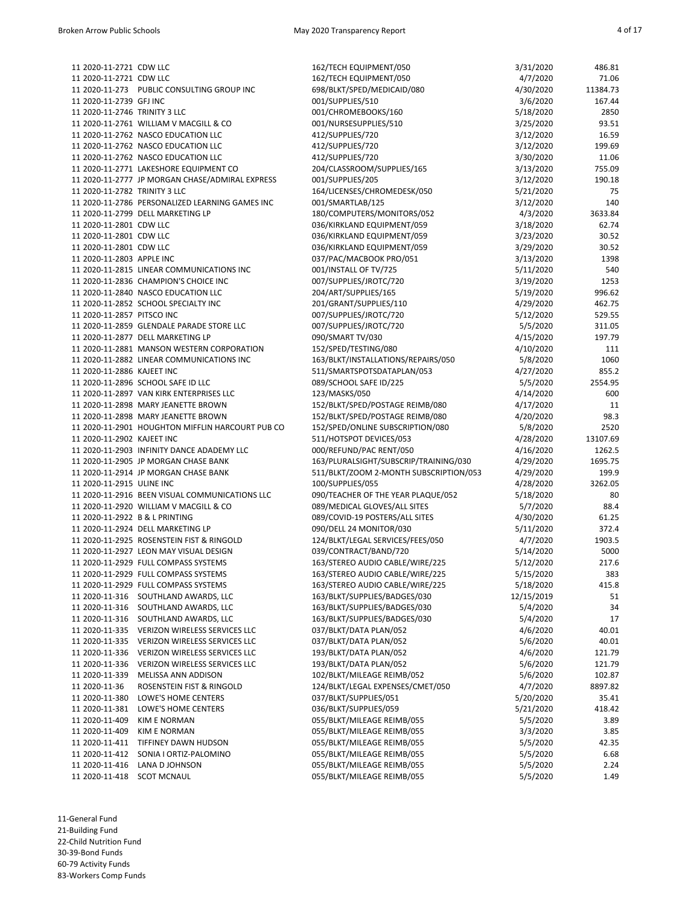| | | | | |
|---|---|---|---|---|
| 11 2020-11-2721 | CDW LLC | 162/TECH EQUIPMENT/050 | 3/31/2020 | 486.81 |
| 11 2020-11-2721 | CDW LLC | 162/TECH EQUIPMENT/050 | 4/7/2020 | 71.06 |
| 11 2020-11-273 | PUBLIC CONSULTING GROUP INC | 698/BLKT/SPED/MEDICAID/080 | 4/30/2020 | 11384.73 |
| 11 2020-11-2739 | GFJ INC | 001/SUPPLIES/510 | 3/6/2020 | 167.44 |
| 11 2020-11-2746 | TRINITY 3 LLC | 001/CHROMEBOOKS/160 | 5/18/2020 | 2850 |
| 11 2020-11-2761 | WILLIAM V MACGILL & CO | 001/NURSESUPPLIES/510 | 3/25/2020 | 93.51 |
| 11 2020-11-2762 | NASCO EDUCATION LLC | 412/SUPPLIES/720 | 3/12/2020 | 16.59 |
| 11 2020-11-2762 | NASCO EDUCATION LLC | 412/SUPPLIES/720 | 3/12/2020 | 199.69 |
| 11 2020-11-2762 | NASCO EDUCATION LLC | 412/SUPPLIES/720 | 3/30/2020 | 11.06 |
| 11 2020-11-2771 | LAKESHORE EQUIPMENT CO | 204/CLASSROOM/SUPPLIES/165 | 3/13/2020 | 755.09 |
| 11 2020-11-2777 | JP MORGAN CHASE/ADMIRAL EXPRESS | 001/SUPPLIES/205 | 3/12/2020 | 190.18 |
| 11 2020-11-2782 | TRINITY 3 LLC | 164/LICENSES/CHROMEDESK/050 | 5/21/2020 | 75 |
| 11 2020-11-2786 | PERSONALIZED LEARNING GAMES INC | 001/SMARTLAB/125 | 3/12/2020 | 140 |
| 11 2020-11-2799 | DELL MARKETING LP | 180/COMPUTERS/MONITORS/052 | 4/3/2020 | 3633.84 |
| 11 2020-11-2801 | CDW LLC | 036/KIRKLAND EQUIPMENT/059 | 3/18/2020 | 62.74 |
| 11 2020-11-2801 | CDW LLC | 036/KIRKLAND EQUIPMENT/059 | 3/23/2020 | 30.52 |
| 11 2020-11-2801 | CDW LLC | 036/KIRKLAND EQUIPMENT/059 | 3/29/2020 | 30.52 |
| 11 2020-11-2803 | APPLE INC | 037/PAC/MACBOOK PRO/051 | 3/13/2020 | 1398 |
| 11 2020-11-2815 | LINEAR COMMUNICATIONS INC | 001/INSTALL OF TV/725 | 5/11/2020 | 540 |
| 11 2020-11-2836 | CHAMPION'S CHOICE INC | 007/SUPPLIES/JROTC/720 | 3/19/2020 | 1253 |
| 11 2020-11-2840 | NASCO EDUCATION LLC | 204/ART/SUPPLIES/165 | 5/19/2020 | 996.62 |
| 11 2020-11-2852 | SCHOOL SPECIALTY INC | 201/GRANT/SUPPLIES/110 | 4/29/2020 | 462.75 |
| 11 2020-11-2857 | PITSCO INC | 007/SUPPLIES/JROTC/720 | 5/12/2020 | 529.55 |
| 11 2020-11-2859 | GLENDALE PARADE STORE LLC | 007/SUPPLIES/JROTC/720 | 5/5/2020 | 311.05 |
| 11 2020-11-2877 | DELL MARKETING LP | 090/SMART TV/030 | 4/15/2020 | 197.79 |
| 11 2020-11-2881 | MANSON WESTERN CORPORATION | 152/SPED/TESTING/080 | 4/10/2020 | 111 |
| 11 2020-11-2882 | LINEAR COMMUNICATIONS INC | 163/BLKT/INSTALLATIONS/REPAIRS/050 | 5/8/2020 | 1060 |
| 11 2020-11-2886 | KAJEET INC | 511/SMARTSPOTSDATAPLAN/053 | 4/27/2020 | 855.2 |
| 11 2020-11-2896 | SCHOOL SAFE ID LLC | 089/SCHOOL SAFE ID/225 | 5/5/2020 | 2554.95 |
| 11 2020-11-2897 | VAN KIRK ENTERPRISES LLC | 123/MASKS/050 | 4/14/2020 | 600 |
| 11 2020-11-2898 | MARY JEANETTE BROWN | 152/BLKT/SPED/POSTAGE REIMB/080 | 4/17/2020 | 11 |
| 11 2020-11-2898 | MARY JEANETTE BROWN | 152/BLKT/SPED/POSTAGE REIMB/080 | 4/20/2020 | 98.3 |
| 11 2020-11-2901 | HOUGHTON MIFFLIN HARCOURT PUB CO | 152/SPED/ONLINE SUBSCRIPTION/080 | 5/8/2020 | 2520 |
| 11 2020-11-2902 | KAJEET INC | 511/HOTSPOT DEVICES/053 | 4/28/2020 | 13107.69 |
| 11 2020-11-2903 | INFINITY DANCE ADADEMY LLC | 000/REFUND/PAC RENT/050 | 4/16/2020 | 1262.5 |
| 11 2020-11-2905 | JP MORGAN CHASE BANK | 163/PLURALSIGHT/SUBSCRIP/TRAINING/030 | 4/29/2020 | 1695.75 |
| 11 2020-11-2914 | JP MORGAN CHASE BANK | 511/BLKT/ZOOM 2-MONTH SUBSCRIPTION/053 | 4/29/2020 | 199.9 |
| 11 2020-11-2915 | ULINE INC | 100/SUPPLIES/055 | 4/28/2020 | 3262.05 |
| 11 2020-11-2916 | BEEN VISUAL COMMUNICATIONS LLC | 090/TEACHER OF THE YEAR PLAQUE/052 | 5/18/2020 | 80 |
| 11 2020-11-2920 | WILLIAM V MACGILL & CO | 089/MEDICAL GLOVES/ALL SITES | 5/7/2020 | 88.4 |
| 11 2020-11-2922 | B & L PRINTING | 089/COVID-19 POSTERS/ALL SITES | 4/30/2020 | 61.25 |
| 11 2020-11-2924 | DELL MARKETING LP | 090/DELL 24 MONITOR/030 | 5/11/2020 | 372.4 |
| 11 2020-11-2925 | ROSENSTEIN FIST & RINGOLD | 124/BLKT/LEGAL SERVICES/FEES/050 | 4/7/2020 | 1903.5 |
| 11 2020-11-2927 | LEON MAY VISUAL DESIGN | 039/CONTRACT/BAND/720 | 5/14/2020 | 5000 |
| 11 2020-11-2929 | FULL COMPASS SYSTEMS | 163/STEREO AUDIO CABLE/WIRE/225 | 5/12/2020 | 217.6 |
| 11 2020-11-2929 | FULL COMPASS SYSTEMS | 163/STEREO AUDIO CABLE/WIRE/225 | 5/15/2020 | 383 |
| 11 2020-11-2929 | FULL COMPASS SYSTEMS | 163/STEREO AUDIO CABLE/WIRE/225 | 5/18/2020 | 415.8 |
| 11 2020-11-316 | SOUTHLAND AWARDS, LLC | 163/BLKT/SUPPLIES/BADGES/030 | 12/15/2019 | 51 |
| 11 2020-11-316 | SOUTHLAND AWARDS, LLC | 163/BLKT/SUPPLIES/BADGES/030 | 5/4/2020 | 34 |
| 11 2020-11-316 | SOUTHLAND AWARDS, LLC | 163/BLKT/SUPPLIES/BADGES/030 | 5/4/2020 | 17 |
| 11 2020-11-335 | VERIZON WIRELESS SERVICES LLC | 037/BLKT/DATA PLAN/052 | 4/6/2020 | 40.01 |
| 11 2020-11-335 | VERIZON WIRELESS SERVICES LLC | 037/BLKT/DATA PLAN/052 | 5/6/2020 | 40.01 |
| 11 2020-11-336 | VERIZON WIRELESS SERVICES LLC | 193/BLKT/DATA PLAN/052 | 4/6/2020 | 121.79 |
| 11 2020-11-336 | VERIZON WIRELESS SERVICES LLC | 193/BLKT/DATA PLAN/052 | 5/6/2020 | 121.79 |
| 11 2020-11-339 | MELISSA ANN ADDISON | 102/BLKT/MILEAGE REIMB/052 | 5/6/2020 | 102.87 |
| 11 2020-11-36 | ROSENSTEIN FIST & RINGOLD | 124/BLKT/LEGAL EXPENSES/CMET/050 | 4/7/2020 | 8897.82 |
| 11 2020-11-380 | LOWE'S HOME CENTERS | 037/BLKT/SUPPLIES/051 | 5/20/2020 | 35.41 |
| 11 2020-11-381 | LOWE'S HOME CENTERS | 036/BLKT/SUPPLIES/059 | 5/21/2020 | 418.42 |
| 11 2020-11-409 | KIM E NORMAN | 055/BLKT/MILEAGE REIMB/055 | 5/5/2020 | 3.89 |
| 11 2020-11-409 | KIM E NORMAN | 055/BLKT/MILEAGE REIMB/055 | 3/3/2020 | 3.85 |
| 11 2020-11-411 | TIFFINEY DAWN HUDSON | 055/BLKT/MILEAGE REIMB/055 | 5/5/2020 | 42.35 |
| 11 2020-11-412 | SONIA I ORTIZ-PALOMINO | 055/BLKT/MILEAGE REIMB/055 | 5/5/2020 | 6.68 |
| 11 2020-11-416 | LANA D JOHNSON | 055/BLKT/MILEAGE REIMB/055 | 5/5/2020 | 2.24 |
| 11 2020-11-418 | SCOT MCNAUL | 055/BLKT/MILEAGE REIMB/055 | 5/5/2020 | 1.49 |

11-General Fund
21-Building Fund
22-Child Nutrition Fund
30-39-Bond Funds
60-79 Activity Funds
83-Workers Comp Funds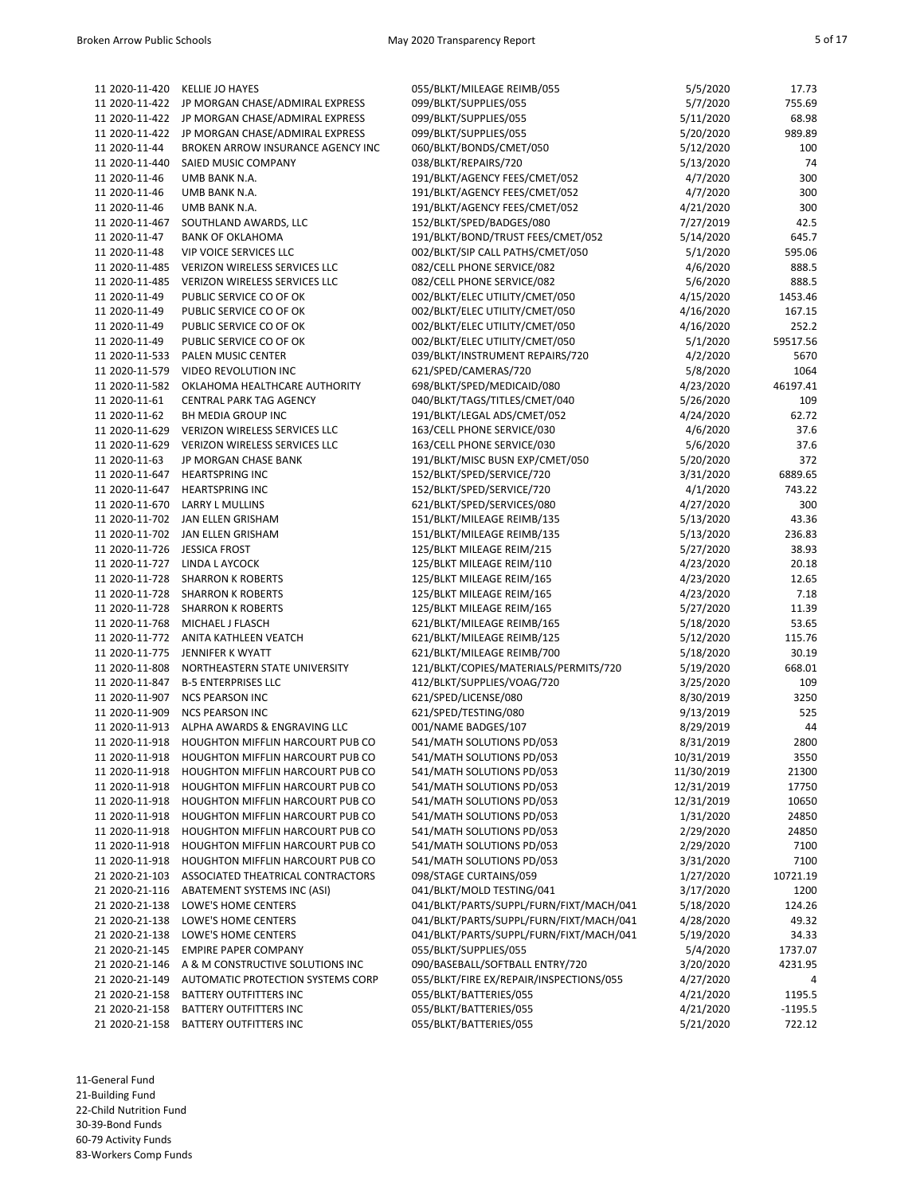| | | | | |
|---|---|---|---|---|
| 11 2020-11-420 | KELLIE JO HAYES | 055/BLKT/MILEAGE REIMB/055 | 5/5/2020 | 17.73 |
| 11 2020-11-422 | JP MORGAN CHASE/ADMIRAL EXPRESS | 099/BLKT/SUPPLIES/055 | 5/7/2020 | 755.69 |
| 11 2020-11-422 | JP MORGAN CHASE/ADMIRAL EXPRESS | 099/BLKT/SUPPLIES/055 | 5/11/2020 | 68.98 |
| 11 2020-11-422 | JP MORGAN CHASE/ADMIRAL EXPRESS | 099/BLKT/SUPPLIES/055 | 5/20/2020 | 989.89 |
| 11 2020-11-44 | BROKEN ARROW INSURANCE AGENCY INC | 060/BLKT/BONDS/CMET/050 | 5/12/2020 | 100 |
| 11 2020-11-440 | SAIED MUSIC COMPANY | 038/BLKT/REPAIRS/720 | 5/13/2020 | 74 |
| 11 2020-11-46 | UMB BANK N.A. | 191/BLKT/AGENCY FEES/CMET/052 | 4/7/2020 | 300 |
| 11 2020-11-46 | UMB BANK N.A. | 191/BLKT/AGENCY FEES/CMET/052 | 4/7/2020 | 300 |
| 11 2020-11-46 | UMB BANK N.A. | 191/BLKT/AGENCY FEES/CMET/052 | 4/21/2020 | 300 |
| 11 2020-11-467 | SOUTHLAND AWARDS, LLC | 152/BLKT/SPED/BADGES/080 | 7/27/2019 | 42.5 |
| 11 2020-11-47 | BANK OF OKLAHOMA | 191/BLKT/BOND/TRUST FEES/CMET/052 | 5/14/2020 | 645.7 |
| 11 2020-11-48 | VIP VOICE SERVICES LLC | 002/BLKT/SIP CALL PATHS/CMET/050 | 5/1/2020 | 595.06 |
| 11 2020-11-485 | VERIZON WIRELESS SERVICES LLC | 082/CELL PHONE SERVICE/082 | 4/6/2020 | 888.5 |
| 11 2020-11-485 | VERIZON WIRELESS SERVICES LLC | 082/CELL PHONE SERVICE/082 | 5/6/2020 | 888.5 |
| 11 2020-11-49 | PUBLIC SERVICE CO OF OK | 002/BLKT/ELEC UTILITY/CMET/050 | 4/15/2020 | 1453.46 |
| 11 2020-11-49 | PUBLIC SERVICE CO OF OK | 002/BLKT/ELEC UTILITY/CMET/050 | 4/16/2020 | 167.15 |
| 11 2020-11-49 | PUBLIC SERVICE CO OF OK | 002/BLKT/ELEC UTILITY/CMET/050 | 4/16/2020 | 252.2 |
| 11 2020-11-49 | PUBLIC SERVICE CO OF OK | 002/BLKT/ELEC UTILITY/CMET/050 | 5/1/2020 | 59517.56 |
| 11 2020-11-533 | PALEN MUSIC CENTER | 039/BLKT/INSTRUMENT REPAIRS/720 | 4/2/2020 | 5670 |
| 11 2020-11-579 | VIDEO REVOLUTION INC | 621/SPED/CAMERAS/720 | 5/8/2020 | 1064 |
| 11 2020-11-582 | OKLAHOMA HEALTHCARE AUTHORITY | 698/BLKT/SPED/MEDICAID/080 | 4/23/2020 | 46197.41 |
| 11 2020-11-61 | CENTRAL PARK TAG AGENCY | 040/BLKT/TAGS/TITLES/CMET/040 | 5/26/2020 | 109 |
| 11 2020-11-62 | BH MEDIA GROUP INC | 191/BLKT/LEGAL ADS/CMET/052 | 4/24/2020 | 62.72 |
| 11 2020-11-629 | VERIZON WIRELESS SERVICES LLC | 163/CELL PHONE SERVICE/030 | 4/6/2020 | 37.6 |
| 11 2020-11-629 | VERIZON WIRELESS SERVICES LLC | 163/CELL PHONE SERVICE/030 | 5/6/2020 | 37.6 |
| 11 2020-11-63 | JP MORGAN CHASE BANK | 191/BLKT/MISC BUSN EXP/CMET/050 | 5/20/2020 | 372 |
| 11 2020-11-647 | HEARTSPRING INC | 152/BLKT/SPED/SERVICE/720 | 3/31/2020 | 6889.65 |
| 11 2020-11-647 | HEARTSPRING INC | 152/BLKT/SPED/SERVICE/720 | 4/1/2020 | 743.22 |
| 11 2020-11-670 | LARRY L MULLINS | 621/BLKT/SPED/SERVICES/080 | 4/27/2020 | 300 |
| 11 2020-11-702 | JAN ELLEN GRISHAM | 151/BLKT/MILEAGE REIMB/135 | 5/13/2020 | 43.36 |
| 11 2020-11-702 | JAN ELLEN GRISHAM | 151/BLKT/MILEAGE REIMB/135 | 5/13/2020 | 236.83 |
| 11 2020-11-726 | JESSICA FROST | 125/BLKT MILEAGE REIM/215 | 5/27/2020 | 38.93 |
| 11 2020-11-727 | LINDA L AYCOCK | 125/BLKT MILEAGE REIM/110 | 4/23/2020 | 20.18 |
| 11 2020-11-728 | SHARRON K ROBERTS | 125/BLKT MILEAGE REIM/165 | 4/23/2020 | 12.65 |
| 11 2020-11-728 | SHARRON K ROBERTS | 125/BLKT MILEAGE REIM/165 | 4/23/2020 | 7.18 |
| 11 2020-11-728 | SHARRON K ROBERTS | 125/BLKT MILEAGE REIM/165 | 5/27/2020 | 11.39 |
| 11 2020-11-768 | MICHAEL J FLASCH | 621/BLKT/MILEAGE REIMB/165 | 5/18/2020 | 53.65 |
| 11 2020-11-772 | ANITA KATHLEEN VEATCH | 621/BLKT/MILEAGE REIMB/125 | 5/12/2020 | 115.76 |
| 11 2020-11-775 | JENNIFER K WYATT | 621/BLKT/MILEAGE REIMB/700 | 5/18/2020 | 30.19 |
| 11 2020-11-808 | NORTHEASTERN STATE UNIVERSITY | 121/BLKT/COPIES/MATERIALS/PERMITS/720 | 5/19/2020 | 668.01 |
| 11 2020-11-847 | B-5 ENTERPRISES LLC | 412/BLKT/SUPPLIES/VOAG/720 | 3/25/2020 | 109 |
| 11 2020-11-907 | NCS PEARSON INC | 621/SPED/LICENSE/080 | 8/30/2019 | 3250 |
| 11 2020-11-909 | NCS PEARSON INC | 621/SPED/TESTING/080 | 9/13/2019 | 525 |
| 11 2020-11-913 | ALPHA AWARDS & ENGRAVING LLC | 001/NAME BADGES/107 | 8/29/2019 | 44 |
| 11 2020-11-918 | HOUGHTON MIFFLIN HARCOURT PUB CO | 541/MATH SOLUTIONS PD/053 | 8/31/2019 | 2800 |
| 11 2020-11-918 | HOUGHTON MIFFLIN HARCOURT PUB CO | 541/MATH SOLUTIONS PD/053 | 10/31/2019 | 3550 |
| 11 2020-11-918 | HOUGHTON MIFFLIN HARCOURT PUB CO | 541/MATH SOLUTIONS PD/053 | 11/30/2019 | 21300 |
| 11 2020-11-918 | HOUGHTON MIFFLIN HARCOURT PUB CO | 541/MATH SOLUTIONS PD/053 | 12/31/2019 | 17750 |
| 11 2020-11-918 | HOUGHTON MIFFLIN HARCOURT PUB CO | 541/MATH SOLUTIONS PD/053 | 12/31/2019 | 10650 |
| 11 2020-11-918 | HOUGHTON MIFFLIN HARCOURT PUB CO | 541/MATH SOLUTIONS PD/053 | 1/31/2020 | 24850 |
| 11 2020-11-918 | HOUGHTON MIFFLIN HARCOURT PUB CO | 541/MATH SOLUTIONS PD/053 | 2/29/2020 | 24850 |
| 11 2020-11-918 | HOUGHTON MIFFLIN HARCOURT PUB CO | 541/MATH SOLUTIONS PD/053 | 2/29/2020 | 7100 |
| 11 2020-11-918 | HOUGHTON MIFFLIN HARCOURT PUB CO | 541/MATH SOLUTIONS PD/053 | 3/31/2020 | 7100 |
| 21 2020-21-103 | ASSOCIATED THEATRICAL CONTRACTORS | 098/STAGE CURTAINS/059 | 1/27/2020 | 10721.19 |
| 21 2020-21-116 | ABATEMENT SYSTEMS INC (ASI) | 041/BLKT/MOLD TESTING/041 | 3/17/2020 | 1200 |
| 21 2020-21-138 | LOWE'S HOME CENTERS | 041/BLKT/PARTS/SUPPL/FURN/FIXT/MACH/041 | 5/18/2020 | 124.26 |
| 21 2020-21-138 | LOWE'S HOME CENTERS | 041/BLKT/PARTS/SUPPL/FURN/FIXT/MACH/041 | 4/28/2020 | 49.32 |
| 21 2020-21-138 | LOWE'S HOME CENTERS | 041/BLKT/PARTS/SUPPL/FURN/FIXT/MACH/041 | 5/19/2020 | 34.33 |
| 21 2020-21-145 | EMPIRE PAPER COMPANY | 055/BLKT/SUPPLIES/055 | 5/4/2020 | 1737.07 |
| 21 2020-21-146 | A & M CONSTRUCTIVE SOLUTIONS INC | 090/BASEBALL/SOFTBALL ENTRY/720 | 3/20/2020 | 4231.95 |
| 21 2020-21-149 | AUTOMATIC PROTECTION SYSTEMS CORP | 055/BLKT/FIRE EX/REPAIR/INSPECTIONS/055 | 4/27/2020 | 4 |
| 21 2020-21-158 | BATTERY OUTFITTERS INC | 055/BLKT/BATTERIES/055 | 4/21/2020 | 1195.5 |
| 21 2020-21-158 | BATTERY OUTFITTERS INC | 055/BLKT/BATTERIES/055 | 4/21/2020 | -1195.5 |
| 21 2020-21-158 | BATTERY OUTFITTERS INC | 055/BLKT/BATTERIES/055 | 5/21/2020 | 722.12 |

11-General Fund
21-Building Fund
22-Child Nutrition Fund
30-39-Bond Funds
60-79 Activity Funds
83-Workers Comp Funds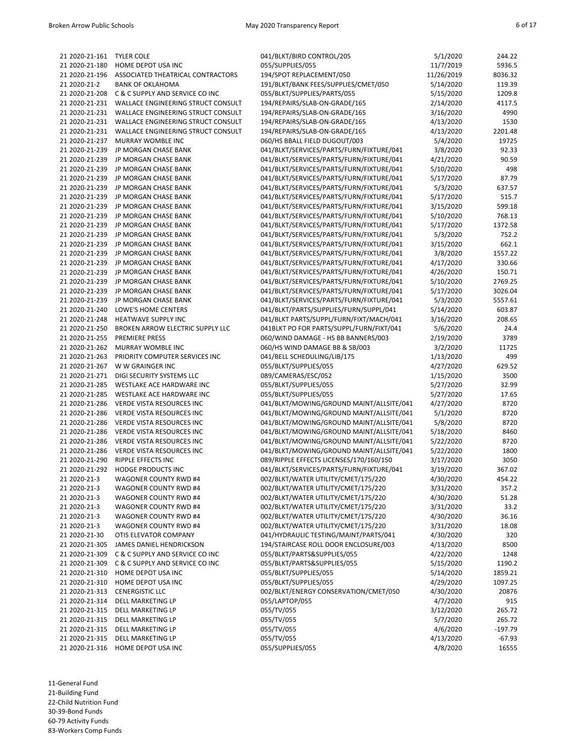| | | | | |
|---|---|---|---|---|
| 21 2020-21-161 | TYLER COLE | 041/BLKT/BIRD CONTROL/205 | 5/1/2020 | 244.22 |
| 21 2020-21-180 | HOME DEPOT USA INC | 055/SUPPLIES/055 | 11/7/2019 | 5936.5 |
| 21 2020-21-196 | ASSOCIATED THEATRICAL CONTRACTORS | 194/SPOT REPLACEMENT/050 | 11/26/2019 | 8036.32 |
| 21 2020-21-2 | BANK OF OKLAHOMA | 191/BLKT/BANK FEES/SUPPLIES/CMET/050 | 5/14/2020 | 119.39 |
| 21 2020-21-208 | C & C SUPPLY AND SERVICE CO INC | 055/BLKT/SUPPLIES/PARTS/055 | 5/15/2020 | 1209.8 |
| 21 2020-21-231 | WALLACE ENGINEERING STRUCT CONSULT | 194/REPAIRS/SLAB-ON-GRADE/165 | 2/14/2020 | 4117.5 |
| 21 2020-21-231 | WALLACE ENGINEERING STRUCT CONSULT | 194/REPAIRS/SLAB-ON-GRADE/165 | 3/16/2020 | 4990 |
| 21 2020-21-231 | WALLACE ENGINEERING STRUCT CONSULT | 194/REPAIRS/SLAB-ON-GRADE/165 | 4/13/2020 | 1530 |
| 21 2020-21-231 | WALLACE ENGINEERING STRUCT CONSULT | 194/REPAIRS/SLAB-ON-GRADE/165 | 4/13/2020 | 2201.48 |
| 21 2020-21-237 | MURRAY WOMBLE INC | 060/HS BBALL FIELD DUGOUT/003 | 5/4/2020 | 19725 |
| 21 2020-21-239 | JP MORGAN CHASE BANK | 041/BLKT/SERVICES/PARTS/FURN/FIXTURE/041 | 3/8/2020 | 92.33 |
| 21 2020-21-239 | JP MORGAN CHASE BANK | 041/BLKT/SERVICES/PARTS/FURN/FIXTURE/041 | 4/21/2020 | 90.59 |
| 21 2020-21-239 | JP MORGAN CHASE BANK | 041/BLKT/SERVICES/PARTS/FURN/FIXTURE/041 | 5/10/2020 | 498 |
| 21 2020-21-239 | JP MORGAN CHASE BANK | 041/BLKT/SERVICES/PARTS/FURN/FIXTURE/041 | 5/17/2020 | 87.79 |
| 21 2020-21-239 | JP MORGAN CHASE BANK | 041/BLKT/SERVICES/PARTS/FURN/FIXTURE/041 | 5/3/2020 | 637.57 |
| 21 2020-21-239 | JP MORGAN CHASE BANK | 041/BLKT/SERVICES/PARTS/FURN/FIXTURE/041 | 5/17/2020 | 515.7 |
| 21 2020-21-239 | JP MORGAN CHASE BANK | 041/BLKT/SERVICES/PARTS/FURN/FIXTURE/041 | 3/15/2020 | 599.18 |
| 21 2020-21-239 | JP MORGAN CHASE BANK | 041/BLKT/SERVICES/PARTS/FURN/FIXTURE/041 | 5/10/2020 | 768.13 |
| 21 2020-21-239 | JP MORGAN CHASE BANK | 041/BLKT/SERVICES/PARTS/FURN/FIXTURE/041 | 5/17/2020 | 1372.58 |
| 21 2020-21-239 | JP MORGAN CHASE BANK | 041/BLKT/SERVICES/PARTS/FURN/FIXTURE/041 | 5/3/2020 | 752.2 |
| 21 2020-21-239 | JP MORGAN CHASE BANK | 041/BLKT/SERVICES/PARTS/FURN/FIXTURE/041 | 3/15/2020 | 662.1 |
| 21 2020-21-239 | JP MORGAN CHASE BANK | 041/BLKT/SERVICES/PARTS/FURN/FIXTURE/041 | 3/8/2020 | 1557.22 |
| 21 2020-21-239 | JP MORGAN CHASE BANK | 041/BLKT/SERVICES/PARTS/FURN/FIXTURE/041 | 4/17/2020 | 330.66 |
| 21 2020-21-239 | JP MORGAN CHASE BANK | 041/BLKT/SERVICES/PARTS/FURN/FIXTURE/041 | 4/26/2020 | 150.71 |
| 21 2020-21-239 | JP MORGAN CHASE BANK | 041/BLKT/SERVICES/PARTS/FURN/FIXTURE/041 | 5/10/2020 | 2769.25 |
| 21 2020-21-239 | JP MORGAN CHASE BANK | 041/BLKT/SERVICES/PARTS/FURN/FIXTURE/041 | 5/17/2020 | 3026.04 |
| 21 2020-21-239 | JP MORGAN CHASE BANK | 041/BLKT/SERVICES/PARTS/FURN/FIXTURE/041 | 5/3/2020 | 5557.61 |
| 21 2020-21-240 | LOWE'S HOME CENTERS | 041/BLKT/PARTS/SUPPLIES/FURN/SUPPL/041 | 5/14/2020 | 603.87 |
| 21 2020-21-248 | HEATWAVE SUPPLY INC | 041/BLKT PARTS/SUPPL/FURN/FIXT/MACH/041 | 3/16/2020 | 208.65 |
| 21 2020-21-250 | BROKEN ARROW ELECTRIC SUPPLY LLC | 041BLKT PO FOR PARTS/SUPPL/FURN/FIXT/041 | 5/6/2020 | 24.4 |
| 21 2020-21-255 | PREMIERE PRESS | 060/WIND DAMAGE - HS BB BANNERS/003 | 2/19/2020 | 3789 |
| 21 2020-21-262 | MURRAY WOMBLE INC | 060/HS WIND DAMAGE BB & SB/003 | 3/2/2020 | 11725 |
| 21 2020-21-263 | PRIORITY COMPUTER SERVICES INC | 041/BELL SCHEDULING/LIB/175 | 1/13/2020 | 499 |
| 21 2020-21-267 | W W GRAINGER INC | 055/BLKT/SUPPLIES/055 | 4/27/2020 | 629.52 |
| 21 2020-21-271 | DIGI SECURITY SYSTEMS LLC | 089/CAMERAS/ESC/052 | 1/15/2020 | 3500 |
| 21 2020-21-285 | WESTLAKE ACE HARDWARE INC | 055/BLKT/SUPPLIES/055 | 5/27/2020 | 32.99 |
| 21 2020-21-285 | WESTLAKE ACE HARDWARE INC | 055/BLKT/SUPPLIES/055 | 5/27/2020 | 17.65 |
| 21 2020-21-286 | VERDE VISTA RESOURCES INC | 041/BLKT/MOWING/GROUND MAINT/ALLSITE/041 | 4/27/2020 | 8720 |
| 21 2020-21-286 | VERDE VISTA RESOURCES INC | 041/BLKT/MOWING/GROUND MAINT/ALLSITE/041 | 5/1/2020 | 8720 |
| 21 2020-21-286 | VERDE VISTA RESOURCES INC | 041/BLKT/MOWING/GROUND MAINT/ALLSITE/041 | 5/8/2020 | 8720 |
| 21 2020-21-286 | VERDE VISTA RESOURCES INC | 041/BLKT/MOWING/GROUND MAINT/ALLSITE/041 | 5/18/2020 | 8460 |
| 21 2020-21-286 | VERDE VISTA RESOURCES INC | 041/BLKT/MOWING/GROUND MAINT/ALLSITE/041 | 5/22/2020 | 8720 |
| 21 2020-21-286 | VERDE VISTA RESOURCES INC | 041/BLKT/MOWING/GROUND MAINT/ALLSITE/041 | 5/22/2020 | 1800 |
| 21 2020-21-290 | RIPPLE EFFECTS INC | 089/RIPPLE EFFECTS LICENSES/170/160/150 | 3/17/2020 | 3050 |
| 21 2020-21-292 | HODGE PRODUCTS INC | 041/BLKT/SERVICES/PARTS/FURN/FIXTURE/041 | 3/19/2020 | 367.02 |
| 21 2020-21-3 | WAGONER COUNTY RWD #4 | 002/BLKT/WATER UTILITY/CMET/175/220 | 4/30/2020 | 454.22 |
| 21 2020-21-3 | WAGONER COUNTY RWD #4 | 002/BLKT/WATER UTILITY/CMET/175/220 | 3/31/2020 | 357.2 |
| 21 2020-21-3 | WAGONER COUNTY RWD #4 | 002/BLKT/WATER UTILITY/CMET/175/220 | 4/30/2020 | 51.28 |
| 21 2020-21-3 | WAGONER COUNTY RWD #4 | 002/BLKT/WATER UTILITY/CMET/175/220 | 3/31/2020 | 33.2 |
| 21 2020-21-3 | WAGONER COUNTY RWD #4 | 002/BLKT/WATER UTILITY/CMET/175/220 | 4/30/2020 | 36.16 |
| 21 2020-21-3 | WAGONER COUNTY RWD #4 | 002/BLKT/WATER UTILITY/CMET/175/220 | 3/31/2020 | 18.08 |
| 21 2020-21-30 | OTIS ELEVATOR COMPANY | 041/HYDRAULIC TESTING/MAINT/PARTS/041 | 4/30/2020 | 320 |
| 21 2020-21-305 | JAMES DANIEL HENDRICKSON | 194/STAIRCASE ROLL DOOR ENCLOSURE/003 | 4/13/2020 | 8500 |
| 21 2020-21-309 | C & C SUPPLY AND SERVICE CO INC | 055/BLKT/PARTS&SUPPLIES/055 | 4/22/2020 | 1248 |
| 21 2020-21-309 | C & C SUPPLY AND SERVICE CO INC | 055/BLKT/PARTS&SUPPLIES/055 | 5/15/2020 | 1190.2 |
| 21 2020-21-310 | HOME DEPOT USA INC | 055/BLKT/SUPPLIES/055 | 5/14/2020 | 1859.21 |
| 21 2020-21-310 | HOME DEPOT USA INC | 055/BLKT/SUPPLIES/055 | 4/29/2020 | 1097.25 |
| 21 2020-21-313 | CENERGISTIC LLC | 002/BLKT/ENERGY CONSERVATION/CMET/050 | 4/30/2020 | 20876 |
| 21 2020-21-314 | DELL MARKETING LP | 055/LAPTOP/055 | 4/7/2020 | 915 |
| 21 2020-21-315 | DELL MARKETING LP | 055/TV/055 | 3/12/2020 | 265.72 |
| 21 2020-21-315 | DELL MARKETING LP | 055/TV/055 | 5/7/2020 | 265.72 |
| 21 2020-21-315 | DELL MARKETING LP | 055/TV/055 | 4/6/2020 | -197.79 |
| 21 2020-21-315 | DELL MARKETING LP | 055/TV/055 | 4/13/2020 | -67.93 |
| 21 2020-21-316 | HOME DEPOT USA INC | 055/SUPPLIES/055 | 4/8/2020 | 16555 |

11-General Fund
21-Building Fund
22-Child Nutrition Fund
30-39-Bond Funds
60-79 Activity Funds
83-Workers Comp Funds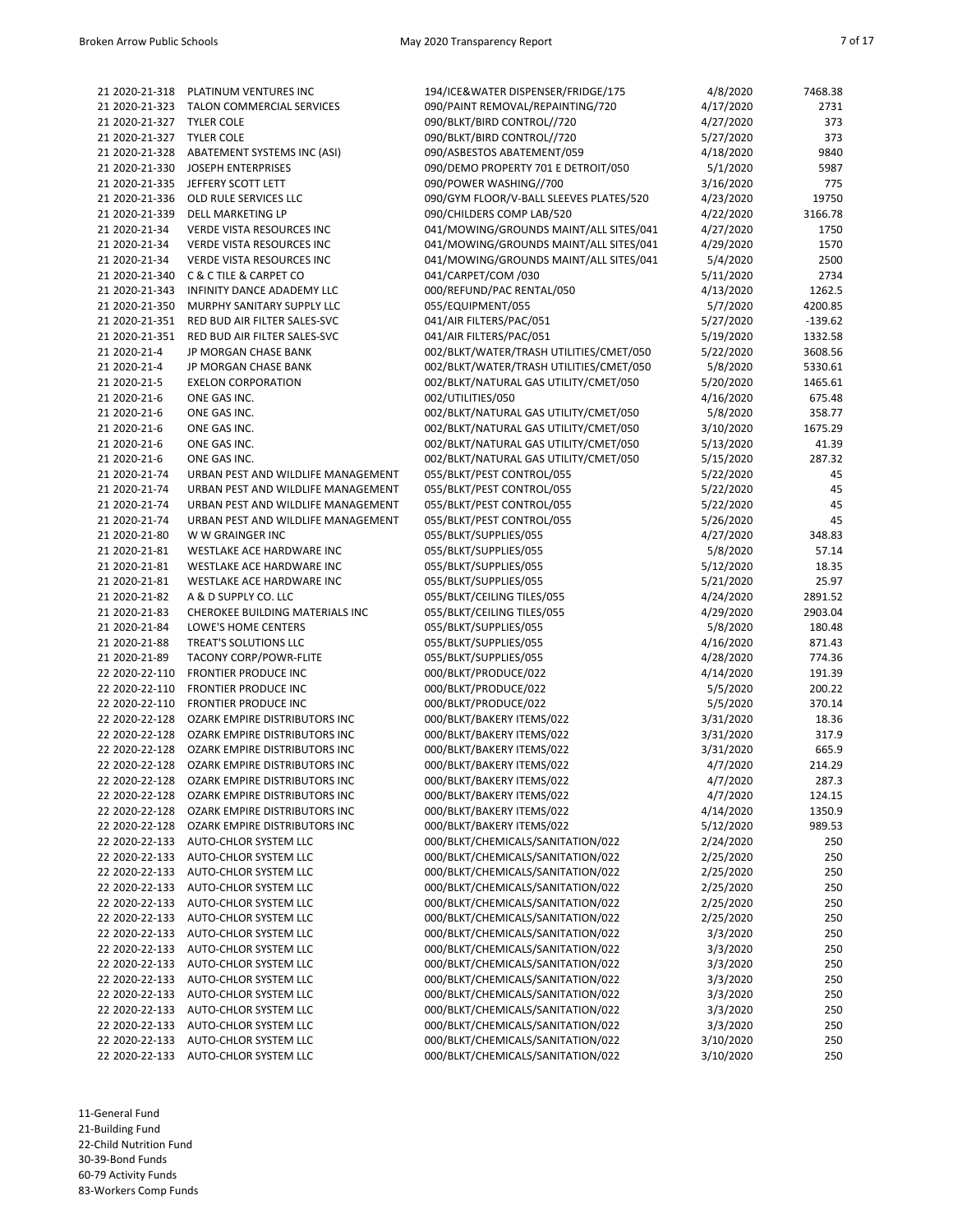| | | | | |
|---|---|---|---|---|
| 21 2020-21-318 | PLATINUM VENTURES INC | 194/ICE&WATER DISPENSER/FRIDGE/175 | 4/8/2020 | 7468.38 |
| 21 2020-21-323 | TALON COMMERCIAL SERVICES | 090/PAINT REMOVAL/REPAINTING/720 | 4/17/2020 | 2731 |
| 21 2020-21-327 | TYLER COLE | 090/BLKT/BIRD CONTROL//720 | 4/27/2020 | 373 |
| 21 2020-21-327 | TYLER COLE | 090/BLKT/BIRD CONTROL//720 | 5/27/2020 | 373 |
| 21 2020-21-328 | ABATEMENT SYSTEMS INC (ASI) | 090/ASBESTOS ABATEMENT/059 | 4/18/2020 | 9840 |
| 21 2020-21-330 | JOSEPH ENTERPRISES | 090/DEMO PROPERTY 701 E DETROIT/050 | 5/1/2020 | 5987 |
| 21 2020-21-335 | JEFFERY SCOTT LETT | 090/POWER WASHING//700 | 3/16/2020 | 775 |
| 21 2020-21-336 | OLD RULE SERVICES LLC | 090/GYM FLOOR/V-BALL SLEEVES PLATES/520 | 4/23/2020 | 19750 |
| 21 2020-21-339 | DELL MARKETING LP | 090/CHILDERS COMP LAB/520 | 4/22/2020 | 3166.78 |
| 21 2020-21-34 | VERDE VISTA RESOURCES INC | 041/MOWING/GROUNDS MAINT/ALL SITES/041 | 4/27/2020 | 1750 |
| 21 2020-21-34 | VERDE VISTA RESOURCES INC | 041/MOWING/GROUNDS MAINT/ALL SITES/041 | 4/29/2020 | 1570 |
| 21 2020-21-34 | VERDE VISTA RESOURCES INC | 041/MOWING/GROUNDS MAINT/ALL SITES/041 | 5/4/2020 | 2500 |
| 21 2020-21-340 | C & C TILE & CARPET CO | 041/CARPET/COM /030 | 5/11/2020 | 2734 |
| 21 2020-21-343 | INFINITY DANCE ADADEMY LLC | 000/REFUND/PAC RENTAL/050 | 4/13/2020 | 1262.5 |
| 21 2020-21-350 | MURPHY SANITARY SUPPLY LLC | 055/EQUIPMENT/055 | 5/7/2020 | 4200.85 |
| 21 2020-21-351 | RED BUD AIR FILTER SALES-SVC | 041/AIR FILTERS/PAC/051 | 5/27/2020 | -139.62 |
| 21 2020-21-351 | RED BUD AIR FILTER SALES-SVC | 041/AIR FILTERS/PAC/051 | 5/19/2020 | 1332.58 |
| 21 2020-21-4 | JP MORGAN CHASE BANK | 002/BLKT/WATER/TRASH UTILITIES/CMET/050 | 5/22/2020 | 3608.56 |
| 21 2020-21-4 | JP MORGAN CHASE BANK | 002/BLKT/WATER/TRASH UTILITIES/CMET/050 | 5/8/2020 | 5330.61 |
| 21 2020-21-5 | EXELON CORPORATION | 002/BLKT/NATURAL GAS UTILITY/CMET/050 | 5/20/2020 | 1465.61 |
| 21 2020-21-6 | ONE GAS INC. | 002/UTILITIES/050 | 4/16/2020 | 675.48 |
| 21 2020-21-6 | ONE GAS INC. | 002/BLKT/NATURAL GAS UTILITY/CMET/050 | 5/8/2020 | 358.77 |
| 21 2020-21-6 | ONE GAS INC. | 002/BLKT/NATURAL GAS UTILITY/CMET/050 | 3/10/2020 | 1675.29 |
| 21 2020-21-6 | ONE GAS INC. | 002/BLKT/NATURAL GAS UTILITY/CMET/050 | 5/13/2020 | 41.39 |
| 21 2020-21-6 | ONE GAS INC. | 002/BLKT/NATURAL GAS UTILITY/CMET/050 | 5/15/2020 | 287.32 |
| 21 2020-21-74 | URBAN PEST AND WILDLIFE MANAGEMENT | 055/BLKT/PEST CONTROL/055 | 5/22/2020 | 45 |
| 21 2020-21-74 | URBAN PEST AND WILDLIFE MANAGEMENT | 055/BLKT/PEST CONTROL/055 | 5/22/2020 | 45 |
| 21 2020-21-74 | URBAN PEST AND WILDLIFE MANAGEMENT | 055/BLKT/PEST CONTROL/055 | 5/22/2020 | 45 |
| 21 2020-21-74 | URBAN PEST AND WILDLIFE MANAGEMENT | 055/BLKT/PEST CONTROL/055 | 5/26/2020 | 45 |
| 21 2020-21-80 | W W GRAINGER INC | 055/BLKT/SUPPLIES/055 | 4/27/2020 | 348.83 |
| 21 2020-21-81 | WESTLAKE ACE HARDWARE INC | 055/BLKT/SUPPLIES/055 | 5/8/2020 | 57.14 |
| 21 2020-21-81 | WESTLAKE ACE HARDWARE INC | 055/BLKT/SUPPLIES/055 | 5/12/2020 | 18.35 |
| 21 2020-21-81 | WESTLAKE ACE HARDWARE INC | 055/BLKT/SUPPLIES/055 | 5/21/2020 | 25.97 |
| 21 2020-21-82 | A & D SUPPLY CO. LLC | 055/BLKT/CEILING TILES/055 | 4/24/2020 | 2891.52 |
| 21 2020-21-83 | CHEROKEE BUILDING MATERIALS INC | 055/BLKT/CEILING TILES/055 | 4/29/2020 | 2903.04 |
| 21 2020-21-84 | LOWE'S HOME CENTERS | 055/BLKT/SUPPLIES/055 | 5/8/2020 | 180.48 |
| 21 2020-21-88 | TREAT'S SOLUTIONS LLC | 055/BLKT/SUPPLIES/055 | 4/16/2020 | 871.43 |
| 21 2020-21-89 | TACONY CORP/POWR-FLITE | 055/BLKT/SUPPLIES/055 | 4/28/2020 | 774.36 |
| 22 2020-22-110 | FRONTIER PRODUCE INC | 000/BLKT/PRODUCE/022 | 4/14/2020 | 191.39 |
| 22 2020-22-110 | FRONTIER PRODUCE INC | 000/BLKT/PRODUCE/022 | 5/5/2020 | 200.22 |
| 22 2020-22-110 | FRONTIER PRODUCE INC | 000/BLKT/PRODUCE/022 | 5/5/2020 | 370.14 |
| 22 2020-22-128 | OZARK EMPIRE DISTRIBUTORS INC | 000/BLKT/BAKERY ITEMS/022 | 3/31/2020 | 18.36 |
| 22 2020-22-128 | OZARK EMPIRE DISTRIBUTORS INC | 000/BLKT/BAKERY ITEMS/022 | 3/31/2020 | 317.9 |
| 22 2020-22-128 | OZARK EMPIRE DISTRIBUTORS INC | 000/BLKT/BAKERY ITEMS/022 | 3/31/2020 | 665.9 |
| 22 2020-22-128 | OZARK EMPIRE DISTRIBUTORS INC | 000/BLKT/BAKERY ITEMS/022 | 4/7/2020 | 214.29 |
| 22 2020-22-128 | OZARK EMPIRE DISTRIBUTORS INC | 000/BLKT/BAKERY ITEMS/022 | 4/7/2020 | 287.3 |
| 22 2020-22-128 | OZARK EMPIRE DISTRIBUTORS INC | 000/BLKT/BAKERY ITEMS/022 | 4/7/2020 | 124.15 |
| 22 2020-22-128 | OZARK EMPIRE DISTRIBUTORS INC | 000/BLKT/BAKERY ITEMS/022 | 4/14/2020 | 1350.9 |
| 22 2020-22-128 | OZARK EMPIRE DISTRIBUTORS INC | 000/BLKT/BAKERY ITEMS/022 | 5/12/2020 | 989.53 |
| 22 2020-22-133 | AUTO-CHLOR SYSTEM LLC | 000/BLKT/CHEMICALS/SANITATION/022 | 2/24/2020 | 250 |
| 22 2020-22-133 | AUTO-CHLOR SYSTEM LLC | 000/BLKT/CHEMICALS/SANITATION/022 | 2/25/2020 | 250 |
| 22 2020-22-133 | AUTO-CHLOR SYSTEM LLC | 000/BLKT/CHEMICALS/SANITATION/022 | 2/25/2020 | 250 |
| 22 2020-22-133 | AUTO-CHLOR SYSTEM LLC | 000/BLKT/CHEMICALS/SANITATION/022 | 2/25/2020 | 250 |
| 22 2020-22-133 | AUTO-CHLOR SYSTEM LLC | 000/BLKT/CHEMICALS/SANITATION/022 | 2/25/2020 | 250 |
| 22 2020-22-133 | AUTO-CHLOR SYSTEM LLC | 000/BLKT/CHEMICALS/SANITATION/022 | 2/25/2020 | 250 |
| 22 2020-22-133 | AUTO-CHLOR SYSTEM LLC | 000/BLKT/CHEMICALS/SANITATION/022 | 3/3/2020 | 250 |
| 22 2020-22-133 | AUTO-CHLOR SYSTEM LLC | 000/BLKT/CHEMICALS/SANITATION/022 | 3/3/2020 | 250 |
| 22 2020-22-133 | AUTO-CHLOR SYSTEM LLC | 000/BLKT/CHEMICALS/SANITATION/022 | 3/3/2020 | 250 |
| 22 2020-22-133 | AUTO-CHLOR SYSTEM LLC | 000/BLKT/CHEMICALS/SANITATION/022 | 3/3/2020 | 250 |
| 22 2020-22-133 | AUTO-CHLOR SYSTEM LLC | 000/BLKT/CHEMICALS/SANITATION/022 | 3/3/2020 | 250 |
| 22 2020-22-133 | AUTO-CHLOR SYSTEM LLC | 000/BLKT/CHEMICALS/SANITATION/022 | 3/3/2020 | 250 |
| 22 2020-22-133 | AUTO-CHLOR SYSTEM LLC | 000/BLKT/CHEMICALS/SANITATION/022 | 3/3/2020 | 250 |
| 22 2020-22-133 | AUTO-CHLOR SYSTEM LLC | 000/BLKT/CHEMICALS/SANITATION/022 | 3/10/2020 | 250 |
| 22 2020-22-133 | AUTO-CHLOR SYSTEM LLC | 000/BLKT/CHEMICALS/SANITATION/022 | 3/10/2020 | 250 |

11-General Fund
21-Building Fund
22-Child Nutrition Fund
30-39-Bond Funds
60-79 Activity Funds
83-Workers Comp Funds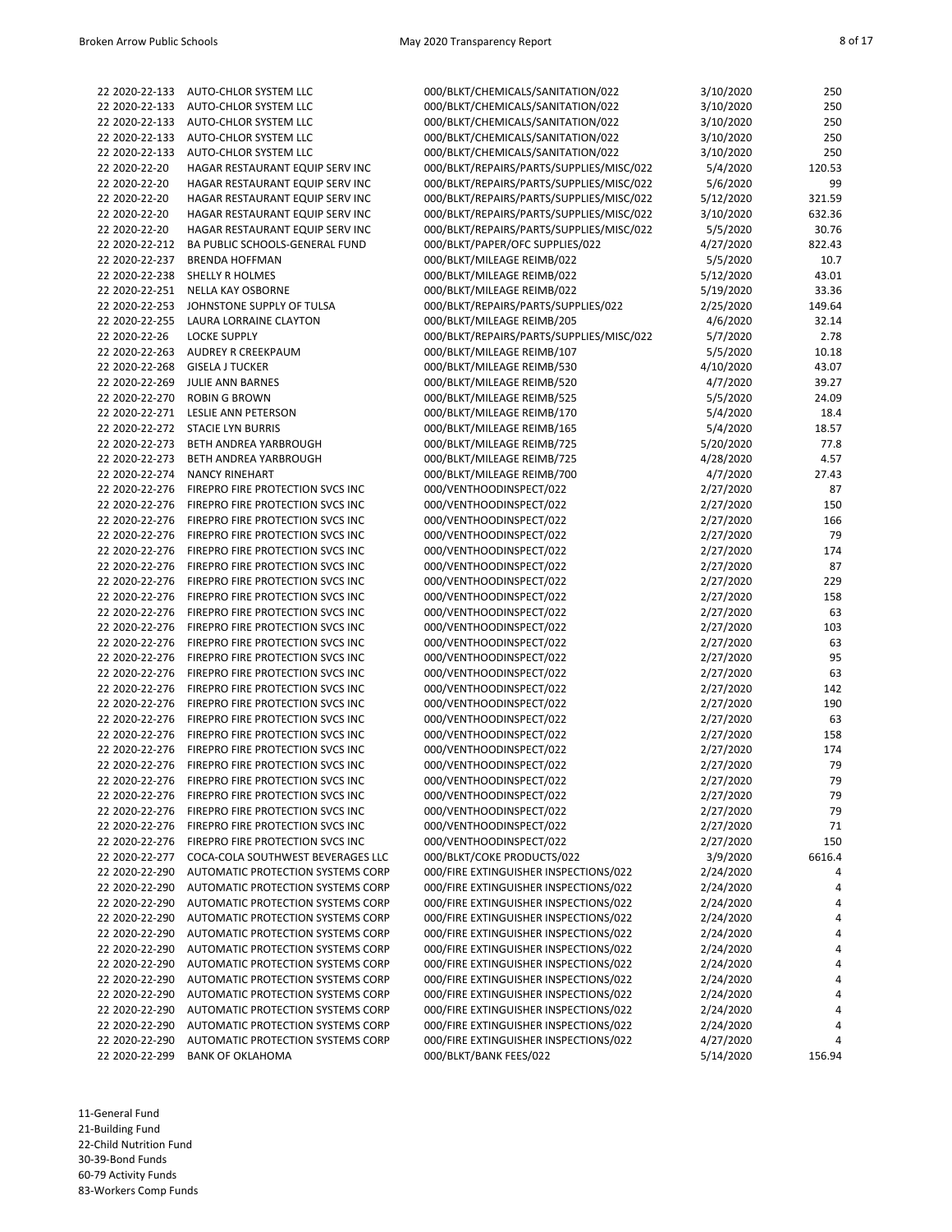| | | | | |
|---|---|---|---|---|
| 22 2020-22-133 | AUTO-CHLOR SYSTEM LLC | 000/BLKT/CHEMICALS/SANITATION/022 | 3/10/2020 | 250 |
| 22 2020-22-133 | AUTO-CHLOR SYSTEM LLC | 000/BLKT/CHEMICALS/SANITATION/022 | 3/10/2020 | 250 |
| 22 2020-22-133 | AUTO-CHLOR SYSTEM LLC | 000/BLKT/CHEMICALS/SANITATION/022 | 3/10/2020 | 250 |
| 22 2020-22-133 | AUTO-CHLOR SYSTEM LLC | 000/BLKT/CHEMICALS/SANITATION/022 | 3/10/2020 | 250 |
| 22 2020-22-133 | AUTO-CHLOR SYSTEM LLC | 000/BLKT/CHEMICALS/SANITATION/022 | 3/10/2020 | 250 |
| 22 2020-22-20 | HAGAR RESTAURANT EQUIP SERV INC | 000/BLKT/REPAIRS/PARTS/SUPPLIES/MISC/022 | 5/4/2020 | 120.53 |
| 22 2020-22-20 | HAGAR RESTAURANT EQUIP SERV INC | 000/BLKT/REPAIRS/PARTS/SUPPLIES/MISC/022 | 5/6/2020 | 99 |
| 22 2020-22-20 | HAGAR RESTAURANT EQUIP SERV INC | 000/BLKT/REPAIRS/PARTS/SUPPLIES/MISC/022 | 5/12/2020 | 321.59 |
| 22 2020-22-20 | HAGAR RESTAURANT EQUIP SERV INC | 000/BLKT/REPAIRS/PARTS/SUPPLIES/MISC/022 | 3/10/2020 | 632.36 |
| 22 2020-22-20 | HAGAR RESTAURANT EQUIP SERV INC | 000/BLKT/REPAIRS/PARTS/SUPPLIES/MISC/022 | 5/5/2020 | 30.76 |
| 22 2020-22-212 | BA PUBLIC SCHOOLS-GENERAL FUND | 000/BLKT/PAPER/OFC SUPPLIES/022 | 4/27/2020 | 822.43 |
| 22 2020-22-237 | BRENDA HOFFMAN | 000/BLKT/MILEAGE REIMB/022 | 5/5/2020 | 10.7 |
| 22 2020-22-238 | SHELLY R HOLMES | 000/BLKT/MILEAGE REIMB/022 | 5/12/2020 | 43.01 |
| 22 2020-22-251 | NELLA KAY OSBORNE | 000/BLKT/MILEAGE REIMB/022 | 5/19/2020 | 33.36 |
| 22 2020-22-253 | JOHNSTONE SUPPLY OF TULSA | 000/BLKT/REPAIRS/PARTS/SUPPLIES/022 | 2/25/2020 | 149.64 |
| 22 2020-22-255 | LAURA LORRAINE CLAYTON | 000/BLKT/MILEAGE REIMB/205 | 4/6/2020 | 32.14 |
| 22 2020-22-26 | LOCKE SUPPLY | 000/BLKT/REPAIRS/PARTS/SUPPLIES/MISC/022 | 5/7/2020 | 2.78 |
| 22 2020-22-263 | AUDREY R CREEKPAUM | 000/BLKT/MILEAGE REIMB/107 | 5/5/2020 | 10.18 |
| 22 2020-22-268 | GISELA J TUCKER | 000/BLKT/MILEAGE REIMB/530 | 4/10/2020 | 43.07 |
| 22 2020-22-269 | JULIE ANN BARNES | 000/BLKT/MILEAGE REIMB/520 | 4/7/2020 | 39.27 |
| 22 2020-22-270 | ROBIN G BROWN | 000/BLKT/MILEAGE REIMB/525 | 5/5/2020 | 24.09 |
| 22 2020-22-271 | LESLIE ANN PETERSON | 000/BLKT/MILEAGE REIMB/170 | 5/4/2020 | 18.4 |
| 22 2020-22-272 | STACIE LYN BURRIS | 000/BLKT/MILEAGE REIMB/165 | 5/4/2020 | 18.57 |
| 22 2020-22-273 | BETH ANDREA YARBROUGH | 000/BLKT/MILEAGE REIMB/725 | 5/20/2020 | 77.8 |
| 22 2020-22-273 | BETH ANDREA YARBROUGH | 000/BLKT/MILEAGE REIMB/725 | 4/28/2020 | 4.57 |
| 22 2020-22-274 | NANCY RINEHART | 000/BLKT/MILEAGE REIMB/700 | 4/7/2020 | 27.43 |
| 22 2020-22-276 | FIREPRO FIRE PROTECTION SVCS INC | 000/VENTHOODINSPECT/022 | 2/27/2020 | 87 |
| 22 2020-22-276 | FIREPRO FIRE PROTECTION SVCS INC | 000/VENTHOODINSPECT/022 | 2/27/2020 | 150 |
| 22 2020-22-276 | FIREPRO FIRE PROTECTION SVCS INC | 000/VENTHOODINSPECT/022 | 2/27/2020 | 166 |
| 22 2020-22-276 | FIREPRO FIRE PROTECTION SVCS INC | 000/VENTHOODINSPECT/022 | 2/27/2020 | 79 |
| 22 2020-22-276 | FIREPRO FIRE PROTECTION SVCS INC | 000/VENTHOODINSPECT/022 | 2/27/2020 | 174 |
| 22 2020-22-276 | FIREPRO FIRE PROTECTION SVCS INC | 000/VENTHOODINSPECT/022 | 2/27/2020 | 87 |
| 22 2020-22-276 | FIREPRO FIRE PROTECTION SVCS INC | 000/VENTHOODINSPECT/022 | 2/27/2020 | 229 |
| 22 2020-22-276 | FIREPRO FIRE PROTECTION SVCS INC | 000/VENTHOODINSPECT/022 | 2/27/2020 | 158 |
| 22 2020-22-276 | FIREPRO FIRE PROTECTION SVCS INC | 000/VENTHOODINSPECT/022 | 2/27/2020 | 63 |
| 22 2020-22-276 | FIREPRO FIRE PROTECTION SVCS INC | 000/VENTHOODINSPECT/022 | 2/27/2020 | 103 |
| 22 2020-22-276 | FIREPRO FIRE PROTECTION SVCS INC | 000/VENTHOODINSPECT/022 | 2/27/2020 | 63 |
| 22 2020-22-276 | FIREPRO FIRE PROTECTION SVCS INC | 000/VENTHOODINSPECT/022 | 2/27/2020 | 95 |
| 22 2020-22-276 | FIREPRO FIRE PROTECTION SVCS INC | 000/VENTHOODINSPECT/022 | 2/27/2020 | 63 |
| 22 2020-22-276 | FIREPRO FIRE PROTECTION SVCS INC | 000/VENTHOODINSPECT/022 | 2/27/2020 | 142 |
| 22 2020-22-276 | FIREPRO FIRE PROTECTION SVCS INC | 000/VENTHOODINSPECT/022 | 2/27/2020 | 190 |
| 22 2020-22-276 | FIREPRO FIRE PROTECTION SVCS INC | 000/VENTHOODINSPECT/022 | 2/27/2020 | 63 |
| 22 2020-22-276 | FIREPRO FIRE PROTECTION SVCS INC | 000/VENTHOODINSPECT/022 | 2/27/2020 | 158 |
| 22 2020-22-276 | FIREPRO FIRE PROTECTION SVCS INC | 000/VENTHOODINSPECT/022 | 2/27/2020 | 174 |
| 22 2020-22-276 | FIREPRO FIRE PROTECTION SVCS INC | 000/VENTHOODINSPECT/022 | 2/27/2020 | 79 |
| 22 2020-22-276 | FIREPRO FIRE PROTECTION SVCS INC | 000/VENTHOODINSPECT/022 | 2/27/2020 | 79 |
| 22 2020-22-276 | FIREPRO FIRE PROTECTION SVCS INC | 000/VENTHOODINSPECT/022 | 2/27/2020 | 79 |
| 22 2020-22-276 | FIREPRO FIRE PROTECTION SVCS INC | 000/VENTHOODINSPECT/022 | 2/27/2020 | 79 |
| 22 2020-22-276 | FIREPRO FIRE PROTECTION SVCS INC | 000/VENTHOODINSPECT/022 | 2/27/2020 | 71 |
| 22 2020-22-276 | FIREPRO FIRE PROTECTION SVCS INC | 000/VENTHOODINSPECT/022 | 2/27/2020 | 150 |
| 22 2020-22-277 | COCA-COLA SOUTHWEST BEVERAGES LLC | 000/BLKT/COKE PRODUCTS/022 | 3/9/2020 | 6616.4 |
| 22 2020-22-290 | AUTOMATIC PROTECTION SYSTEMS CORP | 000/FIRE EXTINGUISHER INSPECTIONS/022 | 2/24/2020 | 4 |
| 22 2020-22-290 | AUTOMATIC PROTECTION SYSTEMS CORP | 000/FIRE EXTINGUISHER INSPECTIONS/022 | 2/24/2020 | 4 |
| 22 2020-22-290 | AUTOMATIC PROTECTION SYSTEMS CORP | 000/FIRE EXTINGUISHER INSPECTIONS/022 | 2/24/2020 | 4 |
| 22 2020-22-290 | AUTOMATIC PROTECTION SYSTEMS CORP | 000/FIRE EXTINGUISHER INSPECTIONS/022 | 2/24/2020 | 4 |
| 22 2020-22-290 | AUTOMATIC PROTECTION SYSTEMS CORP | 000/FIRE EXTINGUISHER INSPECTIONS/022 | 2/24/2020 | 4 |
| 22 2020-22-290 | AUTOMATIC PROTECTION SYSTEMS CORP | 000/FIRE EXTINGUISHER INSPECTIONS/022 | 2/24/2020 | 4 |
| 22 2020-22-290 | AUTOMATIC PROTECTION SYSTEMS CORP | 000/FIRE EXTINGUISHER INSPECTIONS/022 | 2/24/2020 | 4 |
| 22 2020-22-290 | AUTOMATIC PROTECTION SYSTEMS CORP | 000/FIRE EXTINGUISHER INSPECTIONS/022 | 2/24/2020 | 4 |
| 22 2020-22-290 | AUTOMATIC PROTECTION SYSTEMS CORP | 000/FIRE EXTINGUISHER INSPECTIONS/022 | 2/24/2020 | 4 |
| 22 2020-22-290 | AUTOMATIC PROTECTION SYSTEMS CORP | 000/FIRE EXTINGUISHER INSPECTIONS/022 | 2/24/2020 | 4 |
| 22 2020-22-290 | AUTOMATIC PROTECTION SYSTEMS CORP | 000/FIRE EXTINGUISHER INSPECTIONS/022 | 2/24/2020 | 4 |
| 22 2020-22-290 | AUTOMATIC PROTECTION SYSTEMS CORP | 000/FIRE EXTINGUISHER INSPECTIONS/022 | 4/27/2020 | 4 |
| 22 2020-22-299 | BANK OF OKLAHOMA | 000/BLKT/BANK FEES/022 | 5/14/2020 | 156.94 |

11-General Fund
21-Building Fund
22-Child Nutrition Fund
30-39-Bond Funds
60-79 Activity Funds
83-Workers Comp Funds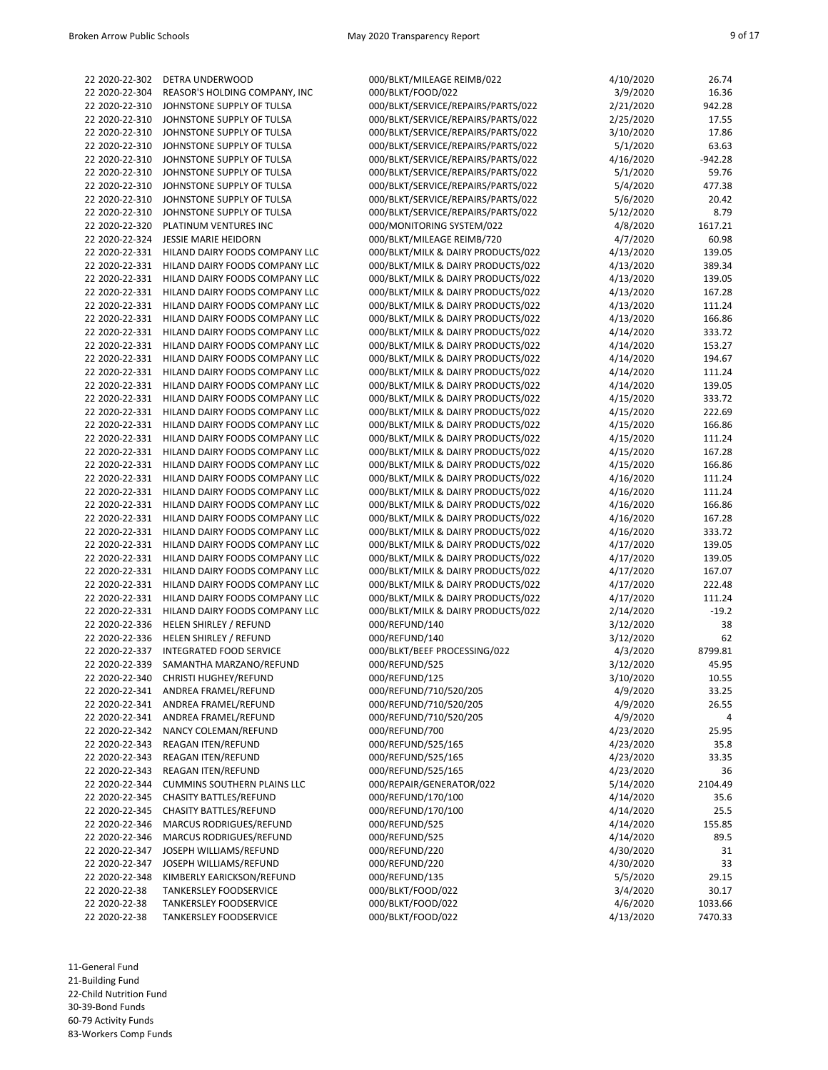| | | | | |
|---|---|---|---|---|
| 22 2020-22-302 | DETRA UNDERWOOD | 000/BLKT/MILEAGE REIMB/022 | 4/10/2020 | 26.74 |
| 22 2020-22-304 | REASOR'S HOLDING COMPANY, INC | 000/BLKT/FOOD/022 | 3/9/2020 | 16.36 |
| 22 2020-22-310 | JOHNSTONE SUPPLY OF TULSA | 000/BLKT/SERVICE/REPAIRS/PARTS/022 | 2/21/2020 | 942.28 |
| 22 2020-22-310 | JOHNSTONE SUPPLY OF TULSA | 000/BLKT/SERVICE/REPAIRS/PARTS/022 | 2/25/2020 | 17.55 |
| 22 2020-22-310 | JOHNSTONE SUPPLY OF TULSA | 000/BLKT/SERVICE/REPAIRS/PARTS/022 | 3/10/2020 | 17.86 |
| 22 2020-22-310 | JOHNSTONE SUPPLY OF TULSA | 000/BLKT/SERVICE/REPAIRS/PARTS/022 | 5/1/2020 | 63.63 |
| 22 2020-22-310 | JOHNSTONE SUPPLY OF TULSA | 000/BLKT/SERVICE/REPAIRS/PARTS/022 | 4/16/2020 | -942.28 |
| 22 2020-22-310 | JOHNSTONE SUPPLY OF TULSA | 000/BLKT/SERVICE/REPAIRS/PARTS/022 | 5/1/2020 | 59.76 |
| 22 2020-22-310 | JOHNSTONE SUPPLY OF TULSA | 000/BLKT/SERVICE/REPAIRS/PARTS/022 | 5/4/2020 | 477.38 |
| 22 2020-22-310 | JOHNSTONE SUPPLY OF TULSA | 000/BLKT/SERVICE/REPAIRS/PARTS/022 | 5/6/2020 | 20.42 |
| 22 2020-22-310 | JOHNSTONE SUPPLY OF TULSA | 000/BLKT/SERVICE/REPAIRS/PARTS/022 | 5/12/2020 | 8.79 |
| 22 2020-22-320 | PLATINUM VENTURES INC | 000/MONITORING SYSTEM/022 | 4/8/2020 | 1617.21 |
| 22 2020-22-324 | JESSIE MARIE HEIDORN | 000/BLKT/MILEAGE REIMB/720 | 4/7/2020 | 60.98 |
| 22 2020-22-331 | HILAND DAIRY FOODS COMPANY LLC | 000/BLKT/MILK & DAIRY PRODUCTS/022 | 4/13/2020 | 139.05 |
| 22 2020-22-331 | HILAND DAIRY FOODS COMPANY LLC | 000/BLKT/MILK & DAIRY PRODUCTS/022 | 4/13/2020 | 389.34 |
| 22 2020-22-331 | HILAND DAIRY FOODS COMPANY LLC | 000/BLKT/MILK & DAIRY PRODUCTS/022 | 4/13/2020 | 139.05 |
| 22 2020-22-331 | HILAND DAIRY FOODS COMPANY LLC | 000/BLKT/MILK & DAIRY PRODUCTS/022 | 4/13/2020 | 167.28 |
| 22 2020-22-331 | HILAND DAIRY FOODS COMPANY LLC | 000/BLKT/MILK & DAIRY PRODUCTS/022 | 4/13/2020 | 111.24 |
| 22 2020-22-331 | HILAND DAIRY FOODS COMPANY LLC | 000/BLKT/MILK & DAIRY PRODUCTS/022 | 4/13/2020 | 166.86 |
| 22 2020-22-331 | HILAND DAIRY FOODS COMPANY LLC | 000/BLKT/MILK & DAIRY PRODUCTS/022 | 4/14/2020 | 333.72 |
| 22 2020-22-331 | HILAND DAIRY FOODS COMPANY LLC | 000/BLKT/MILK & DAIRY PRODUCTS/022 | 4/14/2020 | 153.27 |
| 22 2020-22-331 | HILAND DAIRY FOODS COMPANY LLC | 000/BLKT/MILK & DAIRY PRODUCTS/022 | 4/14/2020 | 194.67 |
| 22 2020-22-331 | HILAND DAIRY FOODS COMPANY LLC | 000/BLKT/MILK & DAIRY PRODUCTS/022 | 4/14/2020 | 111.24 |
| 22 2020-22-331 | HILAND DAIRY FOODS COMPANY LLC | 000/BLKT/MILK & DAIRY PRODUCTS/022 | 4/14/2020 | 139.05 |
| 22 2020-22-331 | HILAND DAIRY FOODS COMPANY LLC | 000/BLKT/MILK & DAIRY PRODUCTS/022 | 4/15/2020 | 333.72 |
| 22 2020-22-331 | HILAND DAIRY FOODS COMPANY LLC | 000/BLKT/MILK & DAIRY PRODUCTS/022 | 4/15/2020 | 222.69 |
| 22 2020-22-331 | HILAND DAIRY FOODS COMPANY LLC | 000/BLKT/MILK & DAIRY PRODUCTS/022 | 4/15/2020 | 166.86 |
| 22 2020-22-331 | HILAND DAIRY FOODS COMPANY LLC | 000/BLKT/MILK & DAIRY PRODUCTS/022 | 4/15/2020 | 111.24 |
| 22 2020-22-331 | HILAND DAIRY FOODS COMPANY LLC | 000/BLKT/MILK & DAIRY PRODUCTS/022 | 4/15/2020 | 167.28 |
| 22 2020-22-331 | HILAND DAIRY FOODS COMPANY LLC | 000/BLKT/MILK & DAIRY PRODUCTS/022 | 4/15/2020 | 166.86 |
| 22 2020-22-331 | HILAND DAIRY FOODS COMPANY LLC | 000/BLKT/MILK & DAIRY PRODUCTS/022 | 4/16/2020 | 111.24 |
| 22 2020-22-331 | HILAND DAIRY FOODS COMPANY LLC | 000/BLKT/MILK & DAIRY PRODUCTS/022 | 4/16/2020 | 111.24 |
| 22 2020-22-331 | HILAND DAIRY FOODS COMPANY LLC | 000/BLKT/MILK & DAIRY PRODUCTS/022 | 4/16/2020 | 166.86 |
| 22 2020-22-331 | HILAND DAIRY FOODS COMPANY LLC | 000/BLKT/MILK & DAIRY PRODUCTS/022 | 4/16/2020 | 167.28 |
| 22 2020-22-331 | HILAND DAIRY FOODS COMPANY LLC | 000/BLKT/MILK & DAIRY PRODUCTS/022 | 4/16/2020 | 333.72 |
| 22 2020-22-331 | HILAND DAIRY FOODS COMPANY LLC | 000/BLKT/MILK & DAIRY PRODUCTS/022 | 4/17/2020 | 139.05 |
| 22 2020-22-331 | HILAND DAIRY FOODS COMPANY LLC | 000/BLKT/MILK & DAIRY PRODUCTS/022 | 4/17/2020 | 139.05 |
| 22 2020-22-331 | HILAND DAIRY FOODS COMPANY LLC | 000/BLKT/MILK & DAIRY PRODUCTS/022 | 4/17/2020 | 167.07 |
| 22 2020-22-331 | HILAND DAIRY FOODS COMPANY LLC | 000/BLKT/MILK & DAIRY PRODUCTS/022 | 4/17/2020 | 222.48 |
| 22 2020-22-331 | HILAND DAIRY FOODS COMPANY LLC | 000/BLKT/MILK & DAIRY PRODUCTS/022 | 4/17/2020 | 111.24 |
| 22 2020-22-331 | HILAND DAIRY FOODS COMPANY LLC | 000/BLKT/MILK & DAIRY PRODUCTS/022 | 2/14/2020 | -19.2 |
| 22 2020-22-336 | HELEN SHIRLEY / REFUND | 000/REFUND/140 | 3/12/2020 | 38 |
| 22 2020-22-336 | HELEN SHIRLEY / REFUND | 000/REFUND/140 | 3/12/2020 | 62 |
| 22 2020-22-337 | INTEGRATED FOOD SERVICE | 000/BLKT/BEEF PROCESSING/022 | 4/3/2020 | 8799.81 |
| 22 2020-22-339 | SAMANTHA MARZANO/REFUND | 000/REFUND/525 | 3/12/2020 | 45.95 |
| 22 2020-22-340 | CHRISTI HUGHEY/REFUND | 000/REFUND/125 | 3/10/2020 | 10.55 |
| 22 2020-22-341 | ANDREA FRAMEL/REFUND | 000/REFUND/710/520/205 | 4/9/2020 | 33.25 |
| 22 2020-22-341 | ANDREA FRAMEL/REFUND | 000/REFUND/710/520/205 | 4/9/2020 | 26.55 |
| 22 2020-22-341 | ANDREA FRAMEL/REFUND | 000/REFUND/710/520/205 | 4/9/2020 | 4 |
| 22 2020-22-342 | NANCY COLEMAN/REFUND | 000/REFUND/700 | 4/23/2020 | 25.95 |
| 22 2020-22-343 | REAGAN ITEN/REFUND | 000/REFUND/525/165 | 4/23/2020 | 35.8 |
| 22 2020-22-343 | REAGAN ITEN/REFUND | 000/REFUND/525/165 | 4/23/2020 | 33.35 |
| 22 2020-22-343 | REAGAN ITEN/REFUND | 000/REFUND/525/165 | 4/23/2020 | 36 |
| 22 2020-22-344 | CUMMINS SOUTHERN PLAINS LLC | 000/REPAIR/GENERATOR/022 | 5/14/2020 | 2104.49 |
| 22 2020-22-345 | CHASITY BATTLES/REFUND | 000/REFUND/170/100 | 4/14/2020 | 35.6 |
| 22 2020-22-345 | CHASITY BATTLES/REFUND | 000/REFUND/170/100 | 4/14/2020 | 25.5 |
| 22 2020-22-346 | MARCUS RODRIGUES/REFUND | 000/REFUND/525 | 4/14/2020 | 155.85 |
| 22 2020-22-346 | MARCUS RODRIGUES/REFUND | 000/REFUND/525 | 4/14/2020 | 89.5 |
| 22 2020-22-347 | JOSEPH WILLIAMS/REFUND | 000/REFUND/220 | 4/30/2020 | 31 |
| 22 2020-22-347 | JOSEPH WILLIAMS/REFUND | 000/REFUND/220 | 4/30/2020 | 33 |
| 22 2020-22-348 | KIMBERLY EARICKSON/REFUND | 000/REFUND/135 | 5/5/2020 | 29.15 |
| 22 2020-22-38 | TANKERSLEY FOODSERVICE | 000/BLKT/FOOD/022 | 3/4/2020 | 30.17 |
| 22 2020-22-38 | TANKERSLEY FOODSERVICE | 000/BLKT/FOOD/022 | 4/6/2020 | 1033.66 |
| 22 2020-22-38 | TANKERSLEY FOODSERVICE | 000/BLKT/FOOD/022 | 4/13/2020 | 7470.33 |

11-General Fund
21-Building Fund
22-Child Nutrition Fund
30-39-Bond Funds
60-79 Activity Funds
83-Workers Comp Funds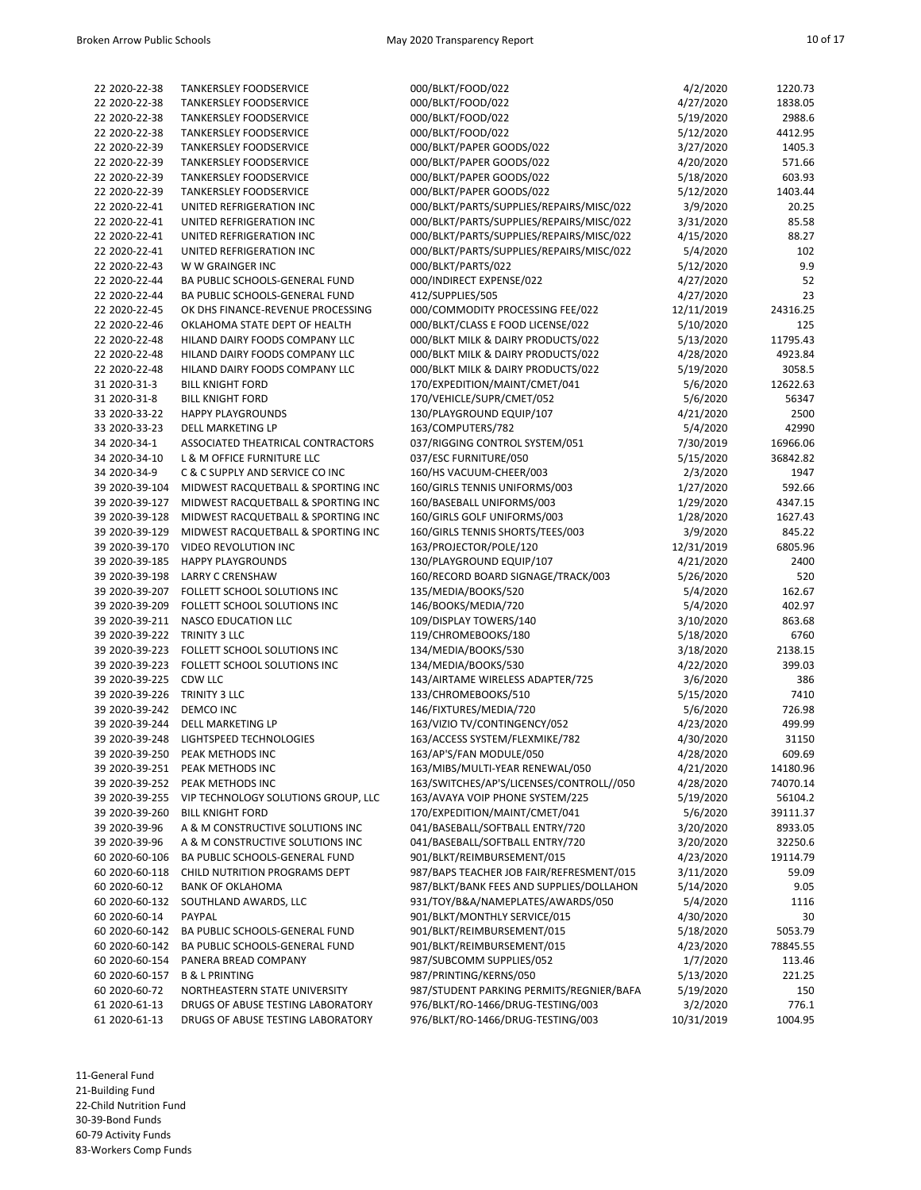| | | | | |
|---|---|---|---|---|
| 22 2020-22-38 | TANKERSLEY FOODSERVICE | 000/BLKT/FOOD/022 | 4/2/2020 | 1220.73 |
| 22 2020-22-38 | TANKERSLEY FOODSERVICE | 000/BLKT/FOOD/022 | 4/27/2020 | 1838.05 |
| 22 2020-22-38 | TANKERSLEY FOODSERVICE | 000/BLKT/FOOD/022 | 5/19/2020 | 2988.6 |
| 22 2020-22-38 | TANKERSLEY FOODSERVICE | 000/BLKT/FOOD/022 | 5/12/2020 | 4412.95 |
| 22 2020-22-39 | TANKERSLEY FOODSERVICE | 000/BLKT/PAPER GOODS/022 | 3/27/2020 | 1405.3 |
| 22 2020-22-39 | TANKERSLEY FOODSERVICE | 000/BLKT/PAPER GOODS/022 | 4/20/2020 | 571.66 |
| 22 2020-22-39 | TANKERSLEY FOODSERVICE | 000/BLKT/PAPER GOODS/022 | 5/18/2020 | 603.93 |
| 22 2020-22-39 | TANKERSLEY FOODSERVICE | 000/BLKT/PAPER GOODS/022 | 5/12/2020 | 1403.44 |
| 22 2020-22-41 | UNITED REFRIGERATION INC | 000/BLKT/PARTS/SUPPLIES/REPAIRS/MISC/022 | 3/9/2020 | 20.25 |
| 22 2020-22-41 | UNITED REFRIGERATION INC | 000/BLKT/PARTS/SUPPLIES/REPAIRS/MISC/022 | 3/31/2020 | 85.58 |
| 22 2020-22-41 | UNITED REFRIGERATION INC | 000/BLKT/PARTS/SUPPLIES/REPAIRS/MISC/022 | 4/15/2020 | 88.27 |
| 22 2020-22-41 | UNITED REFRIGERATION INC | 000/BLKT/PARTS/SUPPLIES/REPAIRS/MISC/022 | 5/4/2020 | 102 |
| 22 2020-22-43 | W W GRAINGER INC | 000/BLKT/PARTS/022 | 5/12/2020 | 9.9 |
| 22 2020-22-44 | BA PUBLIC SCHOOLS-GENERAL FUND | 000/INDIRECT EXPENSE/022 | 4/27/2020 | 52 |
| 22 2020-22-44 | BA PUBLIC SCHOOLS-GENERAL FUND | 412/SUPPLIES/505 | 4/27/2020 | 23 |
| 22 2020-22-45 | OK DHS FINANCE-REVENUE PROCESSING | 000/COMMODITY PROCESSING FEE/022 | 12/11/2019 | 24316.25 |
| 22 2020-22-46 | OKLAHOMA STATE DEPT OF HEALTH | 000/BLKT/CLASS E FOOD LICENSE/022 | 5/10/2020 | 125 |
| 22 2020-22-48 | HILAND DAIRY FOODS COMPANY LLC | 000/BLKT MILK & DAIRY PRODUCTS/022 | 5/13/2020 | 11795.43 |
| 22 2020-22-48 | HILAND DAIRY FOODS COMPANY LLC | 000/BLKT MILK & DAIRY PRODUCTS/022 | 4/28/2020 | 4923.84 |
| 22 2020-22-48 | HILAND DAIRY FOODS COMPANY LLC | 000/BLKT MILK & DAIRY PRODUCTS/022 | 5/19/2020 | 3058.5 |
| 31 2020-31-3 | BILL KNIGHT FORD | 170/EXPEDITION/MAINT/CMET/041 | 5/6/2020 | 12622.63 |
| 31 2020-31-8 | BILL KNIGHT FORD | 170/VEHICLE/SUPR/CMET/052 | 5/6/2020 | 56347 |
| 33 2020-33-22 | HAPPY PLAYGROUNDS | 130/PLAYGROUND EQUIP/107 | 4/21/2020 | 2500 |
| 33 2020-33-23 | DELL MARKETING LP | 163/COMPUTERS/782 | 5/4/2020 | 42990 |
| 34 2020-34-1 | ASSOCIATED THEATRICAL CONTRACTORS | 037/RIGGING CONTROL SYSTEM/051 | 7/30/2019 | 16966.06 |
| 34 2020-34-10 | L & M OFFICE FURNITURE LLC | 037/ESC FURNITURE/050 | 5/15/2020 | 36842.82 |
| 34 2020-34-9 | C & C SUPPLY AND SERVICE CO INC | 160/HS VACUUM-CHEER/003 | 2/3/2020 | 1947 |
| 39 2020-39-104 | MIDWEST RACQUETBALL & SPORTING INC | 160/GIRLS TENNIS UNIFORMS/003 | 1/27/2020 | 592.66 |
| 39 2020-39-127 | MIDWEST RACQUETBALL & SPORTING INC | 160/BASEBALL UNIFORMS/003 | 1/29/2020 | 4347.15 |
| 39 2020-39-128 | MIDWEST RACQUETBALL & SPORTING INC | 160/GIRLS GOLF UNIFORMS/003 | 1/28/2020 | 1627.43 |
| 39 2020-39-129 | MIDWEST RACQUETBALL & SPORTING INC | 160/GIRLS TENNIS SHORTS/TEES/003 | 3/9/2020 | 845.22 |
| 39 2020-39-170 | VIDEO REVOLUTION INC | 163/PROJECTOR/POLE/120 | 12/31/2019 | 6805.96 |
| 39 2020-39-185 | HAPPY PLAYGROUNDS | 130/PLAYGROUND EQUIP/107 | 4/21/2020 | 2400 |
| 39 2020-39-198 | LARRY C CRENSHAW | 160/RECORD BOARD SIGNAGE/TRACK/003 | 5/26/2020 | 520 |
| 39 2020-39-207 | FOLLETT SCHOOL SOLUTIONS INC | 135/MEDIA/BOOKS/520 | 5/4/2020 | 162.67 |
| 39 2020-39-209 | FOLLETT SCHOOL SOLUTIONS INC | 146/BOOKS/MEDIA/720 | 5/4/2020 | 402.97 |
| 39 2020-39-211 | NASCO EDUCATION LLC | 109/DISPLAY TOWERS/140 | 3/10/2020 | 863.68 |
| 39 2020-39-222 | TRINITY 3 LLC | 119/CHROMEBOOKS/180 | 5/18/2020 | 6760 |
| 39 2020-39-223 | FOLLETT SCHOOL SOLUTIONS INC | 134/MEDIA/BOOKS/530 | 3/18/2020 | 2138.15 |
| 39 2020-39-223 | FOLLETT SCHOOL SOLUTIONS INC | 134/MEDIA/BOOKS/530 | 4/22/2020 | 399.03 |
| 39 2020-39-225 | CDW LLC | 143/AIRTAME WIRELESS ADAPTER/725 | 3/6/2020 | 386 |
| 39 2020-39-226 | TRINITY 3 LLC | 133/CHROMEBOOKS/510 | 5/15/2020 | 7410 |
| 39 2020-39-242 | DEMCO INC | 146/FIXTURES/MEDIA/720 | 5/6/2020 | 726.98 |
| 39 2020-39-244 | DELL MARKETING LP | 163/VIZIO TV/CONTINGENCY/052 | 4/23/2020 | 499.99 |
| 39 2020-39-248 | LIGHTSPEED TECHNOLOGIES | 163/ACCESS SYSTEM/FLEXMIKE/782 | 4/30/2020 | 31150 |
| 39 2020-39-250 | PEAK METHODS INC | 163/AP'S/FAN MODULE/050 | 4/28/2020 | 609.69 |
| 39 2020-39-251 | PEAK METHODS INC | 163/MIBS/MULTI-YEAR RENEWAL/050 | 4/21/2020 | 14180.96 |
| 39 2020-39-252 | PEAK METHODS INC | 163/SWITCHES/AP'S/LICENSES/CONTROLL//050 | 4/28/2020 | 74070.14 |
| 39 2020-39-255 | VIP TECHNOLOGY SOLUTIONS GROUP, LLC | 163/AVAYA VOIP PHONE SYSTEM/225 | 5/19/2020 | 56104.2 |
| 39 2020-39-260 | BILL KNIGHT FORD | 170/EXPEDITION/MAINT/CMET/041 | 5/6/2020 | 39111.37 |
| 39 2020-39-96 | A & M CONSTRUCTIVE SOLUTIONS INC | 041/BASEBALL/SOFTBALL ENTRY/720 | 3/20/2020 | 8933.05 |
| 39 2020-39-96 | A & M CONSTRUCTIVE SOLUTIONS INC | 041/BASEBALL/SOFTBALL ENTRY/720 | 3/20/2020 | 32250.6 |
| 60 2020-60-106 | BA PUBLIC SCHOOLS-GENERAL FUND | 901/BLKT/REIMBURSEMENT/015 | 4/23/2020 | 19114.79 |
| 60 2020-60-118 | CHILD NUTRITION PROGRAMS DEPT | 987/BAPS TEACHER JOB FAIR/REFRESMENT/015 | 3/11/2020 | 59.09 |
| 60 2020-60-12 | BANK OF OKLAHOMA | 987/BLKT/BANK FEES AND SUPPLIES/DOLLAHON | 5/14/2020 | 9.05 |
| 60 2020-60-132 | SOUTHLAND AWARDS, LLC | 931/TOY/B&A/NAMEPLATES/AWARDS/050 | 5/4/2020 | 1116 |
| 60 2020-60-14 | PAYPAL | 901/BLKT/MONTHLY SERVICE/015 | 4/30/2020 | 30 |
| 60 2020-60-142 | BA PUBLIC SCHOOLS-GENERAL FUND | 901/BLKT/REIMBURSEMENT/015 | 5/18/2020 | 5053.79 |
| 60 2020-60-142 | BA PUBLIC SCHOOLS-GENERAL FUND | 901/BLKT/REIMBURSEMENT/015 | 4/23/2020 | 78845.55 |
| 60 2020-60-154 | PANERA BREAD COMPANY | 987/SUBCOMM SUPPLIES/052 | 1/7/2020 | 113.46 |
| 60 2020-60-157 | B & L PRINTING | 987/PRINTING/KERNS/050 | 5/13/2020 | 221.25 |
| 60 2020-60-72 | NORTHEASTERN STATE UNIVERSITY | 987/STUDENT PARKING PERMITS/REGNIER/BAFA | 5/19/2020 | 150 |
| 61 2020-61-13 | DRUGS OF ABUSE TESTING LABORATORY | 976/BLKT/RO-1466/DRUG-TESTING/003 | 3/2/2020 | 776.1 |
| 61 2020-61-13 | DRUGS OF ABUSE TESTING LABORATORY | 976/BLKT/RO-1466/DRUG-TESTING/003 | 10/31/2019 | 1004.95 |

11-General Fund
21-Building Fund
22-Child Nutrition Fund
30-39-Bond Funds
60-79 Activity Funds
83-Workers Comp Funds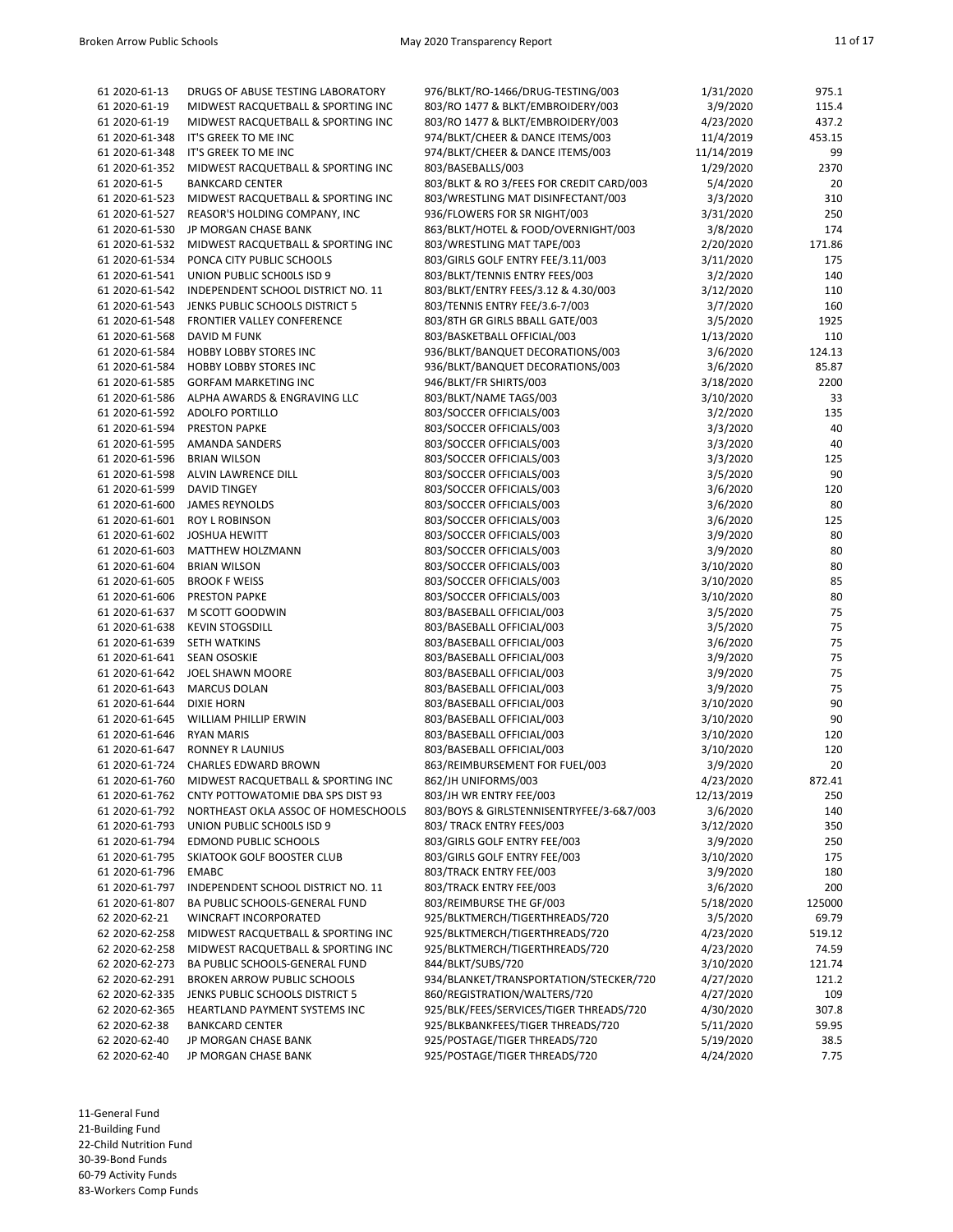| | | | | |
|---|---|---|---|---|
| 61 2020-61-13 | DRUGS OF ABUSE TESTING LABORATORY | 976/BLKT/RO-1466/DRUG-TESTING/003 | 1/31/2020 | 975.1 |
| 61 2020-61-19 | MIDWEST RACQUETBALL & SPORTING INC | 803/RO 1477 & BLKT/EMBROIDERY/003 | 3/9/2020 | 115.4 |
| 61 2020-61-19 | MIDWEST RACQUETBALL & SPORTING INC | 803/RO 1477 & BLKT/EMBROIDERY/003 | 4/23/2020 | 437.2 |
| 61 2020-61-348 | IT'S GREEK TO ME INC | 974/BLKT/CHEER & DANCE ITEMS/003 | 11/4/2019 | 453.15 |
| 61 2020-61-348 | IT'S GREEK TO ME INC | 974/BLKT/CHEER & DANCE ITEMS/003 | 11/14/2019 | 99 |
| 61 2020-61-352 | MIDWEST RACQUETBALL & SPORTING INC | 803/BASEBALLS/003 | 1/29/2020 | 2370 |
| 61 2020-61-5 | BANKCARD CENTER | 803/BLKT & RO 3/FEES FOR CREDIT CARD/003 | 5/4/2020 | 20 |
| 61 2020-61-523 | MIDWEST RACQUETBALL & SPORTING INC | 803/WRESTLING MAT DISINFECTANT/003 | 3/3/2020 | 310 |
| 61 2020-61-527 | REASOR'S HOLDING COMPANY, INC | 936/FLOWERS FOR SR NIGHT/003 | 3/31/2020 | 250 |
| 61 2020-61-530 | JP MORGAN CHASE BANK | 863/BLKT/HOTEL & FOOD/OVERNIGHT/003 | 3/8/2020 | 174 |
| 61 2020-61-532 | MIDWEST RACQUETBALL & SPORTING INC | 803/WRESTLING MAT TAPE/003 | 2/20/2020 | 171.86 |
| 61 2020-61-534 | PONCA CITY PUBLIC SCHOOLS | 803/GIRLS GOLF ENTRY FEE/3.11/003 | 3/11/2020 | 175 |
| 61 2020-61-541 | UNION PUBLIC SCH00LS ISD 9 | 803/BLKT/TENNIS ENTRY FEES/003 | 3/2/2020 | 140 |
| 61 2020-61-542 | INDEPENDENT SCHOOL DISTRICT NO. 11 | 803/BLKT/ENTRY FEES/3.12 & 4.30/003 | 3/12/2020 | 110 |
| 61 2020-61-543 | JENKS PUBLIC SCHOOLS DISTRICT 5 | 803/TENNIS ENTRY FEE/3.6-7/003 | 3/7/2020 | 160 |
| 61 2020-61-548 | FRONTIER VALLEY CONFERENCE | 803/8TH GR GIRLS BBALL GATE/003 | 3/5/2020 | 1925 |
| 61 2020-61-568 | DAVID M FUNK | 803/BASKETBALL OFFICIAL/003 | 1/13/2020 | 110 |
| 61 2020-61-584 | HOBBY LOBBY STORES INC | 936/BLKT/BANQUET DECORATIONS/003 | 3/6/2020 | 124.13 |
| 61 2020-61-584 | HOBBY LOBBY STORES INC | 936/BLKT/BANQUET DECORATIONS/003 | 3/6/2020 | 85.87 |
| 61 2020-61-585 | GORFAM MARKETING INC | 946/BLKT/FR SHIRTS/003 | 3/18/2020 | 2200 |
| 61 2020-61-586 | ALPHA AWARDS & ENGRAVING LLC | 803/BLKT/NAME TAGS/003 | 3/10/2020 | 33 |
| 61 2020-61-592 | ADOLFO PORTILLO | 803/SOCCER OFFICIALS/003 | 3/2/2020 | 135 |
| 61 2020-61-594 | PRESTON PAPKE | 803/SOCCER OFFICIALS/003 | 3/3/2020 | 40 |
| 61 2020-61-595 | AMANDA SANDERS | 803/SOCCER OFFICIALS/003 | 3/3/2020 | 40 |
| 61 2020-61-596 | BRIAN WILSON | 803/SOCCER OFFICIALS/003 | 3/3/2020 | 125 |
| 61 2020-61-598 | ALVIN LAWRENCE DILL | 803/SOCCER OFFICIALS/003 | 3/5/2020 | 90 |
| 61 2020-61-599 | DAVID TINGEY | 803/SOCCER OFFICIALS/003 | 3/6/2020 | 120 |
| 61 2020-61-600 | JAMES REYNOLDS | 803/SOCCER OFFICIALS/003 | 3/6/2020 | 80 |
| 61 2020-61-601 | ROY L ROBINSON | 803/SOCCER OFFICIALS/003 | 3/6/2020 | 125 |
| 61 2020-61-602 | JOSHUA HEWITT | 803/SOCCER OFFICIALS/003 | 3/9/2020 | 80 |
| 61 2020-61-603 | MATTHEW HOLZMANN | 803/SOCCER OFFICIALS/003 | 3/9/2020 | 80 |
| 61 2020-61-604 | BRIAN WILSON | 803/SOCCER OFFICIALS/003 | 3/10/2020 | 80 |
| 61 2020-61-605 | BROOK F WEISS | 803/SOCCER OFFICIALS/003 | 3/10/2020 | 85 |
| 61 2020-61-606 | PRESTON PAPKE | 803/SOCCER OFFICIALS/003 | 3/10/2020 | 80 |
| 61 2020-61-637 | M SCOTT GOODWIN | 803/BASEBALL OFFICIAL/003 | 3/5/2020 | 75 |
| 61 2020-61-638 | KEVIN STOGSDILL | 803/BASEBALL OFFICIAL/003 | 3/5/2020 | 75 |
| 61 2020-61-639 | SETH WATKINS | 803/BASEBALL OFFICIAL/003 | 3/6/2020 | 75 |
| 61 2020-61-641 | SEAN OSOSKIE | 803/BASEBALL OFFICIAL/003 | 3/9/2020 | 75 |
| 61 2020-61-642 | JOEL SHAWN MOORE | 803/BASEBALL OFFICIAL/003 | 3/9/2020 | 75 |
| 61 2020-61-643 | MARCUS DOLAN | 803/BASEBALL OFFICIAL/003 | 3/9/2020 | 75 |
| 61 2020-61-644 | DIXIE HORN | 803/BASEBALL OFFICIAL/003 | 3/10/2020 | 90 |
| 61 2020-61-645 | WILLIAM PHILLIP ERWIN | 803/BASEBALL OFFICIAL/003 | 3/10/2020 | 90 |
| 61 2020-61-646 | RYAN MARIS | 803/BASEBALL OFFICIAL/003 | 3/10/2020 | 120 |
| 61 2020-61-647 | RONNEY R LAUNIUS | 803/BASEBALL OFFICIAL/003 | 3/10/2020 | 120 |
| 61 2020-61-724 | CHARLES EDWARD BROWN | 863/REIMBURSEMENT FOR FUEL/003 | 3/9/2020 | 20 |
| 61 2020-61-760 | MIDWEST RACQUETBALL & SPORTING INC | 862/JH UNIFORMS/003 | 4/23/2020 | 872.41 |
| 61 2020-61-762 | CNTY POTTOWATOMIE DBA SPS DIST 93 | 803/JH WR ENTRY FEE/003 | 12/13/2019 | 250 |
| 61 2020-61-792 | NORTHEAST OKLA ASSOC OF HOMESCHOOLS | 803/BOYS & GIRLSTENNISENTRYFEE/3-6&7/003 | 3/6/2020 | 140 |
| 61 2020-61-793 | UNION PUBLIC SCH00LS ISD 9 | 803/ TRACK ENTRY FEES/003 | 3/12/2020 | 350 |
| 61 2020-61-794 | EDMOND PUBLIC SCHOOLS | 803/GIRLS GOLF ENTRY FEE/003 | 3/9/2020 | 250 |
| 61 2020-61-795 | SKIATOOK GOLF BOOSTER CLUB | 803/GIRLS GOLF ENTRY FEE/003 | 3/10/2020 | 175 |
| 61 2020-61-796 | EMABC | 803/TRACK ENTRY FEE/003 | 3/9/2020 | 180 |
| 61 2020-61-797 | INDEPENDENT SCHOOL DISTRICT NO. 11 | 803/TRACK ENTRY FEE/003 | 3/6/2020 | 200 |
| 61 2020-61-807 | BA PUBLIC SCHOOLS-GENERAL FUND | 803/REIMBURSE THE GF/003 | 5/18/2020 | 125000 |
| 62 2020-62-21 | WINCRAFT INCORPORATED | 925/BLKTMERCH/TIGERTHREADS/720 | 3/5/2020 | 69.79 |
| 62 2020-62-258 | MIDWEST RACQUETBALL & SPORTING INC | 925/BLKTMERCH/TIGERTHREADS/720 | 4/23/2020 | 519.12 |
| 62 2020-62-258 | MIDWEST RACQUETBALL & SPORTING INC | 925/BLKTMERCH/TIGERTHREADS/720 | 4/23/2020 | 74.59 |
| 62 2020-62-273 | BA PUBLIC SCHOOLS-GENERAL FUND | 844/BLKT/SUBS/720 | 3/10/2020 | 121.74 |
| 62 2020-62-291 | BROKEN ARROW PUBLIC SCHOOLS | 934/BLANKET/TRANSPORTATION/STECKER/720 | 4/27/2020 | 121.2 |
| 62 2020-62-335 | JENKS PUBLIC SCHOOLS DISTRICT 5 | 860/REGISTRATION/WALTERS/720 | 4/27/2020 | 109 |
| 62 2020-62-365 | HEARTLAND PAYMENT SYSTEMS INC | 925/BLK/FEES/SERVICES/TIGER THREADS/720 | 4/30/2020 | 307.8 |
| 62 2020-62-38 | BANKCARD CENTER | 925/BLKBANKFEES/TIGER THREADS/720 | 5/11/2020 | 59.95 |
| 62 2020-62-40 | JP MORGAN CHASE BANK | 925/POSTAGE/TIGER THREADS/720 | 5/19/2020 | 38.5 |
| 62 2020-62-40 | JP MORGAN CHASE BANK | 925/POSTAGE/TIGER THREADS/720 | 4/24/2020 | 7.75 |

11-General Fund
21-Building Fund
22-Child Nutrition Fund
30-39-Bond Funds
60-79 Activity Funds
83-Workers Comp Funds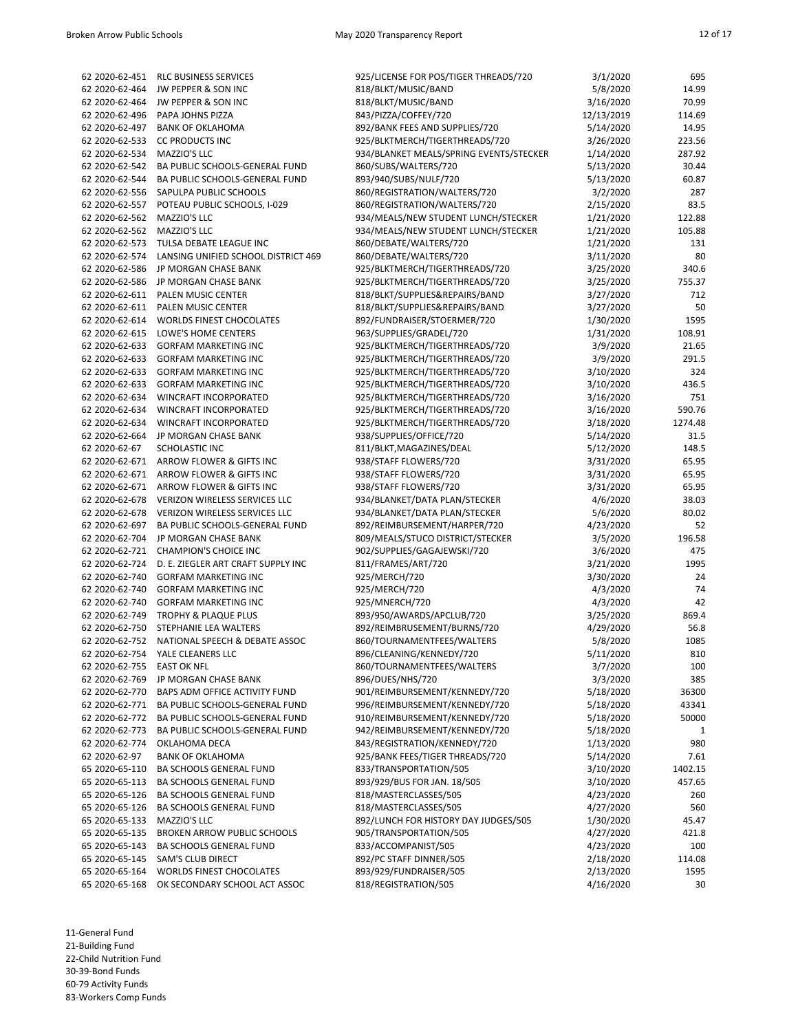| | | | | |
|---|---|---|---|---|
| 62 2020-62-451 | RLC BUSINESS SERVICES | 925/LICENSE FOR POS/TIGER THREADS/720 | 3/1/2020 | 695 |
| 62 2020-62-464 | JW PEPPER & SON INC | 818/BLKT/MUSIC/BAND | 5/8/2020 | 14.99 |
| 62 2020-62-464 | JW PEPPER & SON INC | 818/BLKT/MUSIC/BAND | 3/16/2020 | 70.99 |
| 62 2020-62-496 | PAPA JOHNS PIZZA | 843/PIZZA/COFFEY/720 | 12/13/2019 | 114.69 |
| 62 2020-62-497 | BANK OF OKLAHOMA | 892/BANK FEES AND SUPPLIES/720 | 5/14/2020 | 14.95 |
| 62 2020-62-533 | CC PRODUCTS INC | 925/BLKTMERCH/TIGERTHREADS/720 | 3/26/2020 | 223.56 |
| 62 2020-62-534 | MAZZIO'S LLC | 934/BLANKET MEALS/SPRING EVENTS/STECKER | 1/14/2020 | 287.92 |
| 62 2020-62-542 | BA PUBLIC SCHOOLS-GENERAL FUND | 860/SUBS/WALTERS/720 | 5/13/2020 | 30.44 |
| 62 2020-62-544 | BA PUBLIC SCHOOLS-GENERAL FUND | 893/940/SUBS/NULF/720 | 5/13/2020 | 60.87 |
| 62 2020-62-556 | SAPULPA PUBLIC SCHOOLS | 860/REGISTRATION/WALTERS/720 | 3/2/2020 | 287 |
| 62 2020-62-557 | POTEAU PUBLIC SCHOOLS, I-029 | 860/REGISTRATION/WALTERS/720 | 2/15/2020 | 83.5 |
| 62 2020-62-562 | MAZZIO'S LLC | 934/MEALS/NEW STUDENT LUNCH/STECKER | 1/21/2020 | 122.88 |
| 62 2020-62-562 | MAZZIO'S LLC | 934/MEALS/NEW STUDENT LUNCH/STECKER | 1/21/2020 | 105.88 |
| 62 2020-62-573 | TULSA DEBATE LEAGUE INC | 860/DEBATE/WALTERS/720 | 1/21/2020 | 131 |
| 62 2020-62-574 | LANSING UNIFIED SCHOOL DISTRICT 469 | 860/DEBATE/WALTERS/720 | 3/11/2020 | 80 |
| 62 2020-62-586 | JP MORGAN CHASE BANK | 925/BLKTMERCH/TIGERTHREADS/720 | 3/25/2020 | 340.6 |
| 62 2020-62-586 | JP MORGAN CHASE BANK | 925/BLKTMERCH/TIGERTHREADS/720 | 3/25/2020 | 755.37 |
| 62 2020-62-611 | PALEN MUSIC CENTER | 818/BLKT/SUPPLIES&REPAIRS/BAND | 3/27/2020 | 712 |
| 62 2020-62-611 | PALEN MUSIC CENTER | 818/BLKT/SUPPLIES&REPAIRS/BAND | 3/27/2020 | 50 |
| 62 2020-62-614 | WORLDS FINEST CHOCOLATES | 892/FUNDRAISER/STOERMER/720 | 1/30/2020 | 1595 |
| 62 2020-62-615 | LOWE'S HOME CENTERS | 963/SUPPLIES/GRADEL/720 | 1/31/2020 | 108.91 |
| 62 2020-62-633 | GORFAM MARKETING INC | 925/BLKTMERCH/TIGERTHREADS/720 | 3/9/2020 | 21.65 |
| 62 2020-62-633 | GORFAM MARKETING INC | 925/BLKTMERCH/TIGERTHREADS/720 | 3/9/2020 | 291.5 |
| 62 2020-62-633 | GORFAM MARKETING INC | 925/BLKTMERCH/TIGERTHREADS/720 | 3/10/2020 | 324 |
| 62 2020-62-633 | GORFAM MARKETING INC | 925/BLKTMERCH/TIGERTHREADS/720 | 3/10/2020 | 436.5 |
| 62 2020-62-634 | WINCRAFT INCORPORATED | 925/BLKTMERCH/TIGERTHREADS/720 | 3/16/2020 | 751 |
| 62 2020-62-634 | WINCRAFT INCORPORATED | 925/BLKTMERCH/TIGERTHREADS/720 | 3/16/2020 | 590.76 |
| 62 2020-62-634 | WINCRAFT INCORPORATED | 925/BLKTMERCH/TIGERTHREADS/720 | 3/18/2020 | 1274.48 |
| 62 2020-62-664 | JP MORGAN CHASE BANK | 938/SUPPLIES/OFFICE/720 | 5/14/2020 | 31.5 |
| 62 2020-62-67 | SCHOLASTIC INC | 811/BLKT,MAGAZINES/DEAL | 5/12/2020 | 148.5 |
| 62 2020-62-671 | ARROW FLOWER & GIFTS INC | 938/STAFF FLOWERS/720 | 3/31/2020 | 65.95 |
| 62 2020-62-671 | ARROW FLOWER & GIFTS INC | 938/STAFF FLOWERS/720 | 3/31/2020 | 65.95 |
| 62 2020-62-671 | ARROW FLOWER & GIFTS INC | 938/STAFF FLOWERS/720 | 3/31/2020 | 65.95 |
| 62 2020-62-678 | VERIZON WIRELESS SERVICES LLC | 934/BLANKET/DATA PLAN/STECKER | 4/6/2020 | 38.03 |
| 62 2020-62-678 | VERIZON WIRELESS SERVICES LLC | 934/BLANKET/DATA PLAN/STECKER | 5/6/2020 | 80.02 |
| 62 2020-62-697 | BA PUBLIC SCHOOLS-GENERAL FUND | 892/REIMBURSEMENT/HARPER/720 | 4/23/2020 | 52 |
| 62 2020-62-704 | JP MORGAN CHASE BANK | 809/MEALS/STUCO DISTRICT/STECKER | 3/5/2020 | 196.58 |
| 62 2020-62-721 | CHAMPION'S CHOICE INC | 902/SUPPLIES/GAGAJEWSKI/720 | 3/6/2020 | 475 |
| 62 2020-62-724 | D. E. ZIEGLER ART CRAFT SUPPLY INC | 811/FRAMES/ART/720 | 3/21/2020 | 1995 |
| 62 2020-62-740 | GORFAM MARKETING INC | 925/MERCH/720 | 3/30/2020 | 24 |
| 62 2020-62-740 | GORFAM MARKETING INC | 925/MERCH/720 | 4/3/2020 | 74 |
| 62 2020-62-740 | GORFAM MARKETING INC | 925/MNERCH/720 | 4/3/2020 | 42 |
| 62 2020-62-749 | TROPHY & PLAQUE PLUS | 893/950/AWARDS/APCLUB/720 | 3/25/2020 | 869.4 |
| 62 2020-62-750 | STEPHANIE LEA WALTERS | 892/REIMBRUSEMENT/BURNS/720 | 4/29/2020 | 56.8 |
| 62 2020-62-752 | NATIONAL SPEECH & DEBATE ASSOC | 860/TOURNAMENTFEES/WALTERS | 5/8/2020 | 1085 |
| 62 2020-62-754 | YALE CLEANERS LLC | 896/CLEANING/KENNEDY/720 | 5/11/2020 | 810 |
| 62 2020-62-755 | EAST OK NFL | 860/TOURNAMENTFEES/WALTERS | 3/7/2020 | 100 |
| 62 2020-62-769 | JP MORGAN CHASE BANK | 896/DUES/NHS/720 | 3/3/2020 | 385 |
| 62 2020-62-770 | BAPS ADM OFFICE ACTIVITY FUND | 901/REIMBURSEMENT/KENNEDY/720 | 5/18/2020 | 36300 |
| 62 2020-62-771 | BA PUBLIC SCHOOLS-GENERAL FUND | 996/REIMBURSEMENT/KENNEDY/720 | 5/18/2020 | 43341 |
| 62 2020-62-772 | BA PUBLIC SCHOOLS-GENERAL FUND | 910/REIMBURSEMENT/KENNEDY/720 | 5/18/2020 | 50000 |
| 62 2020-62-773 | BA PUBLIC SCHOOLS-GENERAL FUND | 942/REIMBURSEMENT/KENNEDY/720 | 5/18/2020 | 1 |
| 62 2020-62-774 | OKLAHOMA DECA | 843/REGISTRATION/KENNEDY/720 | 1/13/2020 | 980 |
| 62 2020-62-97 | BANK OF OKLAHOMA | 925/BANK FEES/TIGER THREADS/720 | 5/14/2020 | 7.61 |
| 65 2020-65-110 | BA SCHOOLS GENERAL FUND | 833/TRANSPORTATION/505 | 3/10/2020 | 1402.15 |
| 65 2020-65-113 | BA SCHOOLS GENERAL FUND | 893/929/BUS FOR JAN. 18/505 | 3/10/2020 | 457.65 |
| 65 2020-65-126 | BA SCHOOLS GENERAL FUND | 818/MASTERCLASSES/505 | 4/23/2020 | 260 |
| 65 2020-65-126 | BA SCHOOLS GENERAL FUND | 818/MASTERCLASSES/505 | 4/27/2020 | 560 |
| 65 2020-65-133 | MAZZIO'S LLC | 892/LUNCH FOR HISTORY DAY JUDGES/505 | 1/30/2020 | 45.47 |
| 65 2020-65-135 | BROKEN ARROW PUBLIC SCHOOLS | 905/TRANSPORTATION/505 | 4/27/2020 | 421.8 |
| 65 2020-65-143 | BA SCHOOLS GENERAL FUND | 833/ACCOMPANIST/505 | 4/23/2020 | 100 |
| 65 2020-65-145 | SAM'S CLUB DIRECT | 892/PC STAFF DINNER/505 | 2/18/2020 | 114.08 |
| 65 2020-65-164 | WORLDS FINEST CHOCOLATES | 893/929/FUNDRAISER/505 | 2/13/2020 | 1595 |
| 65 2020-65-168 | OK SECONDARY SCHOOL ACT ASSOC | 818/REGISTRATION/505 | 4/16/2020 | 30 |

11-General Fund
21-Building Fund
22-Child Nutrition Fund
30-39-Bond Funds
60-79 Activity Funds
83-Workers Comp Funds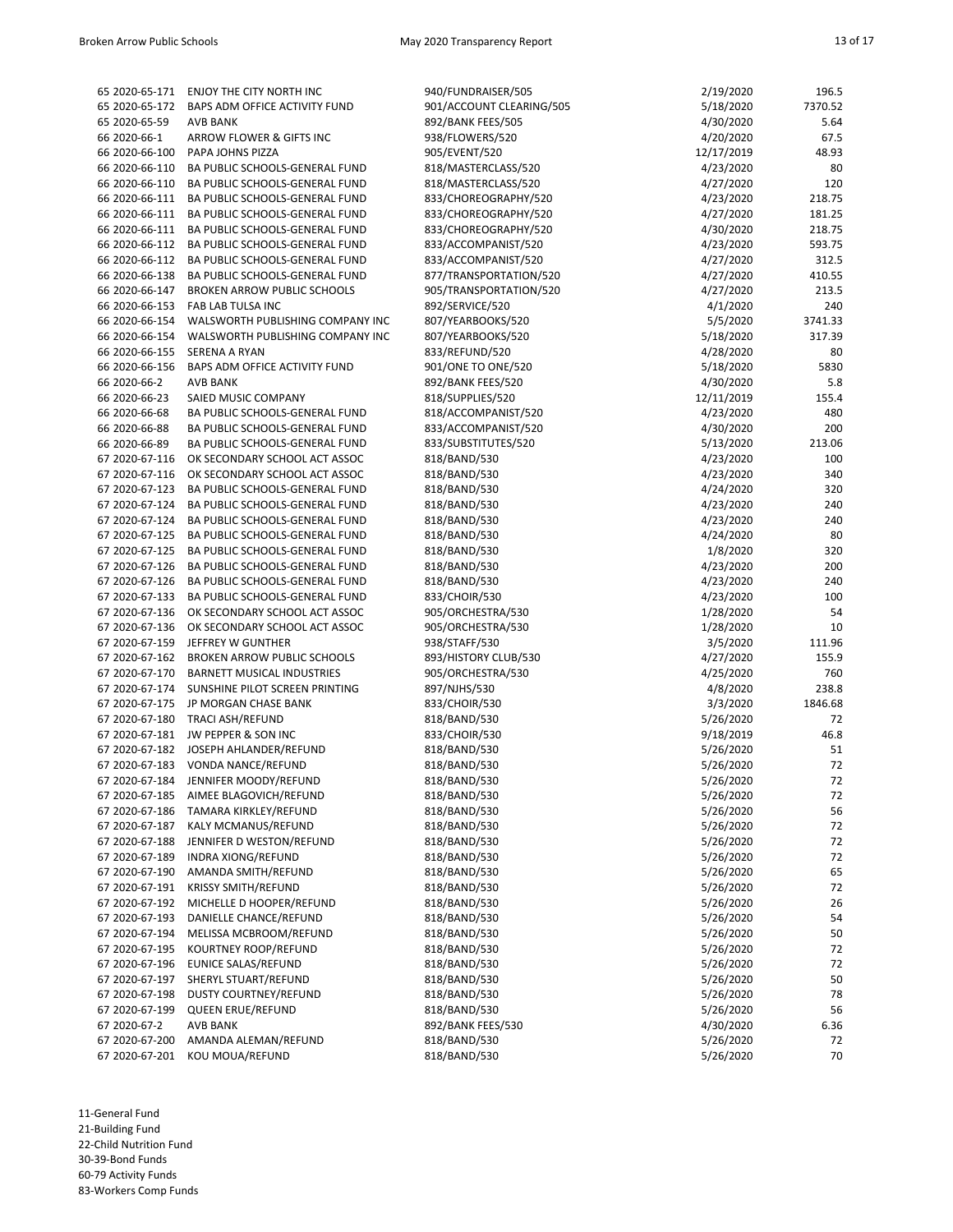| | | | | |
|---|---|---|---|---|
| 65 2020-65-171 | ENJOY THE CITY NORTH INC | 940/FUNDRAISER/505 | 2/19/2020 | 196.5 |
| 65 2020-65-172 | BAPS ADM OFFICE ACTIVITY FUND | 901/ACCOUNT CLEARING/505 | 5/18/2020 | 7370.52 |
| 65 2020-65-59 | AVB BANK | 892/BANK FEES/505 | 4/30/2020 | 5.64 |
| 66 2020-66-1 | ARROW FLOWER & GIFTS INC | 938/FLOWERS/520 | 4/20/2020 | 67.5 |
| 66 2020-66-100 | PAPA JOHNS PIZZA | 905/EVENT/520 | 12/17/2019 | 48.93 |
| 66 2020-66-110 | BA PUBLIC SCHOOLS-GENERAL FUND | 818/MASTERCLASS/520 | 4/23/2020 | 80 |
| 66 2020-66-110 | BA PUBLIC SCHOOLS-GENERAL FUND | 818/MASTERCLASS/520 | 4/27/2020 | 120 |
| 66 2020-66-111 | BA PUBLIC SCHOOLS-GENERAL FUND | 833/CHOREOGRAPHY/520 | 4/23/2020 | 218.75 |
| 66 2020-66-111 | BA PUBLIC SCHOOLS-GENERAL FUND | 833/CHOREOGRAPHY/520 | 4/27/2020 | 181.25 |
| 66 2020-66-111 | BA PUBLIC SCHOOLS-GENERAL FUND | 833/CHOREOGRAPHY/520 | 4/30/2020 | 218.75 |
| 66 2020-66-112 | BA PUBLIC SCHOOLS-GENERAL FUND | 833/ACCOMPANIST/520 | 4/23/2020 | 593.75 |
| 66 2020-66-112 | BA PUBLIC SCHOOLS-GENERAL FUND | 833/ACCOMPANIST/520 | 4/27/2020 | 312.5 |
| 66 2020-66-138 | BA PUBLIC SCHOOLS-GENERAL FUND | 877/TRANSPORTATION/520 | 4/27/2020 | 410.55 |
| 66 2020-66-147 | BROKEN ARROW PUBLIC SCHOOLS | 905/TRANSPORTATION/520 | 4/27/2020 | 213.5 |
| 66 2020-66-153 | FAB LAB TULSA INC | 892/SERVICE/520 | 4/1/2020 | 240 |
| 66 2020-66-154 | WALSWORTH PUBLISHING COMPANY INC | 807/YEARBOOKS/520 | 5/5/2020 | 3741.33 |
| 66 2020-66-154 | WALSWORTH PUBLISHING COMPANY INC | 807/YEARBOOKS/520 | 5/18/2020 | 317.39 |
| 66 2020-66-155 | SERENA A RYAN | 833/REFUND/520 | 4/28/2020 | 80 |
| 66 2020-66-156 | BAPS ADM OFFICE ACTIVITY FUND | 901/ONE TO ONE/520 | 5/18/2020 | 5830 |
| 66 2020-66-2 | AVB BANK | 892/BANK FEES/520 | 4/30/2020 | 5.8 |
| 66 2020-66-23 | SAIED MUSIC COMPANY | 818/SUPPLIES/520 | 12/11/2019 | 155.4 |
| 66 2020-66-68 | BA PUBLIC SCHOOLS-GENERAL FUND | 818/ACCOMPANIST/520 | 4/23/2020 | 480 |
| 66 2020-66-88 | BA PUBLIC SCHOOLS-GENERAL FUND | 833/ACCOMPANIST/520 | 4/30/2020 | 200 |
| 66 2020-66-89 | BA PUBLIC SCHOOLS-GENERAL FUND | 833/SUBSTITUTES/520 | 5/13/2020 | 213.06 |
| 67 2020-67-116 | OK SECONDARY SCHOOL ACT ASSOC | 818/BAND/530 | 4/23/2020 | 100 |
| 67 2020-67-116 | OK SECONDARY SCHOOL ACT ASSOC | 818/BAND/530 | 4/23/2020 | 340 |
| 67 2020-67-123 | BA PUBLIC SCHOOLS-GENERAL FUND | 818/BAND/530 | 4/24/2020 | 320 |
| 67 2020-67-124 | BA PUBLIC SCHOOLS-GENERAL FUND | 818/BAND/530 | 4/23/2020 | 240 |
| 67 2020-67-124 | BA PUBLIC SCHOOLS-GENERAL FUND | 818/BAND/530 | 4/23/2020 | 240 |
| 67 2020-67-125 | BA PUBLIC SCHOOLS-GENERAL FUND | 818/BAND/530 | 4/24/2020 | 80 |
| 67 2020-67-125 | BA PUBLIC SCHOOLS-GENERAL FUND | 818/BAND/530 | 1/8/2020 | 320 |
| 67 2020-67-126 | BA PUBLIC SCHOOLS-GENERAL FUND | 818/BAND/530 | 4/23/2020 | 200 |
| 67 2020-67-126 | BA PUBLIC SCHOOLS-GENERAL FUND | 818/BAND/530 | 4/23/2020 | 240 |
| 67 2020-67-133 | BA PUBLIC SCHOOLS-GENERAL FUND | 833/CHOIR/530 | 4/23/2020 | 100 |
| 67 2020-67-136 | OK SECONDARY SCHOOL ACT ASSOC | 905/ORCHESTRA/530 | 1/28/2020 | 54 |
| 67 2020-67-136 | OK SECONDARY SCHOOL ACT ASSOC | 905/ORCHESTRA/530 | 1/28/2020 | 10 |
| 67 2020-67-159 | JEFFREY W GUNTHER | 938/STAFF/530 | 3/5/2020 | 111.96 |
| 67 2020-67-162 | BROKEN ARROW PUBLIC SCHOOLS | 893/HISTORY CLUB/530 | 4/27/2020 | 155.9 |
| 67 2020-67-170 | BARNETT MUSICAL INDUSTRIES | 905/ORCHESTRA/530 | 4/25/2020 | 760 |
| 67 2020-67-174 | SUNSHINE PILOT SCREEN PRINTING | 897/NJHS/530 | 4/8/2020 | 238.8 |
| 67 2020-67-175 | JP MORGAN CHASE BANK | 833/CHOIR/530 | 3/3/2020 | 1846.68 |
| 67 2020-67-180 | TRACI ASH/REFUND | 818/BAND/530 | 5/26/2020 | 72 |
| 67 2020-67-181 | JW PEPPER & SON INC | 833/CHOIR/530 | 9/18/2019 | 46.8 |
| 67 2020-67-182 | JOSEPH AHLANDER/REFUND | 818/BAND/530 | 5/26/2020 | 51 |
| 67 2020-67-183 | VONDA NANCE/REFUND | 818/BAND/530 | 5/26/2020 | 72 |
| 67 2020-67-184 | JENNIFER MOODY/REFUND | 818/BAND/530 | 5/26/2020 | 72 |
| 67 2020-67-185 | AIMEE BLAGOVICH/REFUND | 818/BAND/530 | 5/26/2020 | 72 |
| 67 2020-67-186 | TAMARA KIRKLEY/REFUND | 818/BAND/530 | 5/26/2020 | 56 |
| 67 2020-67-187 | KALY MCMANUS/REFUND | 818/BAND/530 | 5/26/2020 | 72 |
| 67 2020-67-188 | JENNIFER D WESTON/REFUND | 818/BAND/530 | 5/26/2020 | 72 |
| 67 2020-67-189 | INDRA XIONG/REFUND | 818/BAND/530 | 5/26/2020 | 72 |
| 67 2020-67-190 | AMANDA SMITH/REFUND | 818/BAND/530 | 5/26/2020 | 65 |
| 67 2020-67-191 | KRISSY SMITH/REFUND | 818/BAND/530 | 5/26/2020 | 72 |
| 67 2020-67-192 | MICHELLE D HOOPER/REFUND | 818/BAND/530 | 5/26/2020 | 26 |
| 67 2020-67-193 | DANIELLE CHANCE/REFUND | 818/BAND/530 | 5/26/2020 | 54 |
| 67 2020-67-194 | MELISSA MCBROOM/REFUND | 818/BAND/530 | 5/26/2020 | 50 |
| 67 2020-67-195 | KOURTNEY ROOP/REFUND | 818/BAND/530 | 5/26/2020 | 72 |
| 67 2020-67-196 | EUNICE SALAS/REFUND | 818/BAND/530 | 5/26/2020 | 72 |
| 67 2020-67-197 | SHERYL STUART/REFUND | 818/BAND/530 | 5/26/2020 | 50 |
| 67 2020-67-198 | DUSTY COURTNEY/REFUND | 818/BAND/530 | 5/26/2020 | 78 |
| 67 2020-67-199 | QUEEN ERUE/REFUND | 818/BAND/530 | 5/26/2020 | 56 |
| 67 2020-67-2 | AVB BANK | 892/BANK FEES/530 | 4/30/2020 | 6.36 |
| 67 2020-67-200 | AMANDA ALEMAN/REFUND | 818/BAND/530 | 5/26/2020 | 72 |
| 67 2020-67-201 | KOU MOUA/REFUND | 818/BAND/530 | 5/26/2020 | 70 |

11-General Fund
21-Building Fund
22-Child Nutrition Fund
30-39-Bond Funds
60-79 Activity Funds
83-Workers Comp Funds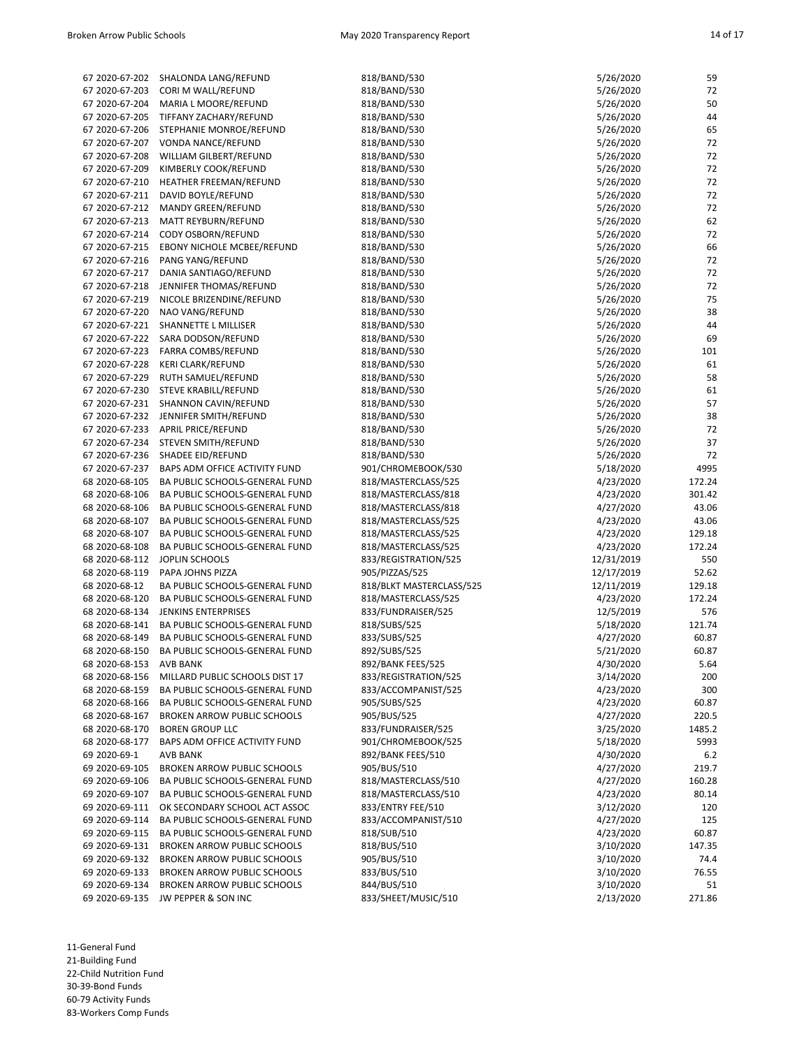| | | | | |
|---|---|---|---|---|
| 67 2020-67-202 | SHALONDA LANG/REFUND | 818/BAND/530 | 5/26/2020 | 59 |
| 67 2020-67-203 | CORI M WALL/REFUND | 818/BAND/530 | 5/26/2020 | 72 |
| 67 2020-67-204 | MARIA L MOORE/REFUND | 818/BAND/530 | 5/26/2020 | 50 |
| 67 2020-67-205 | TIFFANY ZACHARY/REFUND | 818/BAND/530 | 5/26/2020 | 44 |
| 67 2020-67-206 | STEPHANIE MONROE/REFUND | 818/BAND/530 | 5/26/2020 | 65 |
| 67 2020-67-207 | VONDA NANCE/REFUND | 818/BAND/530 | 5/26/2020 | 72 |
| 67 2020-67-208 | WILLIAM GILBERT/REFUND | 818/BAND/530 | 5/26/2020 | 72 |
| 67 2020-67-209 | KIMBERLY COOK/REFUND | 818/BAND/530 | 5/26/2020 | 72 |
| 67 2020-67-210 | HEATHER FREEMAN/REFUND | 818/BAND/530 | 5/26/2020 | 72 |
| 67 2020-67-211 | DAVID BOYLE/REFUND | 818/BAND/530 | 5/26/2020 | 72 |
| 67 2020-67-212 | MANDY GREEN/REFUND | 818/BAND/530 | 5/26/2020 | 72 |
| 67 2020-67-213 | MATT REYBURN/REFUND | 818/BAND/530 | 5/26/2020 | 62 |
| 67 2020-67-214 | CODY OSBORN/REFUND | 818/BAND/530 | 5/26/2020 | 72 |
| 67 2020-67-215 | EBONY NICHOLE MCBEE/REFUND | 818/BAND/530 | 5/26/2020 | 66 |
| 67 2020-67-216 | PANG YANG/REFUND | 818/BAND/530 | 5/26/2020 | 72 |
| 67 2020-67-217 | DANIA SANTIAGO/REFUND | 818/BAND/530 | 5/26/2020 | 72 |
| 67 2020-67-218 | JENNIFER THOMAS/REFUND | 818/BAND/530 | 5/26/2020 | 72 |
| 67 2020-67-219 | NICOLE BRIZENDINE/REFUND | 818/BAND/530 | 5/26/2020 | 75 |
| 67 2020-67-220 | NAO VANG/REFUND | 818/BAND/530 | 5/26/2020 | 38 |
| 67 2020-67-221 | SHANNETTE L MILLISER | 818/BAND/530 | 5/26/2020 | 44 |
| 67 2020-67-222 | SARA DODSON/REFUND | 818/BAND/530 | 5/26/2020 | 69 |
| 67 2020-67-223 | FARRA COMBS/REFUND | 818/BAND/530 | 5/26/2020 | 101 |
| 67 2020-67-228 | KERI CLARK/REFUND | 818/BAND/530 | 5/26/2020 | 61 |
| 67 2020-67-229 | RUTH SAMUEL/REFUND | 818/BAND/530 | 5/26/2020 | 58 |
| 67 2020-67-230 | STEVE KRABILL/REFUND | 818/BAND/530 | 5/26/2020 | 61 |
| 67 2020-67-231 | SHANNON CAVIN/REFUND | 818/BAND/530 | 5/26/2020 | 57 |
| 67 2020-67-232 | JENNIFER SMITH/REFUND | 818/BAND/530 | 5/26/2020 | 38 |
| 67 2020-67-233 | APRIL PRICE/REFUND | 818/BAND/530 | 5/26/2020 | 72 |
| 67 2020-67-234 | STEVEN SMITH/REFUND | 818/BAND/530 | 5/26/2020 | 37 |
| 67 2020-67-236 | SHADEE EID/REFUND | 818/BAND/530 | 5/26/2020 | 72 |
| 67 2020-67-237 | BAPS ADM OFFICE ACTIVITY FUND | 901/CHROMEBOOK/530 | 5/18/2020 | 4995 |
| 68 2020-68-105 | BA PUBLIC SCHOOLS-GENERAL FUND | 818/MASTERCLASS/525 | 4/23/2020 | 172.24 |
| 68 2020-68-106 | BA PUBLIC SCHOOLS-GENERAL FUND | 818/MASTERCLASS/818 | 4/23/2020 | 301.42 |
| 68 2020-68-106 | BA PUBLIC SCHOOLS-GENERAL FUND | 818/MASTERCLASS/818 | 4/27/2020 | 43.06 |
| 68 2020-68-107 | BA PUBLIC SCHOOLS-GENERAL FUND | 818/MASTERCLASS/525 | 4/23/2020 | 43.06 |
| 68 2020-68-107 | BA PUBLIC SCHOOLS-GENERAL FUND | 818/MASTERCLASS/525 | 4/23/2020 | 129.18 |
| 68 2020-68-108 | BA PUBLIC SCHOOLS-GENERAL FUND | 818/MASTERCLASS/525 | 4/23/2020 | 172.24 |
| 68 2020-68-112 | JOPLIN SCHOOLS | 833/REGISTRATION/525 | 12/31/2019 | 550 |
| 68 2020-68-119 | PAPA JOHNS PIZZA | 905/PIZZAS/525 | 12/17/2019 | 52.62 |
| 68 2020-68-12 | BA PUBLIC SCHOOLS-GENERAL FUND | 818/BLKT MASTERCLASS/525 | 12/11/2019 | 129.18 |
| 68 2020-68-120 | BA PUBLIC SCHOOLS-GENERAL FUND | 818/MASTERCLASS/525 | 4/23/2020 | 172.24 |
| 68 2020-68-134 | JENKINS ENTERPRISES | 833/FUNDRAISER/525 | 12/5/2019 | 576 |
| 68 2020-68-141 | BA PUBLIC SCHOOLS-GENERAL FUND | 818/SUBS/525 | 5/18/2020 | 121.74 |
| 68 2020-68-149 | BA PUBLIC SCHOOLS-GENERAL FUND | 833/SUBS/525 | 4/27/2020 | 60.87 |
| 68 2020-68-150 | BA PUBLIC SCHOOLS-GENERAL FUND | 892/SUBS/525 | 5/21/2020 | 60.87 |
| 68 2020-68-153 | AVB BANK | 892/BANK FEES/525 | 4/30/2020 | 5.64 |
| 68 2020-68-156 | MILLARD PUBLIC SCHOOLS DIST 17 | 833/REGISTRATION/525 | 3/14/2020 | 200 |
| 68 2020-68-159 | BA PUBLIC SCHOOLS-GENERAL FUND | 833/ACCOMPANIST/525 | 4/23/2020 | 300 |
| 68 2020-68-166 | BA PUBLIC SCHOOLS-GENERAL FUND | 905/SUBS/525 | 4/23/2020 | 60.87 |
| 68 2020-68-167 | BROKEN ARROW PUBLIC SCHOOLS | 905/BUS/525 | 4/27/2020 | 220.5 |
| 68 2020-68-170 | BOREN GROUP LLC | 833/FUNDRAISER/525 | 3/25/2020 | 1485.2 |
| 68 2020-68-177 | BAPS ADM OFFICE ACTIVITY FUND | 901/CHROMEBOOK/525 | 5/18/2020 | 5993 |
| 69 2020-69-1 | AVB BANK | 892/BANK FEES/510 | 4/30/2020 | 6.2 |
| 69 2020-69-105 | BROKEN ARROW PUBLIC SCHOOLS | 905/BUS/510 | 4/27/2020 | 219.7 |
| 69 2020-69-106 | BA PUBLIC SCHOOLS-GENERAL FUND | 818/MASTERCLASS/510 | 4/27/2020 | 160.28 |
| 69 2020-69-107 | BA PUBLIC SCHOOLS-GENERAL FUND | 818/MASTERCLASS/510 | 4/23/2020 | 80.14 |
| 69 2020-69-111 | OK SECONDARY SCHOOL ACT ASSOC | 833/ENTRY FEE/510 | 3/12/2020 | 120 |
| 69 2020-69-114 | BA PUBLIC SCHOOLS-GENERAL FUND | 833/ACCOMPANIST/510 | 4/27/2020 | 125 |
| 69 2020-69-115 | BA PUBLIC SCHOOLS-GENERAL FUND | 818/SUB/510 | 4/23/2020 | 60.87 |
| 69 2020-69-131 | BROKEN ARROW PUBLIC SCHOOLS | 818/BUS/510 | 3/10/2020 | 147.35 |
| 69 2020-69-132 | BROKEN ARROW PUBLIC SCHOOLS | 905/BUS/510 | 3/10/2020 | 74.4 |
| 69 2020-69-133 | BROKEN ARROW PUBLIC SCHOOLS | 833/BUS/510 | 3/10/2020 | 76.55 |
| 69 2020-69-134 | BROKEN ARROW PUBLIC SCHOOLS | 844/BUS/510 | 3/10/2020 | 51 |
| 69 2020-69-135 | JW PEPPER & SON INC | 833/SHEET/MUSIC/510 | 2/13/2020 | 271.86 |

11-General Fund
21-Building Fund
22-Child Nutrition Fund
30-39-Bond Funds
60-79 Activity Funds
83-Workers Comp Funds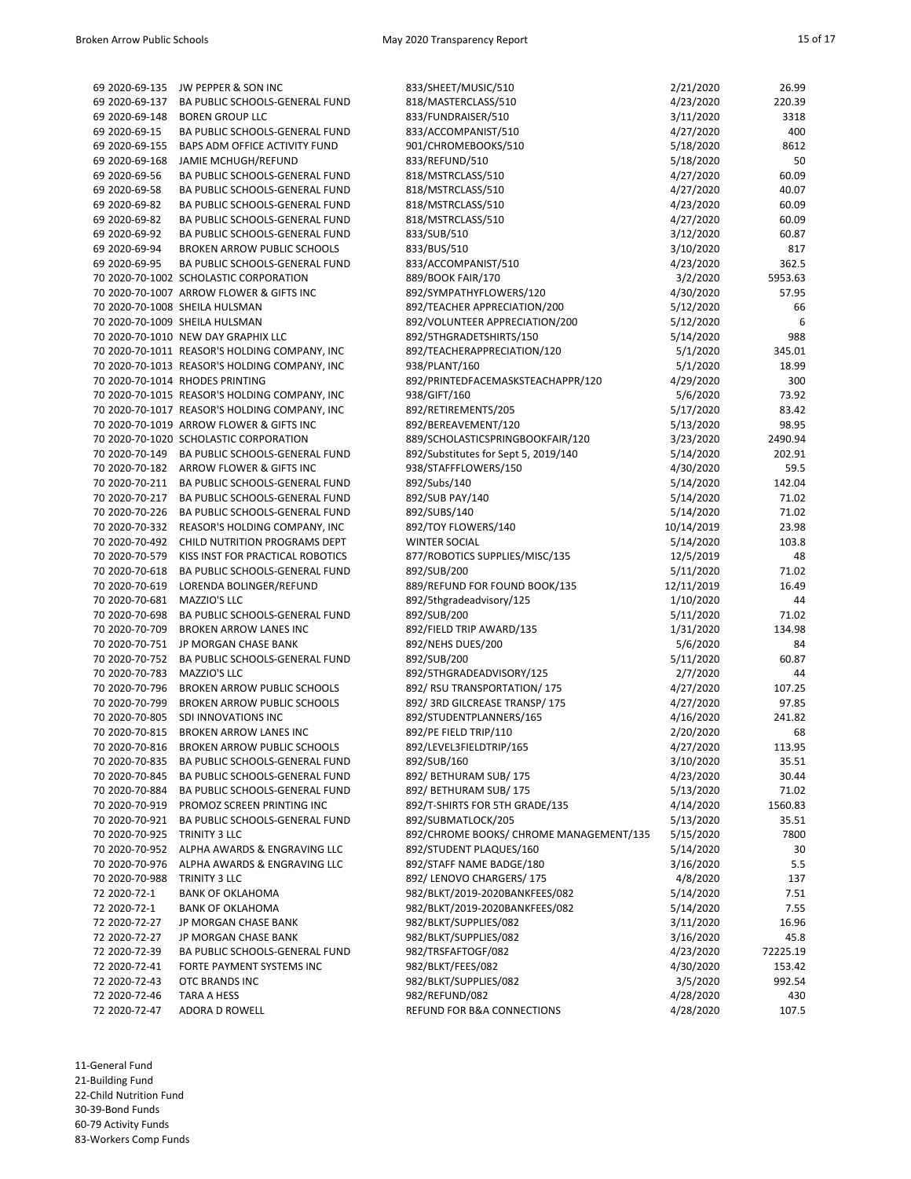| | | | | | |
|---|---|---|---|---|---|
| 69 | 2020-69-135 | JW PEPPER & SON INC | 833/SHEET/MUSIC/510 | 2/21/2020 | 26.99 |
| 69 | 2020-69-137 | BA PUBLIC SCHOOLS-GENERAL FUND | 818/MASTERCLASS/510 | 4/23/2020 | 220.39 |
| 69 | 2020-69-148 | BOREN GROUP LLC | 833/FUNDRAISER/510 | 3/11/2020 | 3318 |
| 69 | 2020-69-15 | BA PUBLIC SCHOOLS-GENERAL FUND | 833/ACCOMPANIST/510 | 4/27/2020 | 400 |
| 69 | 2020-69-155 | BAPS ADM OFFICE ACTIVITY FUND | 901/CHROMEBOOKS/510 | 5/18/2020 | 8612 |
| 69 | 2020-69-168 | JAMIE MCHUGH/REFUND | 833/REFUND/510 | 5/18/2020 | 50 |
| 69 | 2020-69-56 | BA PUBLIC SCHOOLS-GENERAL FUND | 818/MSTRCLASS/510 | 4/27/2020 | 60.09 |
| 69 | 2020-69-58 | BA PUBLIC SCHOOLS-GENERAL FUND | 818/MSTRCLASS/510 | 4/27/2020 | 40.07 |
| 69 | 2020-69-82 | BA PUBLIC SCHOOLS-GENERAL FUND | 818/MSTRCLASS/510 | 4/23/2020 | 60.09 |
| 69 | 2020-69-82 | BA PUBLIC SCHOOLS-GENERAL FUND | 818/MSTRCLASS/510 | 4/27/2020 | 60.09 |
| 69 | 2020-69-92 | BA PUBLIC SCHOOLS-GENERAL FUND | 833/SUB/510 | 3/12/2020 | 60.87 |
| 69 | 2020-69-94 | BROKEN ARROW PUBLIC SCHOOLS | 833/BUS/510 | 3/10/2020 | 817 |
| 69 | 2020-69-95 | BA PUBLIC SCHOOLS-GENERAL FUND | 833/ACCOMPANIST/510 | 4/23/2020 | 362.5 |
| 70 | 2020-70-1002 | SCHOLASTIC CORPORATION | 889/BOOK FAIR/170 | 3/2/2020 | 5953.63 |
| 70 | 2020-70-1007 | ARROW FLOWER & GIFTS INC | 892/SYMPATHYFLOWERS/120 | 4/30/2020 | 57.95 |
| 70 | 2020-70-1008 | SHEILA HULSMAN | 892/TEACHER APPRECIATION/200 | 5/12/2020 | 66 |
| 70 | 2020-70-1009 | SHEILA HULSMAN | 892/VOLUNTEER APPRECIATION/200 | 5/12/2020 | 6 |
| 70 | 2020-70-1010 | NEW DAY GRAPHIX LLC | 892/5THGRADETSHIRTS/150 | 5/14/2020 | 988 |
| 70 | 2020-70-1011 | REASOR'S HOLDING COMPANY, INC | 892/TEACHERAPPRECIATION/120 | 5/1/2020 | 345.01 |
| 70 | 2020-70-1013 | REASOR'S HOLDING COMPANY, INC | 938/PLANT/160 | 5/1/2020 | 18.99 |
| 70 | 2020-70-1014 | RHODES PRINTING | 892/PRINTEDFACEMASKSTEACHAPPR/120 | 4/29/2020 | 300 |
| 70 | 2020-70-1015 | REASOR'S HOLDING COMPANY, INC | 938/GIFT/160 | 5/6/2020 | 73.92 |
| 70 | 2020-70-1017 | REASOR'S HOLDING COMPANY, INC | 892/RETIREMENTS/205 | 5/17/2020 | 83.42 |
| 70 | 2020-70-1019 | ARROW FLOWER & GIFTS INC | 892/BEREAVEMENT/120 | 5/13/2020 | 98.95 |
| 70 | 2020-70-1020 | SCHOLASTIC CORPORATION | 889/SCHOLASTICSPRINGBOOKFAIR/120 | 3/23/2020 | 2490.94 |
| 70 | 2020-70-149 | BA PUBLIC SCHOOLS-GENERAL FUND | 892/Substitutes for Sept 5, 2019/140 | 5/14/2020 | 202.91 |
| 70 | 2020-70-182 | ARROW FLOWER & GIFTS INC | 938/STAFFFLOWERS/150 | 4/30/2020 | 59.5 |
| 70 | 2020-70-211 | BA PUBLIC SCHOOLS-GENERAL FUND | 892/Subs/140 | 5/14/2020 | 142.04 |
| 70 | 2020-70-217 | BA PUBLIC SCHOOLS-GENERAL FUND | 892/SUB PAY/140 | 5/14/2020 | 71.02 |
| 70 | 2020-70-226 | BA PUBLIC SCHOOLS-GENERAL FUND | 892/SUBS/140 | 5/14/2020 | 71.02 |
| 70 | 2020-70-332 | REASOR'S HOLDING COMPANY, INC | 892/TOY FLOWERS/140 | 10/14/2019 | 23.98 |
| 70 | 2020-70-492 | CHILD NUTRITION PROGRAMS DEPT | WINTER SOCIAL | 5/14/2020 | 103.8 |
| 70 | 2020-70-579 | KISS INST FOR PRACTICAL ROBOTICS | 877/ROBOTICS SUPPLIES/MISC/135 | 12/5/2019 | 48 |
| 70 | 2020-70-618 | BA PUBLIC SCHOOLS-GENERAL FUND | 892/SUB/200 | 5/11/2020 | 71.02 |
| 70 | 2020-70-619 | LORENDA BOLINGER/REFUND | 889/REFUND FOR FOUND BOOK/135 | 12/11/2019 | 16.49 |
| 70 | 2020-70-681 | MAZZIO'S LLC | 892/5thgradeadvisory/125 | 1/10/2020 | 44 |
| 70 | 2020-70-698 | BA PUBLIC SCHOOLS-GENERAL FUND | 892/SUB/200 | 5/11/2020 | 71.02 |
| 70 | 2020-70-709 | BROKEN ARROW LANES INC | 892/FIELD TRIP AWARD/135 | 1/31/2020 | 134.98 |
| 70 | 2020-70-751 | JP MORGAN CHASE BANK | 892/NEHS DUES/200 | 5/6/2020 | 84 |
| 70 | 2020-70-752 | BA PUBLIC SCHOOLS-GENERAL FUND | 892/SUB/200 | 5/11/2020 | 60.87 |
| 70 | 2020-70-783 | MAZZIO'S LLC | 892/5THGRADEADVISORY/125 | 2/7/2020 | 44 |
| 70 | 2020-70-796 | BROKEN ARROW PUBLIC SCHOOLS | 892/ RSU TRANSPORTATION/ 175 | 4/27/2020 | 107.25 |
| 70 | 2020-70-799 | BROKEN ARROW PUBLIC SCHOOLS | 892/ 3RD GILCREASE TRANSP/ 175 | 4/27/2020 | 97.85 |
| 70 | 2020-70-805 | SDI INNOVATIONS INC | 892/STUDENTPLANNERS/165 | 4/16/2020 | 241.82 |
| 70 | 2020-70-815 | BROKEN ARROW LANES INC | 892/PE FIELD TRIP/110 | 2/20/2020 | 68 |
| 70 | 2020-70-816 | BROKEN ARROW PUBLIC SCHOOLS | 892/LEVEL3FIELDTRIP/165 | 4/27/2020 | 113.95 |
| 70 | 2020-70-835 | BA PUBLIC SCHOOLS-GENERAL FUND | 892/SUB/160 | 3/10/2020 | 35.51 |
| 70 | 2020-70-845 | BA PUBLIC SCHOOLS-GENERAL FUND | 892/ BETHURAM SUB/ 175 | 4/23/2020 | 30.44 |
| 70 | 2020-70-884 | BA PUBLIC SCHOOLS-GENERAL FUND | 892/ BETHURAM SUB/ 175 | 5/13/2020 | 71.02 |
| 70 | 2020-70-919 | PROMOZ SCREEN PRINTING INC | 892/T-SHIRTS FOR 5TH GRADE/135 | 4/14/2020 | 1560.83 |
| 70 | 2020-70-921 | BA PUBLIC SCHOOLS-GENERAL FUND | 892/SUBMATLOCK/205 | 5/13/2020 | 35.51 |
| 70 | 2020-70-925 | TRINITY 3 LLC | 892/CHROME BOOKS/ CHROME MANAGEMENT/135 | 5/15/2020 | 7800 |
| 70 | 2020-70-952 | ALPHA AWARDS & ENGRAVING LLC | 892/STUDENT PLAQUES/160 | 5/14/2020 | 30 |
| 70 | 2020-70-976 | ALPHA AWARDS & ENGRAVING LLC | 892/STAFF NAME BADGE/180 | 3/16/2020 | 5.5 |
| 70 | 2020-70-988 | TRINITY 3 LLC | 892/ LENOVO CHARGERS/ 175 | 4/8/2020 | 137 |
| 72 | 2020-72-1 | BANK OF OKLAHOMA | 982/BLKT/2019-2020BANKFEES/082 | 5/14/2020 | 7.51 |
| 72 | 2020-72-1 | BANK OF OKLAHOMA | 982/BLKT/2019-2020BANKFEES/082 | 5/14/2020 | 7.55 |
| 72 | 2020-72-27 | JP MORGAN CHASE BANK | 982/BLKT/SUPPLIES/082 | 3/11/2020 | 16.96 |
| 72 | 2020-72-27 | JP MORGAN CHASE BANK | 982/BLKT/SUPPLIES/082 | 3/16/2020 | 45.8 |
| 72 | 2020-72-39 | BA PUBLIC SCHOOLS-GENERAL FUND | 982/TRSFAFTOGF/082 | 4/23/2020 | 72225.19 |
| 72 | 2020-72-41 | FORTE PAYMENT SYSTEMS INC | 982/BLKT/FEES/082 | 4/30/2020 | 153.42 |
| 72 | 2020-72-43 | OTC BRANDS INC | 982/BLKT/SUPPLIES/082 | 3/5/2020 | 992.54 |
| 72 | 2020-72-46 | TARA A HESS | 982/REFUND/082 | 4/28/2020 | 430 |
| 72 | 2020-72-47 | ADORA D ROWELL | REFUND FOR B&A CONNECTIONS | 4/28/2020 | 107.5 |

11-General Fund
21-Building Fund
22-Child Nutrition Fund
30-39-Bond Funds
60-79 Activity Funds
83-Workers Comp Funds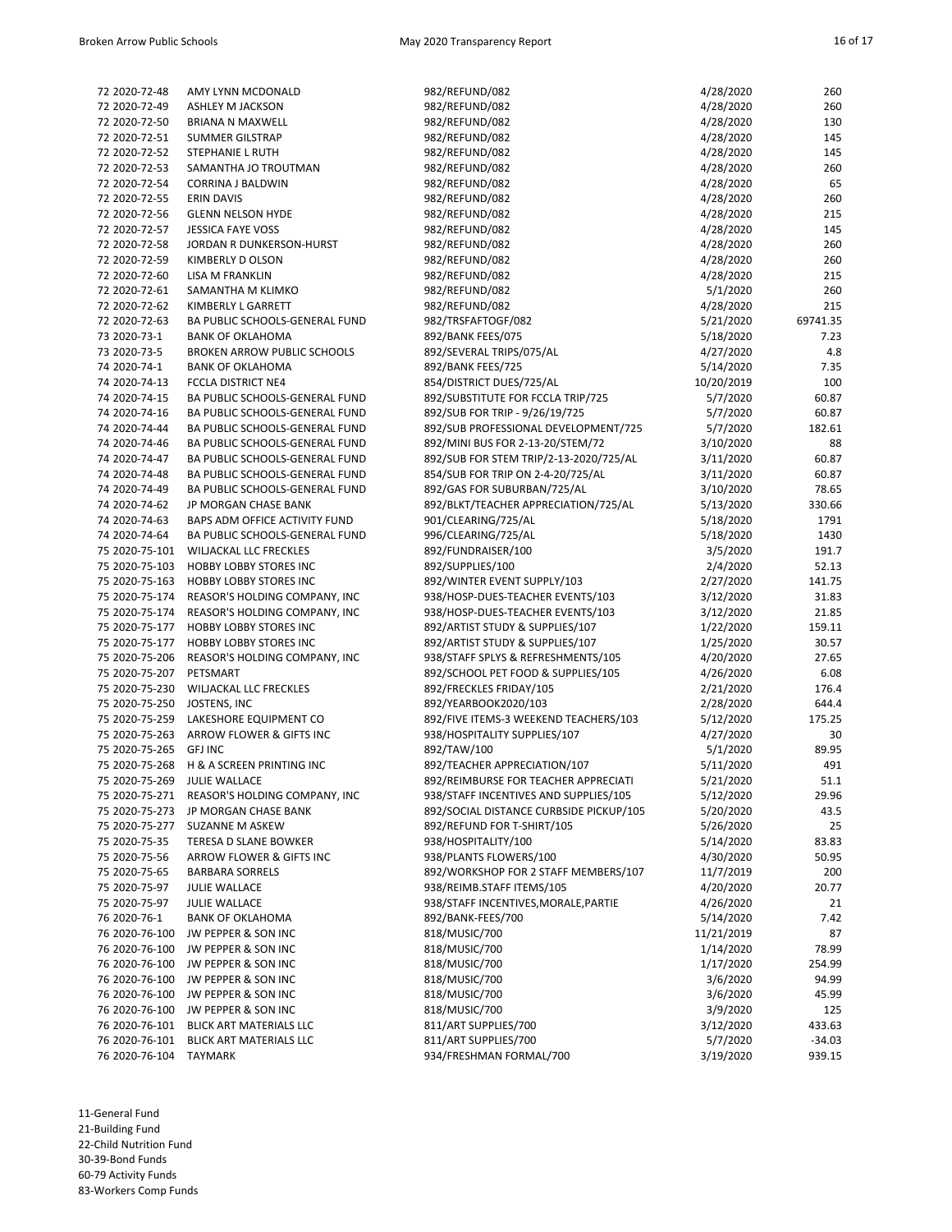| | | | | |
|---|---|---|---|---|
| 72 2020-72-48 | AMY LYNN MCDONALD | 982/REFUND/082 | 4/28/2020 | 260 |
| 72 2020-72-49 | ASHLEY M JACKSON | 982/REFUND/082 | 4/28/2020 | 260 |
| 72 2020-72-50 | BRIANA N MAXWELL | 982/REFUND/082 | 4/28/2020 | 130 |
| 72 2020-72-51 | SUMMER GILSTRAP | 982/REFUND/082 | 4/28/2020 | 145 |
| 72 2020-72-52 | STEPHANIE L RUTH | 982/REFUND/082 | 4/28/2020 | 145 |
| 72 2020-72-53 | SAMANTHA JO TROUTMAN | 982/REFUND/082 | 4/28/2020 | 260 |
| 72 2020-72-54 | CORRINA J BALDWIN | 982/REFUND/082 | 4/28/2020 | 65 |
| 72 2020-72-55 | ERIN DAVIS | 982/REFUND/082 | 4/28/2020 | 260 |
| 72 2020-72-56 | GLENN NELSON HYDE | 982/REFUND/082 | 4/28/2020 | 215 |
| 72 2020-72-57 | JESSICA FAYE VOSS | 982/REFUND/082 | 4/28/2020 | 145 |
| 72 2020-72-58 | JORDAN R DUNKERSON-HURST | 982/REFUND/082 | 4/28/2020 | 260 |
| 72 2020-72-59 | KIMBERLY D OLSON | 982/REFUND/082 | 4/28/2020 | 260 |
| 72 2020-72-60 | LISA M FRANKLIN | 982/REFUND/082 | 4/28/2020 | 215 |
| 72 2020-72-61 | SAMANTHA M KLIMKO | 982/REFUND/082 | 5/1/2020 | 260 |
| 72 2020-72-62 | KIMBERLY L GARRETT | 982/REFUND/082 | 4/28/2020 | 215 |
| 72 2020-72-63 | BA PUBLIC SCHOOLS-GENERAL FUND | 982/TRSFAFTOGF/082 | 5/21/2020 | 69741.35 |
| 73 2020-73-1 | BANK OF OKLAHOMA | 892/BANK FEES/075 | 5/18/2020 | 7.23 |
| 73 2020-73-5 | BROKEN ARROW PUBLIC SCHOOLS | 892/SEVERAL TRIPS/075/AL | 4/27/2020 | 4.8 |
| 74 2020-74-1 | BANK OF OKLAHOMA | 892/BANK FEES/725 | 5/14/2020 | 7.35 |
| 74 2020-74-13 | FCCLA DISTRICT NE4 | 854/DISTRICT DUES/725/AL | 10/20/2019 | 100 |
| 74 2020-74-15 | BA PUBLIC SCHOOLS-GENERAL FUND | 892/SUBSTITUTE FOR FCCLA TRIP/725 | 5/7/2020 | 60.87 |
| 74 2020-74-16 | BA PUBLIC SCHOOLS-GENERAL FUND | 892/SUB FOR TRIP - 9/26/19/725 | 5/7/2020 | 60.87 |
| 74 2020-74-44 | BA PUBLIC SCHOOLS-GENERAL FUND | 892/SUB PROFESSIONAL DEVELOPMENT/725 | 5/7/2020 | 182.61 |
| 74 2020-74-46 | BA PUBLIC SCHOOLS-GENERAL FUND | 892/MINI BUS FOR 2-13-20/STEM/72 | 3/10/2020 | 88 |
| 74 2020-74-47 | BA PUBLIC SCHOOLS-GENERAL FUND | 892/SUB FOR STEM TRIP/2-13-2020/725/AL | 3/11/2020 | 60.87 |
| 74 2020-74-48 | BA PUBLIC SCHOOLS-GENERAL FUND | 854/SUB FOR TRIP ON 2-4-20/725/AL | 3/11/2020 | 60.87 |
| 74 2020-74-49 | BA PUBLIC SCHOOLS-GENERAL FUND | 892/GAS FOR SUBURBAN/725/AL | 3/10/2020 | 78.65 |
| 74 2020-74-62 | JP MORGAN CHASE BANK | 892/BLKT/TEACHER APPRECIATION/725/AL | 5/13/2020 | 330.66 |
| 74 2020-74-63 | BAPS ADM OFFICE ACTIVITY FUND | 901/CLEARING/725/AL | 5/18/2020 | 1791 |
| 74 2020-74-64 | BA PUBLIC SCHOOLS-GENERAL FUND | 996/CLEARING/725/AL | 5/18/2020 | 1430 |
| 75 2020-75-101 | WILJACKAL LLC FRECKLES | 892/FUNDRAISER/100 | 3/5/2020 | 191.7 |
| 75 2020-75-103 | HOBBY LOBBY STORES INC | 892/SUPPLIES/100 | 2/4/2020 | 52.13 |
| 75 2020-75-163 | HOBBY LOBBY STORES INC | 892/WINTER EVENT SUPPLY/103 | 2/27/2020 | 141.75 |
| 75 2020-75-174 | REASOR'S HOLDING COMPANY, INC | 938/HOSP-DUES-TEACHER EVENTS/103 | 3/12/2020 | 31.83 |
| 75 2020-75-174 | REASOR'S HOLDING COMPANY, INC | 938/HOSP-DUES-TEACHER EVENTS/103 | 3/12/2020 | 21.85 |
| 75 2020-75-177 | HOBBY LOBBY STORES INC | 892/ARTIST STUDY & SUPPLIES/107 | 1/22/2020 | 159.11 |
| 75 2020-75-177 | HOBBY LOBBY STORES INC | 892/ARTIST STUDY & SUPPLIES/107 | 1/25/2020 | 30.57 |
| 75 2020-75-206 | REASOR'S HOLDING COMPANY, INC | 938/STAFF SPLYS & REFRESHMENTS/105 | 4/20/2020 | 27.65 |
| 75 2020-75-207 | PETSMART | 892/SCHOOL PET FOOD & SUPPLIES/105 | 4/26/2020 | 6.08 |
| 75 2020-75-230 | WILJACKAL LLC FRECKLES | 892/FRECKLES FRIDAY/105 | 2/21/2020 | 176.4 |
| 75 2020-75-250 | JOSTENS, INC | 892/YEARBOOK2020/103 | 2/28/2020 | 644.4 |
| 75 2020-75-259 | LAKESHORE EQUIPMENT CO | 892/FIVE ITEMS-3 WEEKEND TEACHERS/103 | 5/12/2020 | 175.25 |
| 75 2020-75-263 | ARROW FLOWER & GIFTS INC | 938/HOSPITALITY SUPPLIES/107 | 4/27/2020 | 30 |
| 75 2020-75-265 | GFJ INC | 892/TAW/100 | 5/1/2020 | 89.95 |
| 75 2020-75-268 | H & A SCREEN PRINTING INC | 892/TEACHER APPRECIATION/107 | 5/11/2020 | 491 |
| 75 2020-75-269 | JULIE WALLACE | 892/REIMBURSE FOR TEACHER APPRECIATI | 5/21/2020 | 51.1 |
| 75 2020-75-271 | REASOR'S HOLDING COMPANY, INC | 938/STAFF INCENTIVES AND SUPPLIES/105 | 5/12/2020 | 29.96 |
| 75 2020-75-273 | JP MORGAN CHASE BANK | 892/SOCIAL DISTANCE CURBSIDE PICKUP/105 | 5/20/2020 | 43.5 |
| 75 2020-75-277 | SUZANNE M ASKEW | 892/REFUND FOR T-SHIRT/105 | 5/26/2020 | 25 |
| 75 2020-75-35 | TERESA D SLANE BOWKER | 938/HOSPITALITY/100 | 5/14/2020 | 83.83 |
| 75 2020-75-56 | ARROW FLOWER & GIFTS INC | 938/PLANTS FLOWERS/100 | 4/30/2020 | 50.95 |
| 75 2020-75-65 | BARBARA SORRELS | 892/WORKSHOP FOR 2 STAFF MEMBERS/107 | 11/7/2019 | 200 |
| 75 2020-75-97 | JULIE WALLACE | 938/REIMB.STAFF ITEMS/105 | 4/20/2020 | 20.77 |
| 75 2020-75-97 | JULIE WALLACE | 938/STAFF INCENTIVES,MORALE,PARTIE | 4/26/2020 | 21 |
| 76 2020-76-1 | BANK OF OKLAHOMA | 892/BANK-FEES/700 | 5/14/2020 | 7.42 |
| 76 2020-76-100 | JW PEPPER & SON INC | 818/MUSIC/700 | 11/21/2019 | 87 |
| 76 2020-76-100 | JW PEPPER & SON INC | 818/MUSIC/700 | 1/14/2020 | 78.99 |
| 76 2020-76-100 | JW PEPPER & SON INC | 818/MUSIC/700 | 1/17/2020 | 254.99 |
| 76 2020-76-100 | JW PEPPER & SON INC | 818/MUSIC/700 | 3/6/2020 | 94.99 |
| 76 2020-76-100 | JW PEPPER & SON INC | 818/MUSIC/700 | 3/6/2020 | 45.99 |
| 76 2020-76-100 | JW PEPPER & SON INC | 818/MUSIC/700 | 3/9/2020 | 125 |
| 76 2020-76-101 | BLICK ART MATERIALS LLC | 811/ART SUPPLIES/700 | 3/12/2020 | 433.63 |
| 76 2020-76-101 | BLICK ART MATERIALS LLC | 811/ART SUPPLIES/700 | 5/7/2020 | -34.03 |
| 76 2020-76-104 | TAYMARK | 934/FRESHMAN FORMAL/700 | 3/19/2020 | 939.15 |

11-General Fund
21-Building Fund
22-Child Nutrition Fund
30-39-Bond Funds
60-79 Activity Funds
83-Workers Comp Funds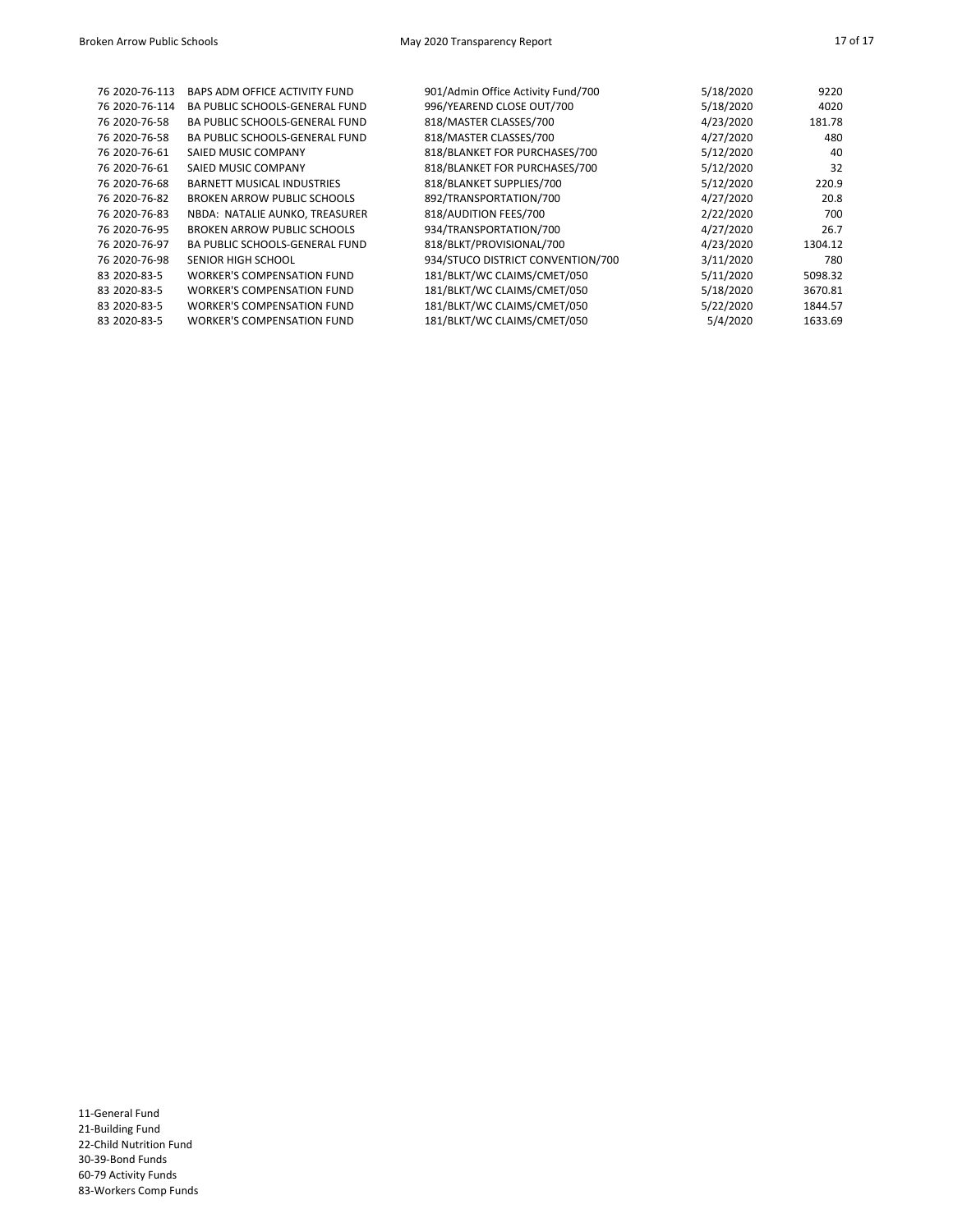| | | | | |
|---|---|---|---|---|
| 76 2020-76-113 | BAPS ADM OFFICE ACTIVITY FUND | 901/Admin Office Activity Fund/700 | 5/18/2020 | 9220 |
| 76 2020-76-114 | BA PUBLIC SCHOOLS-GENERAL FUND | 996/YEAREND CLOSE OUT/700 | 5/18/2020 | 4020 |
| 76 2020-76-58 | BA PUBLIC SCHOOLS-GENERAL FUND | 818/MASTER CLASSES/700 | 4/23/2020 | 181.78 |
| 76 2020-76-58 | BA PUBLIC SCHOOLS-GENERAL FUND | 818/MASTER CLASSES/700 | 4/27/2020 | 480 |
| 76 2020-76-61 | SAIED MUSIC COMPANY | 818/BLANKET FOR PURCHASES/700 | 5/12/2020 | 40 |
| 76 2020-76-61 | SAIED MUSIC COMPANY | 818/BLANKET FOR PURCHASES/700 | 5/12/2020 | 32 |
| 76 2020-76-68 | BARNETT MUSICAL INDUSTRIES | 818/BLANKET SUPPLIES/700 | 5/12/2020 | 220.9 |
| 76 2020-76-82 | BROKEN ARROW PUBLIC SCHOOLS | 892/TRANSPORTATION/700 | 4/27/2020 | 20.8 |
| 76 2020-76-83 | NBDA: NATALIE AUNKO, TREASURER | 818/AUDITION FEES/700 | 2/22/2020 | 700 |
| 76 2020-76-95 | BROKEN ARROW PUBLIC SCHOOLS | 934/TRANSPORTATION/700 | 4/27/2020 | 26.7 |
| 76 2020-76-97 | BA PUBLIC SCHOOLS-GENERAL FUND | 818/BLKT/PROVISIONAL/700 | 4/23/2020 | 1304.12 |
| 76 2020-76-98 | SENIOR HIGH SCHOOL | 934/STUCO DISTRICT CONVENTION/700 | 3/11/2020 | 780 |
| 83 2020-83-5 | WORKER'S COMPENSATION FUND | 181/BLKT/WC CLAIMS/CMET/050 | 5/11/2020 | 5098.32 |
| 83 2020-83-5 | WORKER'S COMPENSATION FUND | 181/BLKT/WC CLAIMS/CMET/050 | 5/18/2020 | 3670.81 |
| 83 2020-83-5 | WORKER'S COMPENSATION FUND | 181/BLKT/WC CLAIMS/CMET/050 | 5/22/2020 | 1844.57 |
| 83 2020-83-5 | WORKER'S COMPENSATION FUND | 181/BLKT/WC CLAIMS/CMET/050 | 5/4/2020 | 1633.69 |

11-General Fund
21-Building Fund
22-Child Nutrition Fund
30-39-Bond Funds
60-79 Activity Funds
83-Workers Comp Funds